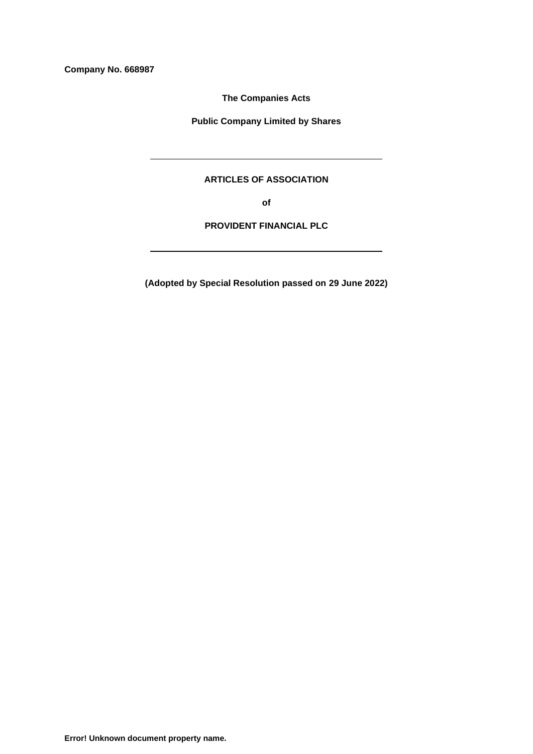**Company No. 668987**

**The Companies Acts**

**Public Company Limited by Shares**

---

# ARTICLES OF ASSOCIATION

**of**

**PROVIDENT FINANCIAL PLC**

---

**(Adopted by Special Resolution passed on 29 June 2022)**

**Error! Unknown document property name.**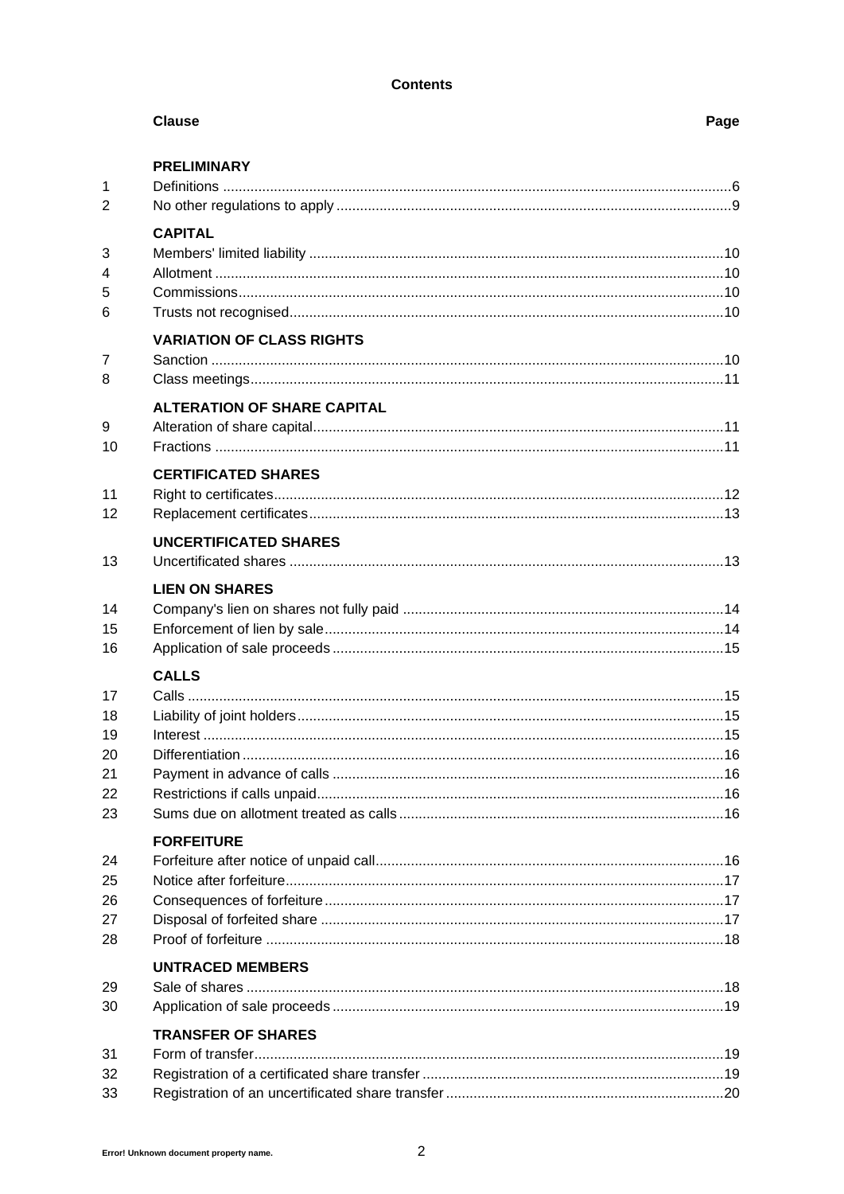## Contents

| Clause | | Page |
|---|---|---|
| | **PRELIMINARY** | |
| 1 | Definitions | 6 |
| 2 | No other regulations to apply | 9 |
| | **CAPITAL** | |
| 3 | Members' limited liability | 10 |
| 4 | Allotment | 10 |
| 5 | Commissions | 10 |
| 6 | Trusts not recognised | 10 |
| | **VARIATION OF CLASS RIGHTS** | |
| 7 | Sanction | 10 |
| 8 | Class meetings | 11 |
| | **ALTERATION OF SHARE CAPITAL** | |
| 9 | Alteration of share capital | 11 |
| 10 | Fractions | 11 |
| | **CERTIFICATED SHARES** | |
| 11 | Right to certificates | 12 |
| 12 | Replacement certificates | 13 |
| | **UNCERTIFICATED SHARES** | |
| 13 | Uncertificated shares | 13 |
| | **LIEN ON SHARES** | |
| 14 | Company's lien on shares not fully paid | 14 |
| 15 | Enforcement of lien by sale | 14 |
| 16 | Application of sale proceeds | 15 |
| | **CALLS** | |
| 17 | Calls | 15 |
| 18 | Liability of joint holders | 15 |
| 19 | Interest | 15 |
| 20 | Differentiation | 16 |
| 21 | Payment in advance of calls | 16 |
| 22 | Restrictions if calls unpaid | 16 |
| 23 | Sums due on allotment treated as calls | 16 |
| | **FORFEITURE** | |
| 24 | Forfeiture after notice of unpaid call | 16 |
| 25 | Notice after forfeiture | 17 |
| 26 | Consequences of forfeiture | 17 |
| 27 | Disposal of forfeited share | 17 |
| 28 | Proof of forfeiture | 18 |
| | **UNTRACED MEMBERS** | |
| 29 | Sale of shares | 18 |
| 30 | Application of sale proceeds | 19 |
| | **TRANSFER OF SHARES** | |
| 31 | Form of transfer | 19 |
| 32 | Registration of a certificated share transfer | 19 |
| 33 | Registration of an uncertificated share transfer | 20 |

Error! Unknown document property name.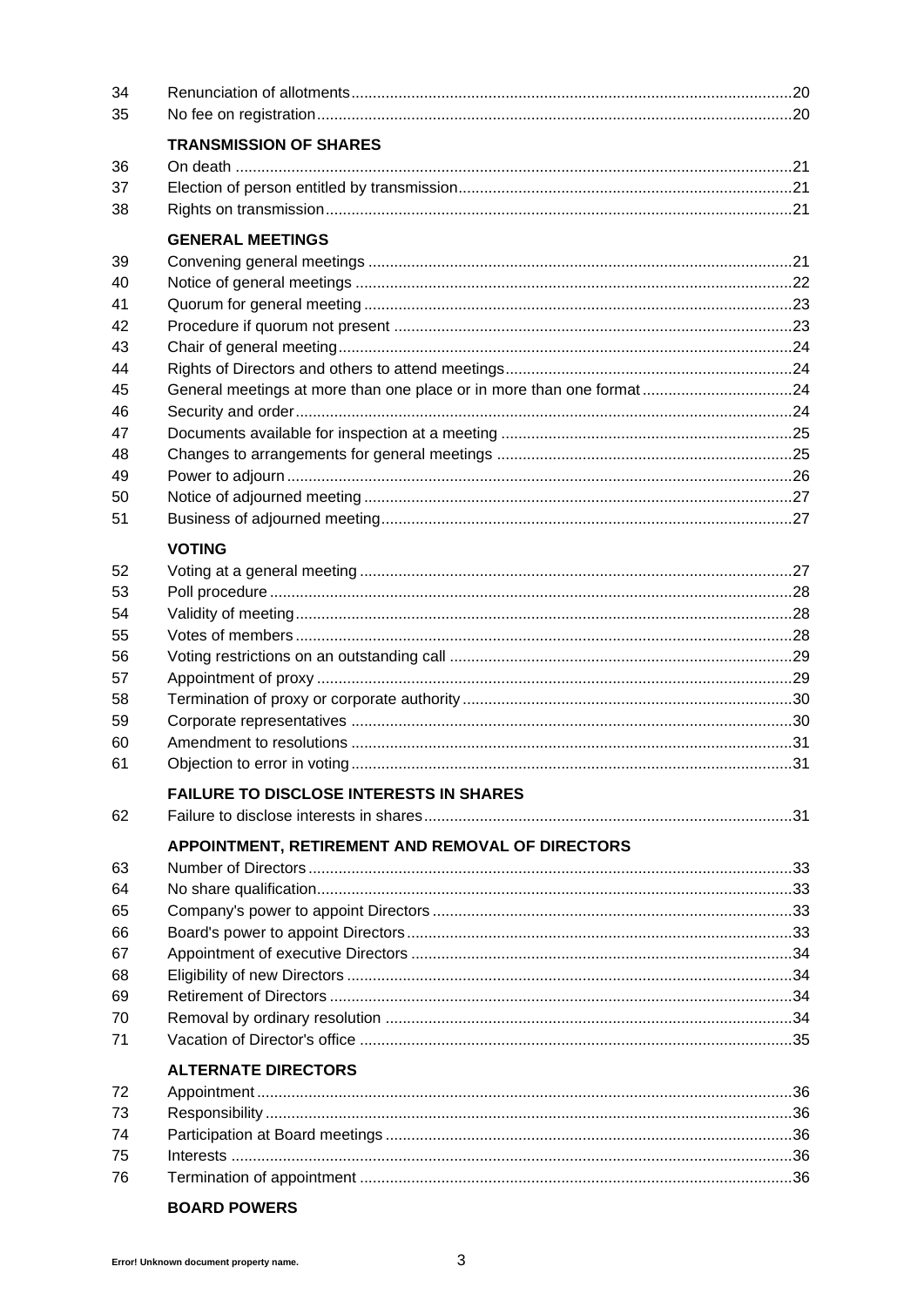| | | |
|---|---|---|
| 34 | Renunciation of allotments | 20 |
| 35 | No fee on registration | 20 |
| | **TRANSMISSION OF SHARES** | |
| 36 | On death | 21 |
| 37 | Election of person entitled by transmission | 21 |
| 38 | Rights on transmission | 21 |
| | **GENERAL MEETINGS** | |
| 39 | Convening general meetings | 21 |
| 40 | Notice of general meetings | 22 |
| 41 | Quorum for general meeting | 23 |
| 42 | Procedure if quorum not present | 23 |
| 43 | Chair of general meeting | 24 |
| 44 | Rights of Directors and others to attend meetings | 24 |
| 45 | General meetings at more than one place or in more than one format | 24 |
| 46 | Security and order | 24 |
| 47 | Documents available for inspection at a meeting | 25 |
| 48 | Changes to arrangements for general meetings | 25 |
| 49 | Power to adjourn | 26 |
| 50 | Notice of adjourned meeting | 27 |
| 51 | Business of adjourned meeting | 27 |
| | **VOTING** | |
| 52 | Voting at a general meeting | 27 |
| 53 | Poll procedure | 28 |
| 54 | Validity of meeting | 28 |
| 55 | Votes of members | 28 |
| 56 | Voting restrictions on an outstanding call | 29 |
| 57 | Appointment of proxy | 29 |
| 58 | Termination of proxy or corporate authority | 30 |
| 59 | Corporate representatives | 30 |
| 60 | Amendment to resolutions | 31 |
| 61 | Objection to error in voting | 31 |
| | **FAILURE TO DISCLOSE INTERESTS IN SHARES** | |
| 62 | Failure to disclose interests in shares | 31 |
| | **APPOINTMENT, RETIREMENT AND REMOVAL OF DIRECTORS** | |
| 63 | Number of Directors | 33 |
| 64 | No share qualification | 33 |
| 65 | Company's power to appoint Directors | 33 |
| 66 | Board's power to appoint Directors | 33 |
| 67 | Appointment of executive Directors | 34 |
| 68 | Eligibility of new Directors | 34 |
| 69 | Retirement of Directors | 34 |
| 70 | Removal by ordinary resolution | 34 |
| 71 | Vacation of Director's office | 35 |
| | **ALTERNATE DIRECTORS** | |
| 72 | Appointment | 36 |
| 73 | Responsibility | 36 |
| 74 | Participation at Board meetings | 36 |
| 75 | Interests | 36 |
| 76 | Termination of appointment | 36 |
| | **BOARD POWERS** | |

Error! Unknown document property name.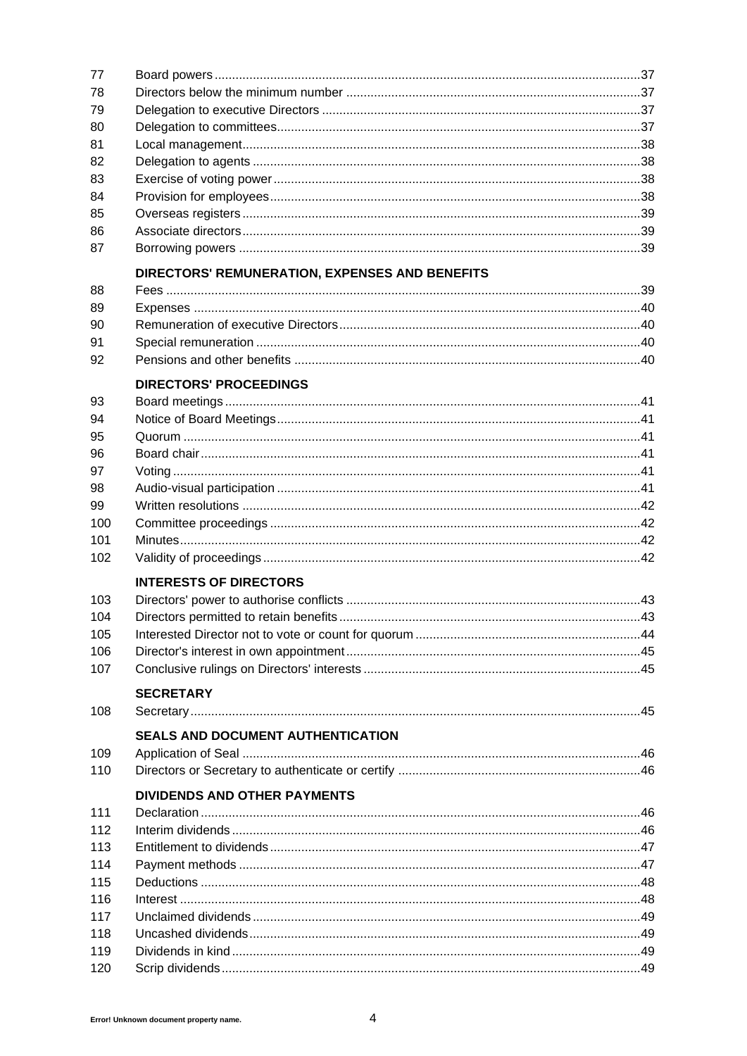| | | |
|---|---|---|
| 77 | Board powers | 37 |
| 78 | Directors below the minimum number | 37 |
| 79 | Delegation to executive Directors | 37 |
| 80 | Delegation to committees | 37 |
| 81 | Local management | 38 |
| 82 | Delegation to agents | 38 |
| 83 | Exercise of voting power | 38 |
| 84 | Provision for employees | 38 |
| 85 | Overseas registers | 39 |
| 86 | Associate directors | 39 |
| 87 | Borrowing powers | 39 |
| | **DIRECTORS' REMUNERATION, EXPENSES AND BENEFITS** | |
| 88 | Fees | 39 |
| 89 | Expenses | 40 |
| 90 | Remuneration of executive Directors | 40 |
| 91 | Special remuneration | 40 |
| 92 | Pensions and other benefits | 40 |
| | **DIRECTORS' PROCEEDINGS** | |
| 93 | Board meetings | 41 |
| 94 | Notice of Board Meetings | 41 |
| 95 | Quorum | 41 |
| 96 | Board chair | 41 |
| 97 | Voting | 41 |
| 98 | Audio-visual participation | 41 |
| 99 | Written resolutions | 42 |
| 100 | Committee proceedings | 42 |
| 101 | Minutes | 42 |
| 102 | Validity of proceedings | 42 |
| | **INTERESTS OF DIRECTORS** | |
| 103 | Directors' power to authorise conflicts | 43 |
| 104 | Directors permitted to retain benefits | 43 |
| 105 | Interested Director not to vote or count for quorum | 44 |
| 106 | Director's interest in own appointment | 45 |
| 107 | Conclusive rulings on Directors' interests | 45 |
| | **SECRETARY** | |
| 108 | Secretary | 45 |
| | **SEALS AND DOCUMENT AUTHENTICATION** | |
| 109 | Application of Seal | 46 |
| 110 | Directors or Secretary to authenticate or certify | 46 |
| | **DIVIDENDS AND OTHER PAYMENTS** | |
| 111 | Declaration | 46 |
| 112 | Interim dividends | 46 |
| 113 | Entitlement to dividends | 47 |
| 114 | Payment methods | 47 |
| 115 | Deductions | 48 |
| 116 | Interest | 48 |
| 117 | Unclaimed dividends | 49 |
| 118 | Uncashed dividends | 49 |
| 119 | Dividends in kind | 49 |
| 120 | Scrip dividends | 49 |

Error! Unknown document property name.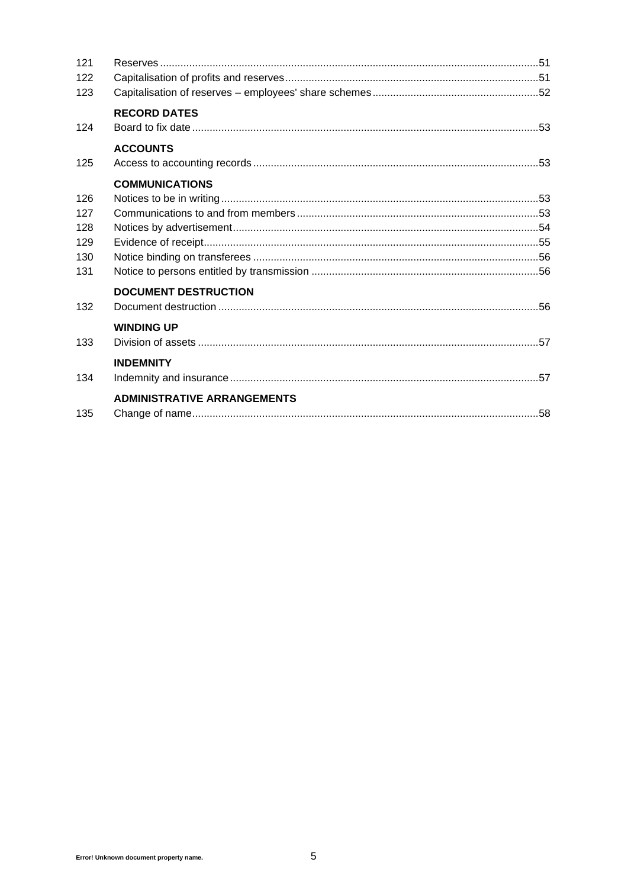| | | |
|---|---|---|
| 121 | Reserves | 51 |
| 122 | Capitalisation of profits and reserves | 51 |
| 123 | Capitalisation of reserves – employees' share schemes | 52 |
| | **RECORD DATES** | |
| 124 | Board to fix date | 53 |
| | **ACCOUNTS** | |
| 125 | Access to accounting records | 53 |
| | **COMMUNICATIONS** | |
| 126 | Notices to be in writing | 53 |
| 127 | Communications to and from members | 53 |
| 128 | Notices by advertisement | 54 |
| 129 | Evidence of receipt | 55 |
| 130 | Notice binding on transferees | 56 |
| 131 | Notice to persons entitled by transmission | 56 |
| | **DOCUMENT DESTRUCTION** | |
| 132 | Document destruction | 56 |
| | **WINDING UP** | |
| 133 | Division of assets | 57 |
| | **INDEMNITY** | |
| 134 | Indemnity and insurance | 57 |
| | **ADMINISTRATIVE ARRANGEMENTS** | |
| 135 | Change of name | 58 |

Error! Unknown document property name.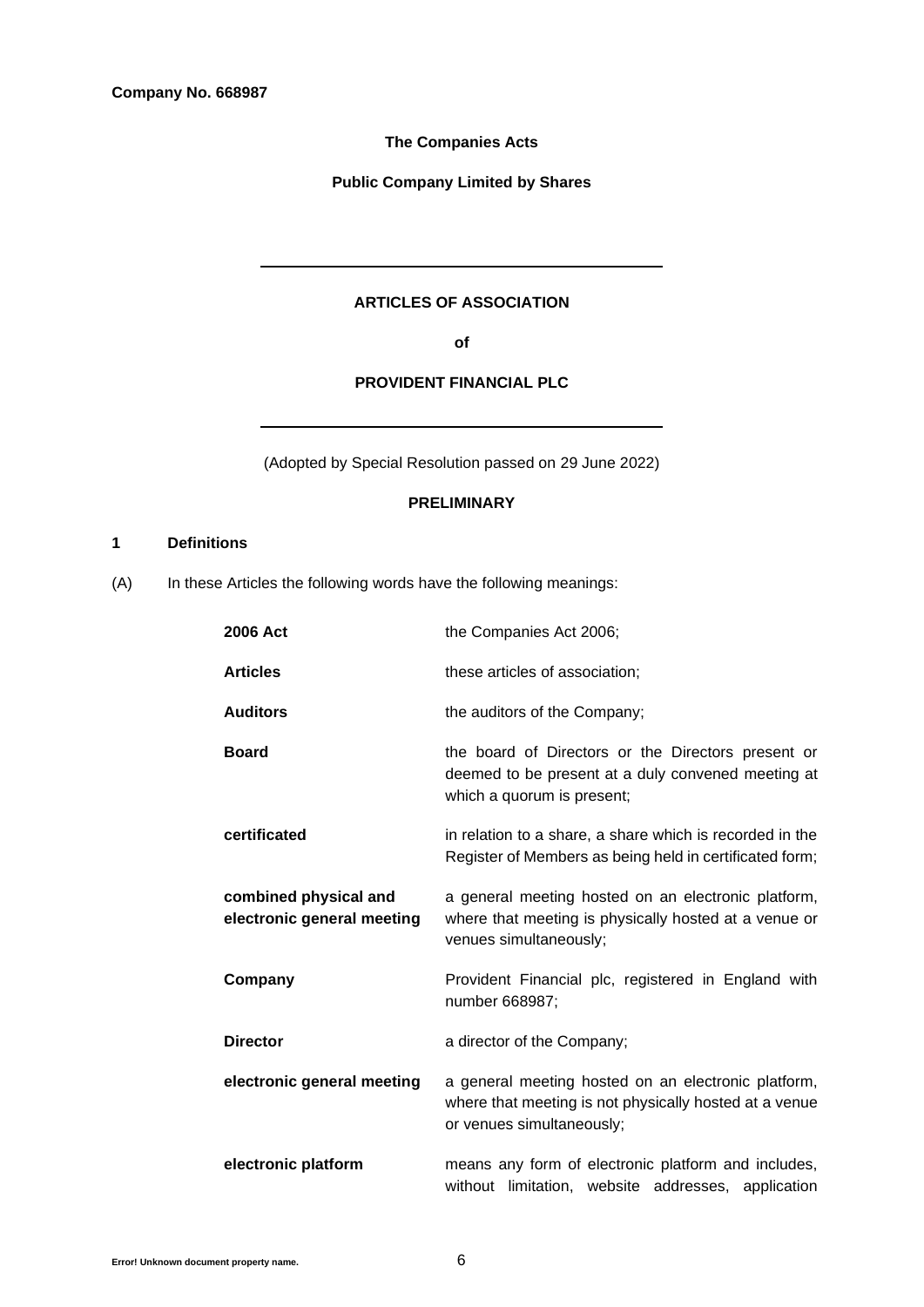**Company No. 668987**

**The Companies Acts**

**Public Company Limited by Shares**

---

## ARTICLES OF ASSOCIATION

**of**

## PROVIDENT FINANCIAL PLC

---

(Adopted by Special Resolution passed on 29 June 2022)

### PRELIMINARY

**1 Definitions**

(A) In these Articles the following words have the following meanings:

| | |
|---|---|
| **2006 Act** | the Companies Act 2006; |
| **Articles** | these articles of association; |
| **Auditors** | the auditors of the Company; |
| **Board** | the board of Directors or the Directors present or deemed to be present at a duly convened meeting at which a quorum is present; |
| **certificated** | in relation to a share, a share which is recorded in the Register of Members as being held in certificated form; |
| **combined physical and electronic general meeting** | a general meeting hosted on an electronic platform, where that meeting is physically hosted at a venue or venues simultaneously; |
| **Company** | Provident Financial plc, registered in England with number 668987; |
| **Director** | a director of the Company; |
| **electronic general meeting** | a general meeting hosted on an electronic platform, where that meeting is not physically hosted at a venue or venues simultaneously; |
| **electronic platform** | means any form of electronic platform and includes, without limitation, website addresses, application |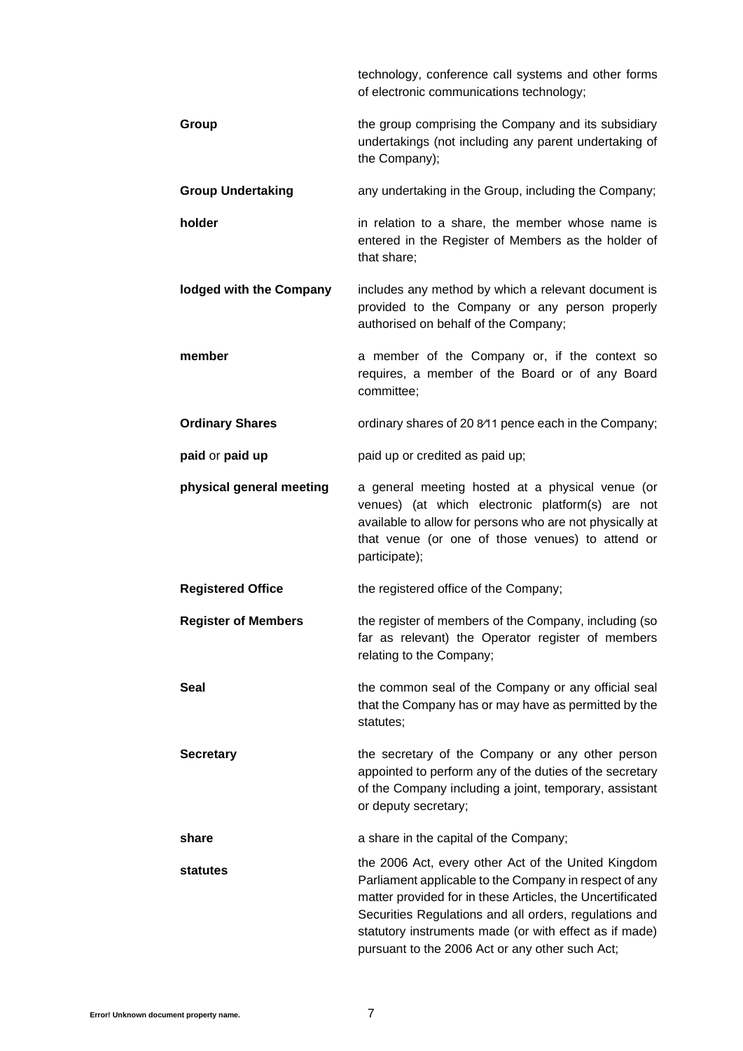| | |
|---|---|
| | technology, conference call systems and other forms of electronic communications technology; |
| **Group** | the group comprising the Company and its subsidiary undertakings (not including any parent undertaking of the Company); |
| **Group Undertaking** | any undertaking in the Group, including the Company; |
| **holder** | in relation to a share, the member whose name is entered in the Register of Members as the holder of that share; |
| **lodged with the Company** | includes any method by which a relevant document is provided to the Company or any person properly authorised on behalf of the Company; |
| **member** | a member of the Company or, if the context so requires, a member of the Board or of any Board committee; |
| **Ordinary Shares** | ordinary shares of 20 8⁄11 pence each in the Company; |
| **paid** or **paid up** | paid up or credited as paid up; |
| **physical general meeting** | a general meeting hosted at a physical venue (or venues) (at which electronic platform(s) are not available to allow for persons who are not physically at that venue (or one of those venues) to attend or participate); |
| **Registered Office** | the registered office of the Company; |
| **Register of Members** | the register of members of the Company, including (so far as relevant) the Operator register of members relating to the Company; |
| **Seal** | the common seal of the Company or any official seal that the Company has or may have as permitted by the statutes; |
| **Secretary** | the secretary of the Company or any other person appointed to perform any of the duties of the secretary of the Company including a joint, temporary, assistant or deputy secretary; |
| **share** | a share in the capital of the Company; |
| **statutes** | the 2006 Act, every other Act of the United Kingdom Parliament applicable to the Company in respect of any matter provided for in these Articles, the Uncertificated Securities Regulations and all orders, regulations and statutory instruments made (or with effect as if made) pursuant to the 2006 Act or any other such Act; |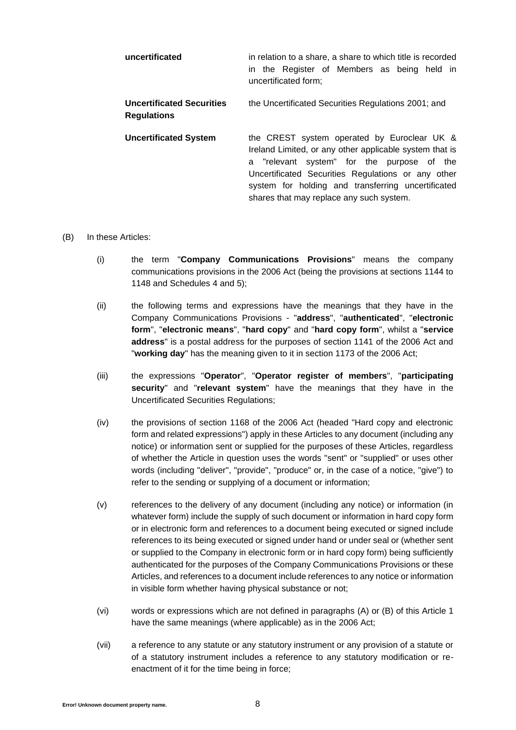| | |
|---|---|
| **uncertificated** | in relation to a share, a share to which title is recorded in the Register of Members as being held in uncertificated form; |
| **Uncertificated Securities Regulations** | the Uncertificated Securities Regulations 2001; and |
| **Uncertificated System** | the CREST system operated by Euroclear UK & Ireland Limited, or any other applicable system that is a "relevant system" for the purpose of the Uncertificated Securities Regulations or any other system for holding and transferring uncertificated shares that may replace any such system. |

(B) In these Articles:

(i) the term "**Company Communications Provisions**" means the company communications provisions in the 2006 Act (being the provisions at sections 1144 to 1148 and Schedules 4 and 5);

(ii) the following terms and expressions have the meanings that they have in the Company Communications Provisions - "**address**", "**authenticated**", "**electronic form**", "**electronic means**", "**hard copy**" and "**hard copy form**", whilst a "**service address**" is a postal address for the purposes of section 1141 of the 2006 Act and "**working day**" has the meaning given to it in section 1173 of the 2006 Act;

(iii) the expressions "**Operator**", "**Operator register of members**", "**participating security**" and "**relevant system**" have the meanings that they have in the Uncertificated Securities Regulations;

(iv) the provisions of section 1168 of the 2006 Act (headed "Hard copy and electronic form and related expressions") apply in these Articles to any document (including any notice) or information sent or supplied for the purposes of these Articles, regardless of whether the Article in question uses the words "sent" or "supplied" or uses other words (including "deliver", "provide", "produce" or, in the case of a notice, "give") to refer to the sending or supplying of a document or information;

(v) references to the delivery of any document (including any notice) or information (in whatever form) include the supply of such document or information in hard copy form or in electronic form and references to a document being executed or signed include references to its being executed or signed under hand or under seal or (whether sent or supplied to the Company in electronic form or in hard copy form) being sufficiently authenticated for the purposes of the Company Communications Provisions or these Articles, and references to a document include references to any notice or information in visible form whether having physical substance or not;

(vi) words or expressions which are not defined in paragraphs (A) or (B) of this Article 1 have the same meanings (where applicable) as in the 2006 Act;

(vii) a reference to any statute or any statutory instrument or any provision of a statute or of a statutory instrument includes a reference to any statutory modification or re-enactment of it for the time being in force;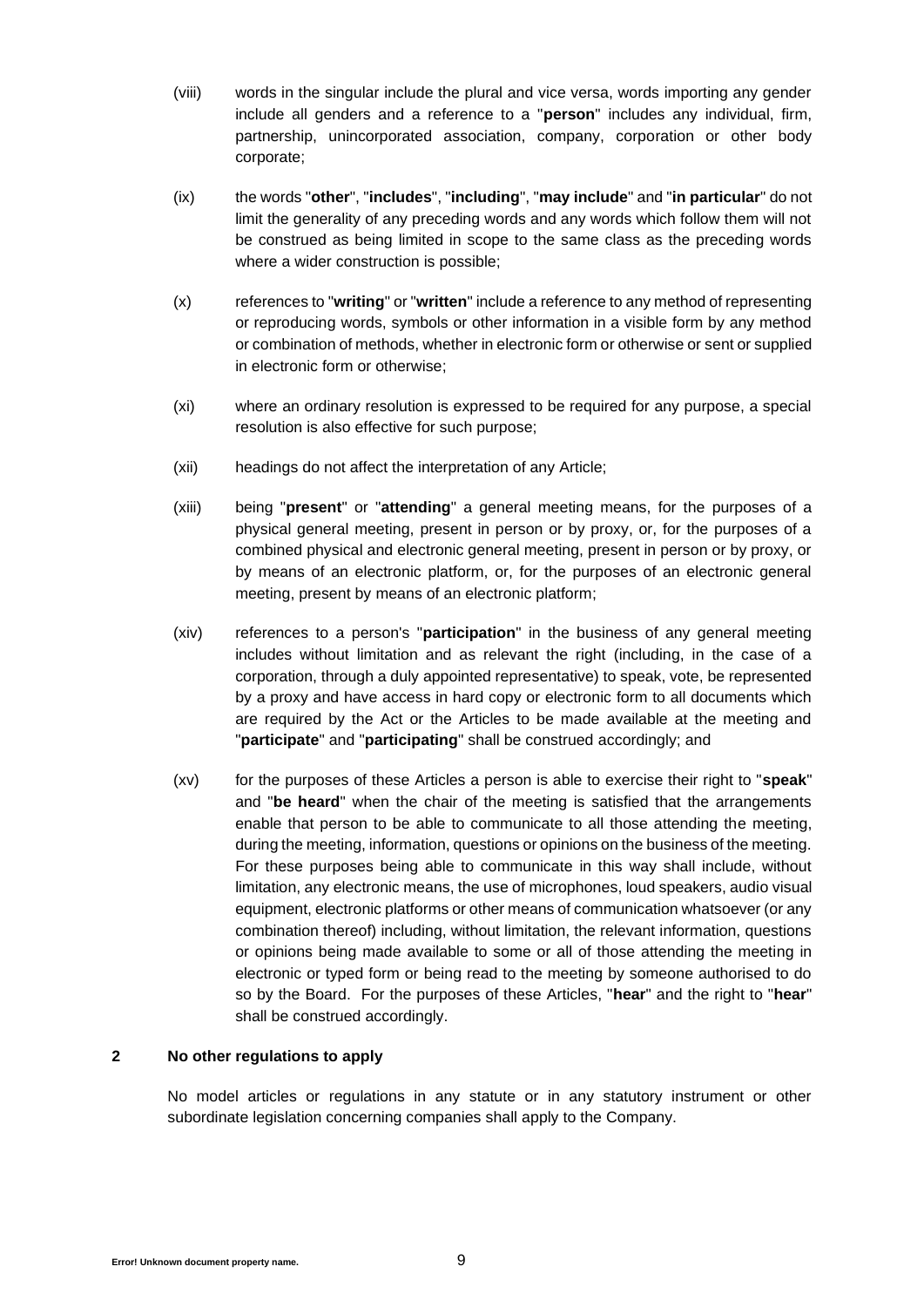(viii) words in the singular include the plural and vice versa, words importing any gender include all genders and a reference to a "**person**" includes any individual, firm, partnership, unincorporated association, company, corporation or other body corporate;

(ix) the words "**other**", "**includes**", "**including**", "**may include**" and "**in particular**" do not limit the generality of any preceding words and any words which follow them will not be construed as being limited in scope to the same class as the preceding words where a wider construction is possible;

(x) references to "**writing**" or "**written**" include a reference to any method of representing or reproducing words, symbols or other information in a visible form by any method or combination of methods, whether in electronic form or otherwise or sent or supplied in electronic form or otherwise;

(xi) where an ordinary resolution is expressed to be required for any purpose, a special resolution is also effective for such purpose;

(xii) headings do not affect the interpretation of any Article;

(xiii) being "**present**" or "**attending**" a general meeting means, for the purposes of a physical general meeting, present in person or by proxy, or, for the purposes of a combined physical and electronic general meeting, present in person or by proxy, or by means of an electronic platform, or, for the purposes of an electronic general meeting, present by means of an electronic platform;

(xiv) references to a person's "**participation**" in the business of any general meeting includes without limitation and as relevant the right (including, in the case of a corporation, through a duly appointed representative) to speak, vote, be represented by a proxy and have access in hard copy or electronic form to all documents which are required by the Act or the Articles to be made available at the meeting and "**participate**" and "**participating**" shall be construed accordingly; and

(xv) for the purposes of these Articles a person is able to exercise their right to "**speak**" and "**be heard**" when the chair of the meeting is satisfied that the arrangements enable that person to be able to communicate to all those attending the meeting, during the meeting, information, questions or opinions on the business of the meeting. For these purposes being able to communicate in this way shall include, without limitation, any electronic means, the use of microphones, loud speakers, audio visual equipment, electronic platforms or other means of communication whatsoever (or any combination thereof) including, without limitation, the relevant information, questions or opinions being made available to some or all of those attending the meeting in electronic or typed form or being read to the meeting by someone authorised to do so by the Board. For the purposes of these Articles, "**hear**" and the right to "**hear**" shall be construed accordingly.

## 2 No other regulations to apply

No model articles or regulations in any statute or in any statutory instrument or other subordinate legislation concerning companies shall apply to the Company.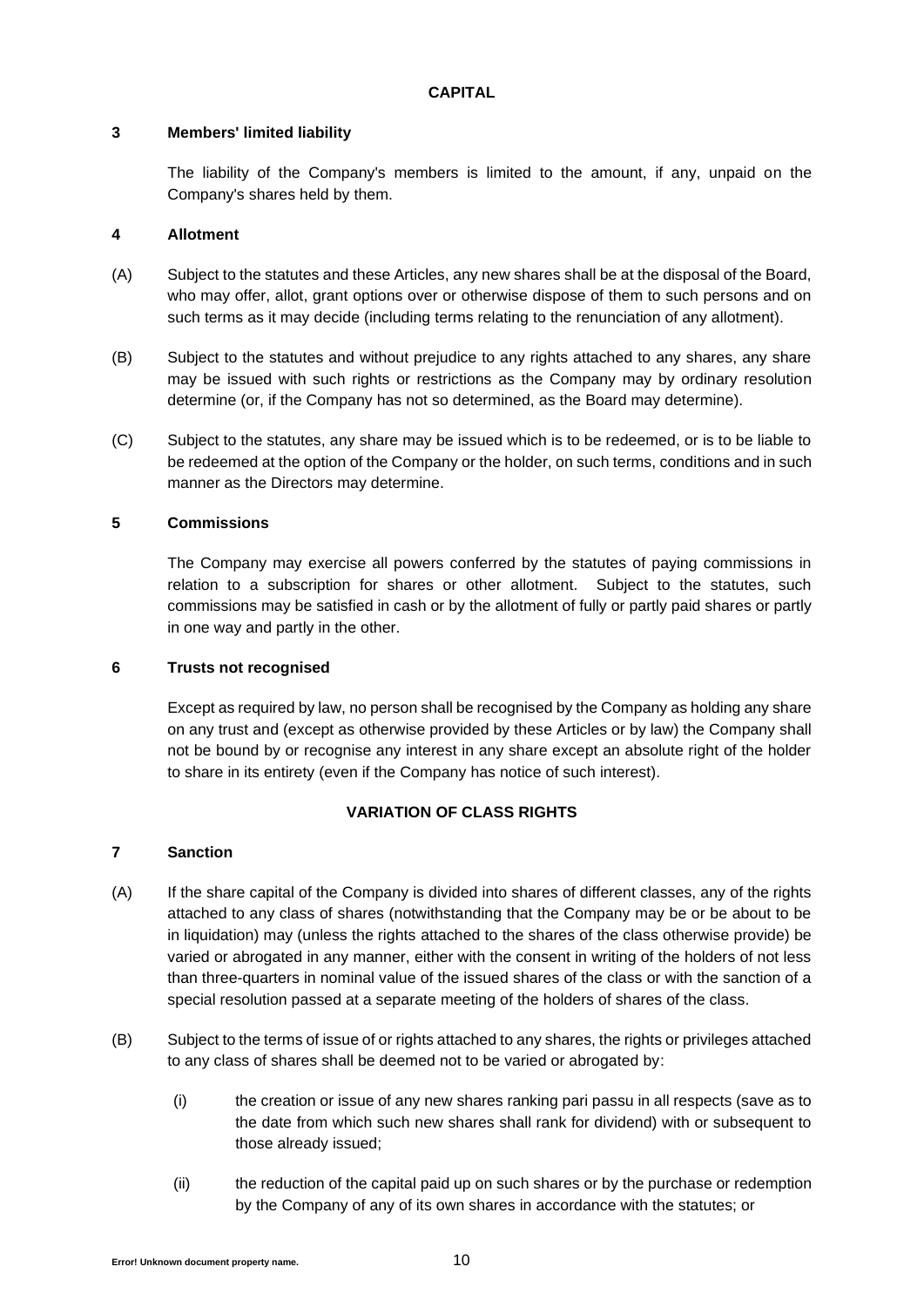## CAPITAL

### 3 Members' limited liability

The liability of the Company's members is limited to the amount, if any, unpaid on the Company's shares held by them.

### 4 Allotment

(A) Subject to the statutes and these Articles, any new shares shall be at the disposal of the Board, who may offer, allot, grant options over or otherwise dispose of them to such persons and on such terms as it may decide (including terms relating to the renunciation of any allotment).

(B) Subject to the statutes and without prejudice to any rights attached to any shares, any share may be issued with such rights or restrictions as the Company may by ordinary resolution determine (or, if the Company has not so determined, as the Board may determine).

(C) Subject to the statutes, any share may be issued which is to be redeemed, or is to be liable to be redeemed at the option of the Company or the holder, on such terms, conditions and in such manner as the Directors may determine.

### 5 Commissions

The Company may exercise all powers conferred by the statutes of paying commissions in relation to a subscription for shares or other allotment. Subject to the statutes, such commissions may be satisfied in cash or by the allotment of fully or partly paid shares or partly in one way and partly in the other.

### 6 Trusts not recognised

Except as required by law, no person shall be recognised by the Company as holding any share on any trust and (except as otherwise provided by these Articles or by law) the Company shall not be bound by or recognise any interest in any share except an absolute right of the holder to share in its entirety (even if the Company has notice of such interest).

## VARIATION OF CLASS RIGHTS

### 7 Sanction

(A) If the share capital of the Company is divided into shares of different classes, any of the rights attached to any class of shares (notwithstanding that the Company may be or be about to be in liquidation) may (unless the rights attached to the shares of the class otherwise provide) be varied or abrogated in any manner, either with the consent in writing of the holders of not less than three-quarters in nominal value of the issued shares of the class or with the sanction of a special resolution passed at a separate meeting of the holders of shares of the class.

(B) Subject to the terms of issue of or rights attached to any shares, the rights or privileges attached to any class of shares shall be deemed not to be varied or abrogated by:

(i) the creation or issue of any new shares ranking pari passu in all respects (save as to the date from which such new shares shall rank for dividend) with or subsequent to those already issued;

(ii) the reduction of the capital paid up on such shares or by the purchase or redemption by the Company of any of its own shares in accordance with the statutes; or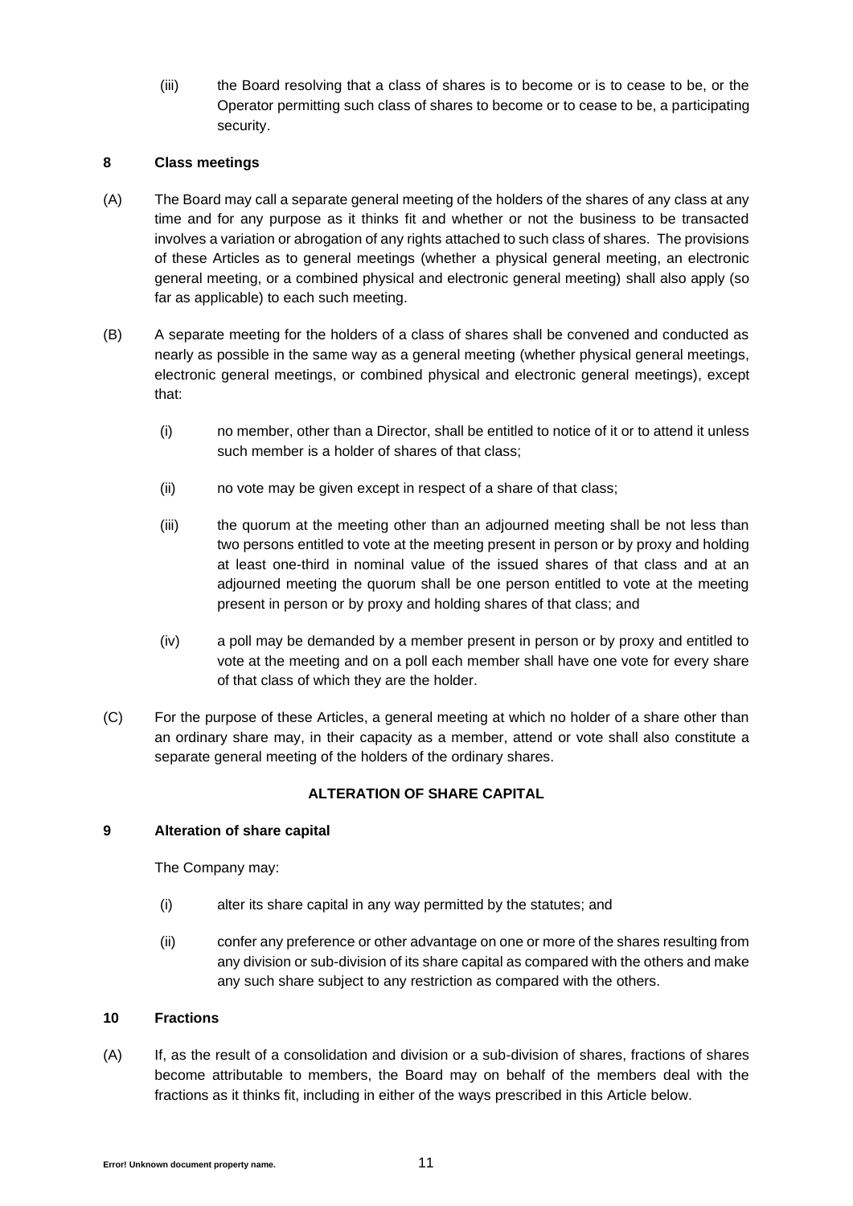(iii) the Board resolving that a class of shares is to become or is to cease to be, or the Operator permitting such class of shares to become or to cease to be, a participating security.

**8 Class meetings**

(A) The Board may call a separate general meeting of the holders of the shares of any class at any time and for any purpose as it thinks fit and whether or not the business to be transacted involves a variation or abrogation of any rights attached to such class of shares. The provisions of these Articles as to general meetings (whether a physical general meeting, an electronic general meeting, or a combined physical and electronic general meeting) shall also apply (so far as applicable) to each such meeting.

(B) A separate meeting for the holders of a class of shares shall be convened and conducted as nearly as possible in the same way as a general meeting (whether physical general meetings, electronic general meetings, or combined physical and electronic general meetings), except that:

(i) no member, other than a Director, shall be entitled to notice of it or to attend it unless such member is a holder of shares of that class;

(ii) no vote may be given except in respect of a share of that class;

(iii) the quorum at the meeting other than an adjourned meeting shall be not less than two persons entitled to vote at the meeting present in person or by proxy and holding at least one-third in nominal value of the issued shares of that class and at an adjourned meeting the quorum shall be one person entitled to vote at the meeting present in person or by proxy and holding shares of that class; and

(iv) a poll may be demanded by a member present in person or by proxy and entitled to vote at the meeting and on a poll each member shall have one vote for every share of that class of which they are the holder.

(C) For the purpose of these Articles, a general meeting at which no holder of a share other than an ordinary share may, in their capacity as a member, attend or vote shall also constitute a separate general meeting of the holders of the ordinary shares.

**ALTERATION OF SHARE CAPITAL**

**9 Alteration of share capital**

The Company may:

(i) alter its share capital in any way permitted by the statutes; and

(ii) confer any preference or other advantage on one or more of the shares resulting from any division or sub-division of its share capital as compared with the others and make any such share subject to any restriction as compared with the others.

**10 Fractions**

(A) If, as the result of a consolidation and division or a sub-division of shares, fractions of shares become attributable to members, the Board may on behalf of the members deal with the fractions as it thinks fit, including in either of the ways prescribed in this Article below.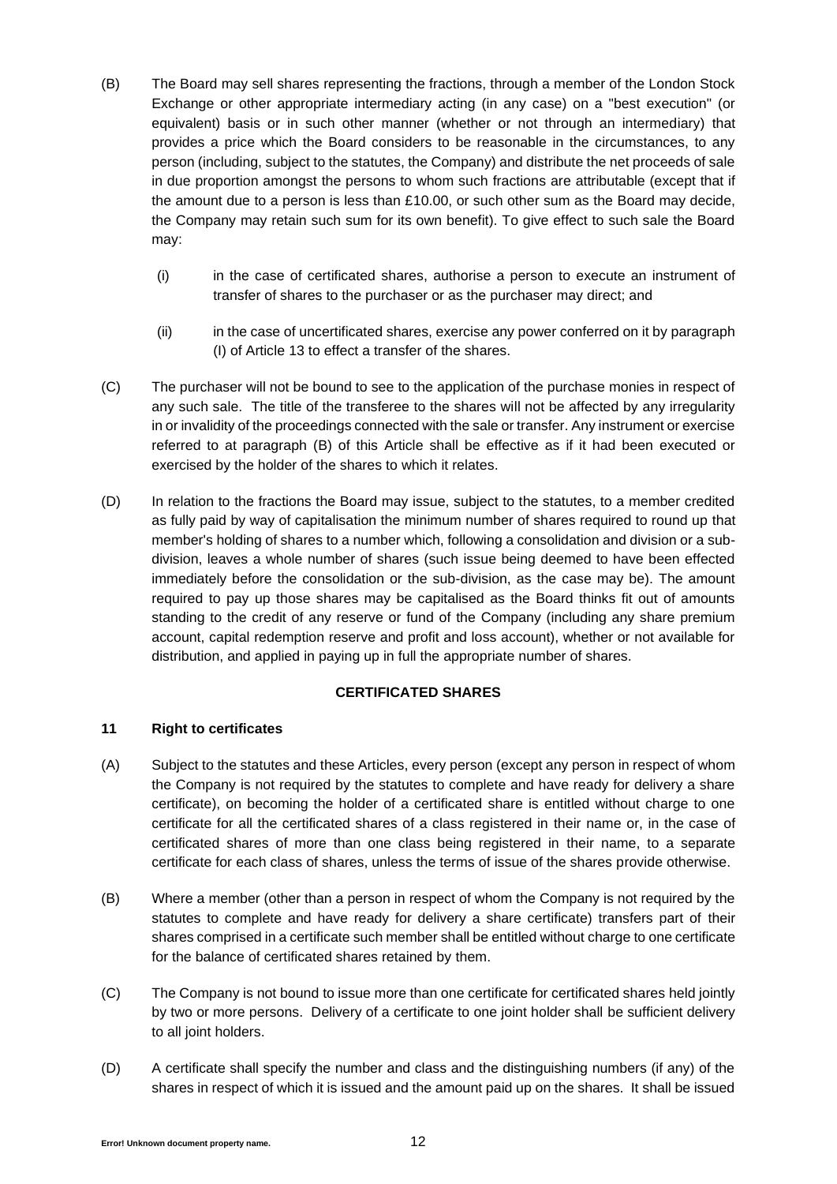(B) The Board may sell shares representing the fractions, through a member of the London Stock Exchange or other appropriate intermediary acting (in any case) on a "best execution" (or equivalent) basis or in such other manner (whether or not through an intermediary) that provides a price which the Board considers to be reasonable in the circumstances, to any person (including, subject to the statutes, the Company) and distribute the net proceeds of sale in due proportion amongst the persons to whom such fractions are attributable (except that if the amount due to a person is less than £10.00, or such other sum as the Board may decide, the Company may retain such sum for its own benefit). To give effect to such sale the Board may:

(i) in the case of certificated shares, authorise a person to execute an instrument of transfer of shares to the purchaser or as the purchaser may direct; and

(ii) in the case of uncertificated shares, exercise any power conferred on it by paragraph (I) of Article 13 to effect a transfer of the shares.

(C) The purchaser will not be bound to see to the application of the purchase monies in respect of any such sale. The title of the transferee to the shares will not be affected by any irregularity in or invalidity of the proceedings connected with the sale or transfer. Any instrument or exercise referred to at paragraph (B) of this Article shall be effective as if it had been executed or exercised by the holder of the shares to which it relates.

(D) In relation to the fractions the Board may issue, subject to the statutes, to a member credited as fully paid by way of capitalisation the minimum number of shares required to round up that member's holding of shares to a number which, following a consolidation and division or a sub-division, leaves a whole number of shares (such issue being deemed to have been effected immediately before the consolidation or the sub-division, as the case may be). The amount required to pay up those shares may be capitalised as the Board thinks fit out of amounts standing to the credit of any reserve or fund of the Company (including any share premium account, capital redemption reserve and profit and loss account), whether or not available for distribution, and applied in paying up in full the appropriate number of shares.

## CERTIFICATED SHARES

### 11 Right to certificates

(A) Subject to the statutes and these Articles, every person (except any person in respect of whom the Company is not required by the statutes to complete and have ready for delivery a share certificate), on becoming the holder of a certificated share is entitled without charge to one certificate for all the certificated shares of a class registered in their name or, in the case of certificated shares of more than one class being registered in their name, to a separate certificate for each class of shares, unless the terms of issue of the shares provide otherwise.

(B) Where a member (other than a person in respect of whom the Company is not required by the statutes to complete and have ready for delivery a share certificate) transfers part of their shares comprised in a certificate such member shall be entitled without charge to one certificate for the balance of certificated shares retained by them.

(C) The Company is not bound to issue more than one certificate for certificated shares held jointly by two or more persons. Delivery of a certificate to one joint holder shall be sufficient delivery to all joint holders.

(D) A certificate shall specify the number and class and the distinguishing numbers (if any) of the shares in respect of which it is issued and the amount paid up on the shares. It shall be issued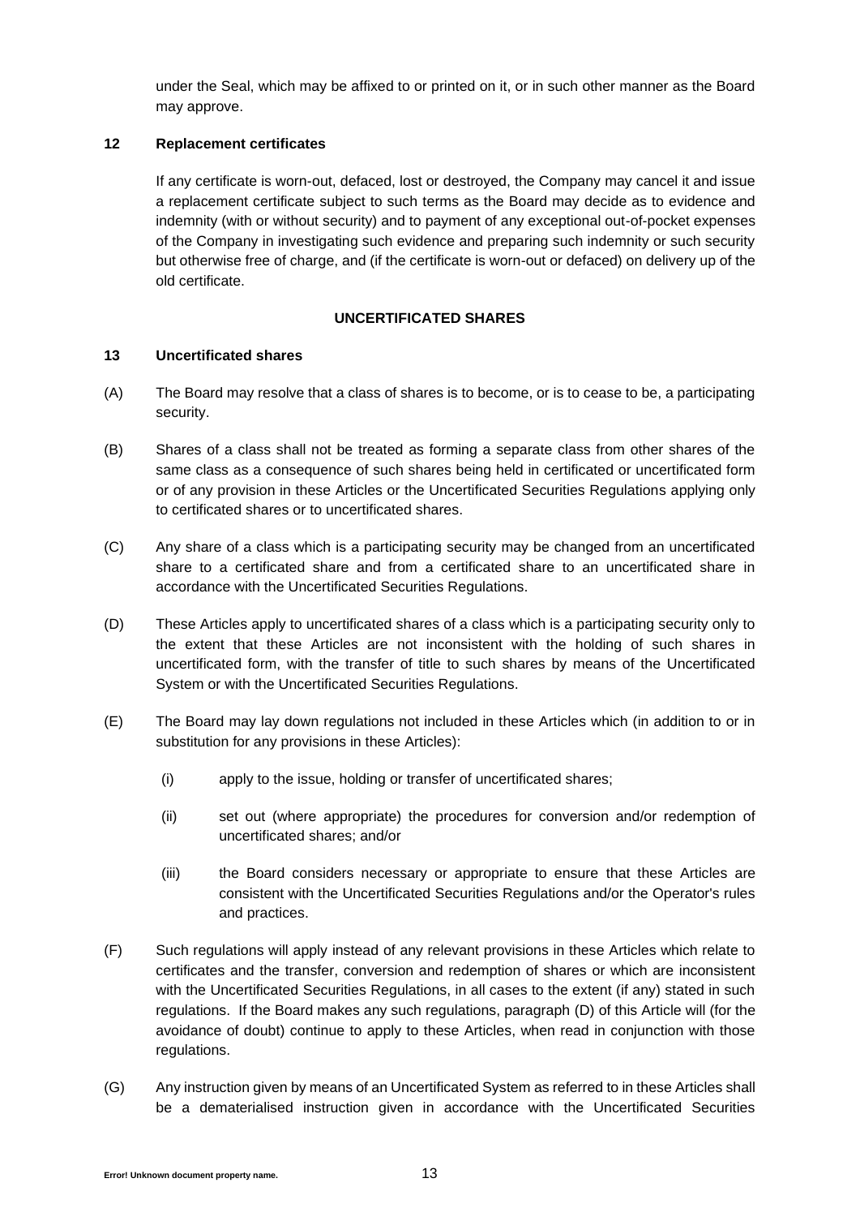under the Seal, which may be affixed to or printed on it, or in such other manner as the Board may approve.

**12 Replacement certificates**

If any certificate is worn-out, defaced, lost or destroyed, the Company may cancel it and issue a replacement certificate subject to such terms as the Board may decide as to evidence and indemnity (with or without security) and to payment of any exceptional out-of-pocket expenses of the Company in investigating such evidence and preparing such indemnity or such security but otherwise free of charge, and (if the certificate is worn-out or defaced) on delivery up of the old certificate.

**UNCERTIFICATED SHARES**

**13 Uncertificated shares**

(A) The Board may resolve that a class of shares is to become, or is to cease to be, a participating security.

(B) Shares of a class shall not be treated as forming a separate class from other shares of the same class as a consequence of such shares being held in certificated or uncertificated form or of any provision in these Articles or the Uncertificated Securities Regulations applying only to certificated shares or to uncertificated shares.

(C) Any share of a class which is a participating security may be changed from an uncertificated share to a certificated share and from a certificated share to an uncertificated share in accordance with the Uncertificated Securities Regulations.

(D) These Articles apply to uncertificated shares of a class which is a participating security only to the extent that these Articles are not inconsistent with the holding of such shares in uncertificated form, with the transfer of title to such shares by means of the Uncertificated System or with the Uncertificated Securities Regulations.

(E) The Board may lay down regulations not included in these Articles which (in addition to or in substitution for any provisions in these Articles):

(i) apply to the issue, holding or transfer of uncertificated shares;

(ii) set out (where appropriate) the procedures for conversion and/or redemption of uncertificated shares; and/or

(iii) the Board considers necessary or appropriate to ensure that these Articles are consistent with the Uncertificated Securities Regulations and/or the Operator's rules and practices.

(F) Such regulations will apply instead of any relevant provisions in these Articles which relate to certificates and the transfer, conversion and redemption of shares or which are inconsistent with the Uncertificated Securities Regulations, in all cases to the extent (if any) stated in such regulations. If the Board makes any such regulations, paragraph (D) of this Article will (for the avoidance of doubt) continue to apply to these Articles, when read in conjunction with those regulations.

(G) Any instruction given by means of an Uncertificated System as referred to in these Articles shall be a dematerialised instruction given in accordance with the Uncertificated Securities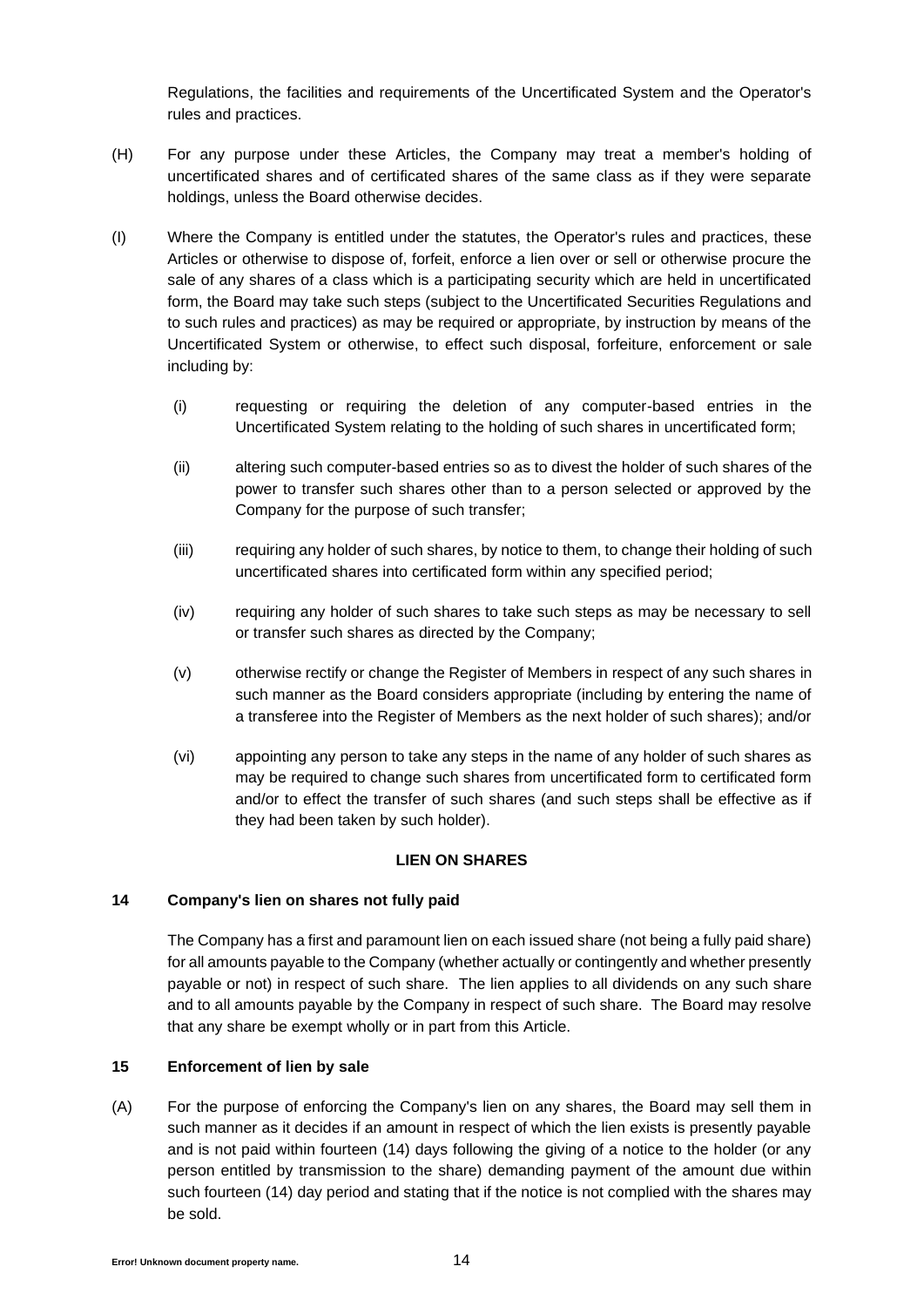Regulations, the facilities and requirements of the Uncertificated System and the Operator's rules and practices.

(H) For any purpose under these Articles, the Company may treat a member's holding of uncertificated shares and of certificated shares of the same class as if they were separate holdings, unless the Board otherwise decides.

(I) Where the Company is entitled under the statutes, the Operator's rules and practices, these Articles or otherwise to dispose of, forfeit, enforce a lien over or sell or otherwise procure the sale of any shares of a class which is a participating security which are held in uncertificated form, the Board may take such steps (subject to the Uncertificated Securities Regulations and to such rules and practices) as may be required or appropriate, by instruction by means of the Uncertificated System or otherwise, to effect such disposal, forfeiture, enforcement or sale including by:

(i) requesting or requiring the deletion of any computer-based entries in the Uncertificated System relating to the holding of such shares in uncertificated form;

(ii) altering such computer-based entries so as to divest the holder of such shares of the power to transfer such shares other than to a person selected or approved by the Company for the purpose of such transfer;

(iii) requiring any holder of such shares, by notice to them, to change their holding of such uncertificated shares into certificated form within any specified period;

(iv) requiring any holder of such shares to take such steps as may be necessary to sell or transfer such shares as directed by the Company;

(v) otherwise rectify or change the Register of Members in respect of any such shares in such manner as the Board considers appropriate (including by entering the name of a transferee into the Register of Members as the next holder of such shares); and/or

(vi) appointing any person to take any steps in the name of any holder of such shares as may be required to change such shares from uncertificated form to certificated form and/or to effect the transfer of such shares (and such steps shall be effective as if they had been taken by such holder).

## LIEN ON SHARES

### 14 Company's lien on shares not fully paid

The Company has a first and paramount lien on each issued share (not being a fully paid share) for all amounts payable to the Company (whether actually or contingently and whether presently payable or not) in respect of such share. The lien applies to all dividends on any such share and to all amounts payable by the Company in respect of such share. The Board may resolve that any share be exempt wholly or in part from this Article.

### 15 Enforcement of lien by sale

(A) For the purpose of enforcing the Company's lien on any shares, the Board may sell them in such manner as it decides if an amount in respect of which the lien exists is presently payable and is not paid within fourteen (14) days following the giving of a notice to the holder (or any person entitled by transmission to the share) demanding payment of the amount due within such fourteen (14) day period and stating that if the notice is not complied with the shares may be sold.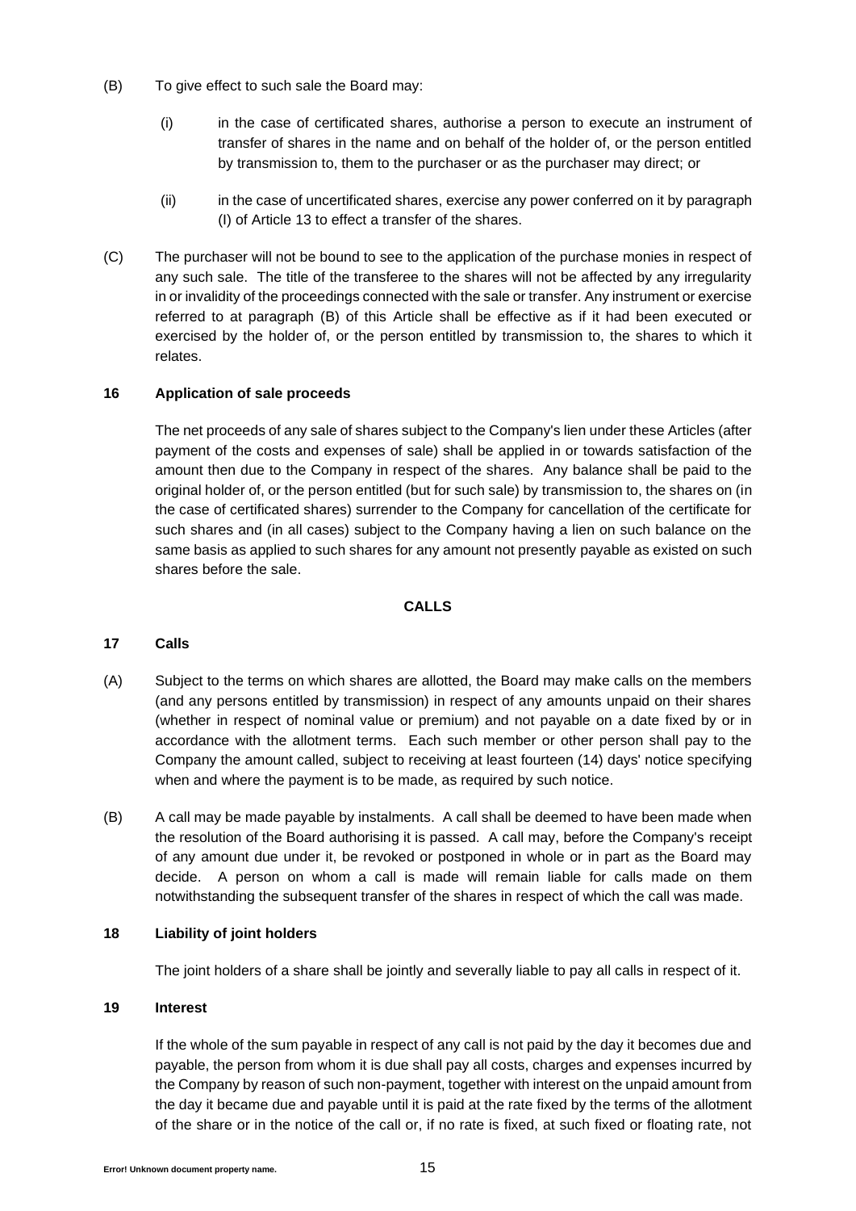(B) To give effect to such sale the Board may:

(i) in the case of certificated shares, authorise a person to execute an instrument of transfer of shares in the name and on behalf of the holder of, or the person entitled by transmission to, them to the purchaser or as the purchaser may direct; or

(ii) in the case of uncertificated shares, exercise any power conferred on it by paragraph (I) of Article 13 to effect a transfer of the shares.

(C) The purchaser will not be bound to see to the application of the purchase monies in respect of any such sale. The title of the transferee to the shares will not be affected by any irregularity in or invalidity of the proceedings connected with the sale or transfer. Any instrument or exercise referred to at paragraph (B) of this Article shall be effective as if it had been executed or exercised by the holder of, or the person entitled by transmission to, the shares to which it relates.

**16 Application of sale proceeds**

The net proceeds of any sale of shares subject to the Company's lien under these Articles (after payment of the costs and expenses of sale) shall be applied in or towards satisfaction of the amount then due to the Company in respect of the shares. Any balance shall be paid to the original holder of, or the person entitled (but for such sale) by transmission to, the shares on (in the case of certificated shares) surrender to the Company for cancellation of the certificate for such shares and (in all cases) subject to the Company having a lien on such balance on the same basis as applied to such shares for any amount not presently payable as existed on such shares before the sale.

## CALLS

**17 Calls**

(A) Subject to the terms on which shares are allotted, the Board may make calls on the members (and any persons entitled by transmission) in respect of any amounts unpaid on their shares (whether in respect of nominal value or premium) and not payable on a date fixed by or in accordance with the allotment terms. Each such member or other person shall pay to the Company the amount called, subject to receiving at least fourteen (14) days' notice specifying when and where the payment is to be made, as required by such notice.

(B) A call may be made payable by instalments. A call shall be deemed to have been made when the resolution of the Board authorising it is passed. A call may, before the Company's receipt of any amount due under it, be revoked or postponed in whole or in part as the Board may decide. A person on whom a call is made will remain liable for calls made on them notwithstanding the subsequent transfer of the shares in respect of which the call was made.

**18 Liability of joint holders**

The joint holders of a share shall be jointly and severally liable to pay all calls in respect of it.

**19 Interest**

If the whole of the sum payable in respect of any call is not paid by the day it becomes due and payable, the person from whom it is due shall pay all costs, charges and expenses incurred by the Company by reason of such non-payment, together with interest on the unpaid amount from the day it became due and payable until it is paid at the rate fixed by the terms of the allotment of the share or in the notice of the call or, if no rate is fixed, at such fixed or floating rate, not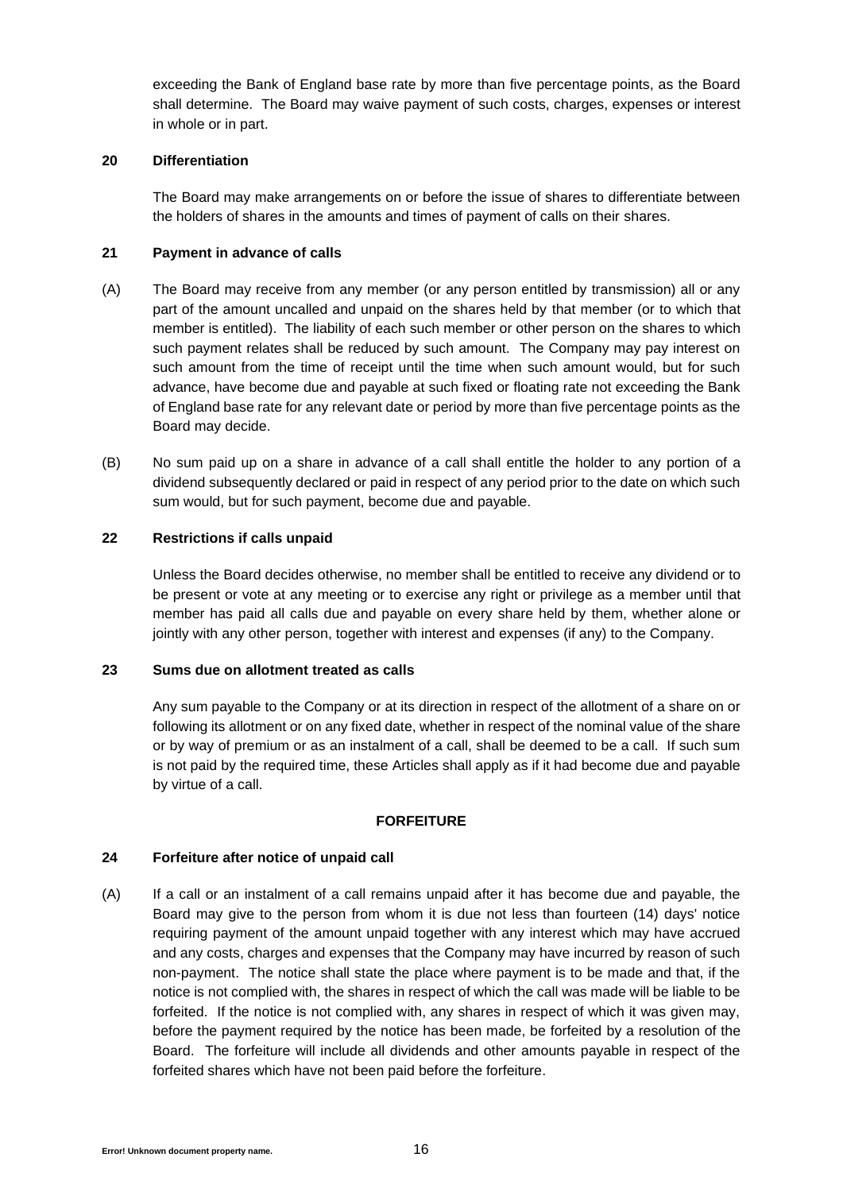exceeding the Bank of England base rate by more than five percentage points, as the Board shall determine. The Board may waive payment of such costs, charges, expenses or interest in whole or in part.

**20 Differentiation**

The Board may make arrangements on or before the issue of shares to differentiate between the holders of shares in the amounts and times of payment of calls on their shares.

**21 Payment in advance of calls**

(A) The Board may receive from any member (or any person entitled by transmission) all or any part of the amount uncalled and unpaid on the shares held by that member (or to which that member is entitled). The liability of each such member or other person on the shares to which such payment relates shall be reduced by such amount. The Company may pay interest on such amount from the time of receipt until the time when such amount would, but for such advance, have become due and payable at such fixed or floating rate not exceeding the Bank of England base rate for any relevant date or period by more than five percentage points as the Board may decide.

(B) No sum paid up on a share in advance of a call shall entitle the holder to any portion of a dividend subsequently declared or paid in respect of any period prior to the date on which such sum would, but for such payment, become due and payable.

**22 Restrictions if calls unpaid**

Unless the Board decides otherwise, no member shall be entitled to receive any dividend or to be present or vote at any meeting or to exercise any right or privilege as a member until that member has paid all calls due and payable on every share held by them, whether alone or jointly with any other person, together with interest and expenses (if any) to the Company.

**23 Sums due on allotment treated as calls**

Any sum payable to the Company or at its direction in respect of the allotment of a share on or following its allotment or on any fixed date, whether in respect of the nominal value of the share or by way of premium or as an instalment of a call, shall be deemed to be a call. If such sum is not paid by the required time, these Articles shall apply as if it had become due and payable by virtue of a call.

**FORFEITURE**

**24 Forfeiture after notice of unpaid call**

(A) If a call or an instalment of a call remains unpaid after it has become due and payable, the Board may give to the person from whom it is due not less than fourteen (14) days' notice requiring payment of the amount unpaid together with any interest which may have accrued and any costs, charges and expenses that the Company may have incurred by reason of such non-payment. The notice shall state the place where payment is to be made and that, if the notice is not complied with, the shares in respect of which the call was made will be liable to be forfeited. If the notice is not complied with, any shares in respect of which it was given may, before the payment required by the notice has been made, be forfeited by a resolution of the Board. The forfeiture will include all dividends and other amounts payable in respect of the forfeited shares which have not been paid before the forfeiture.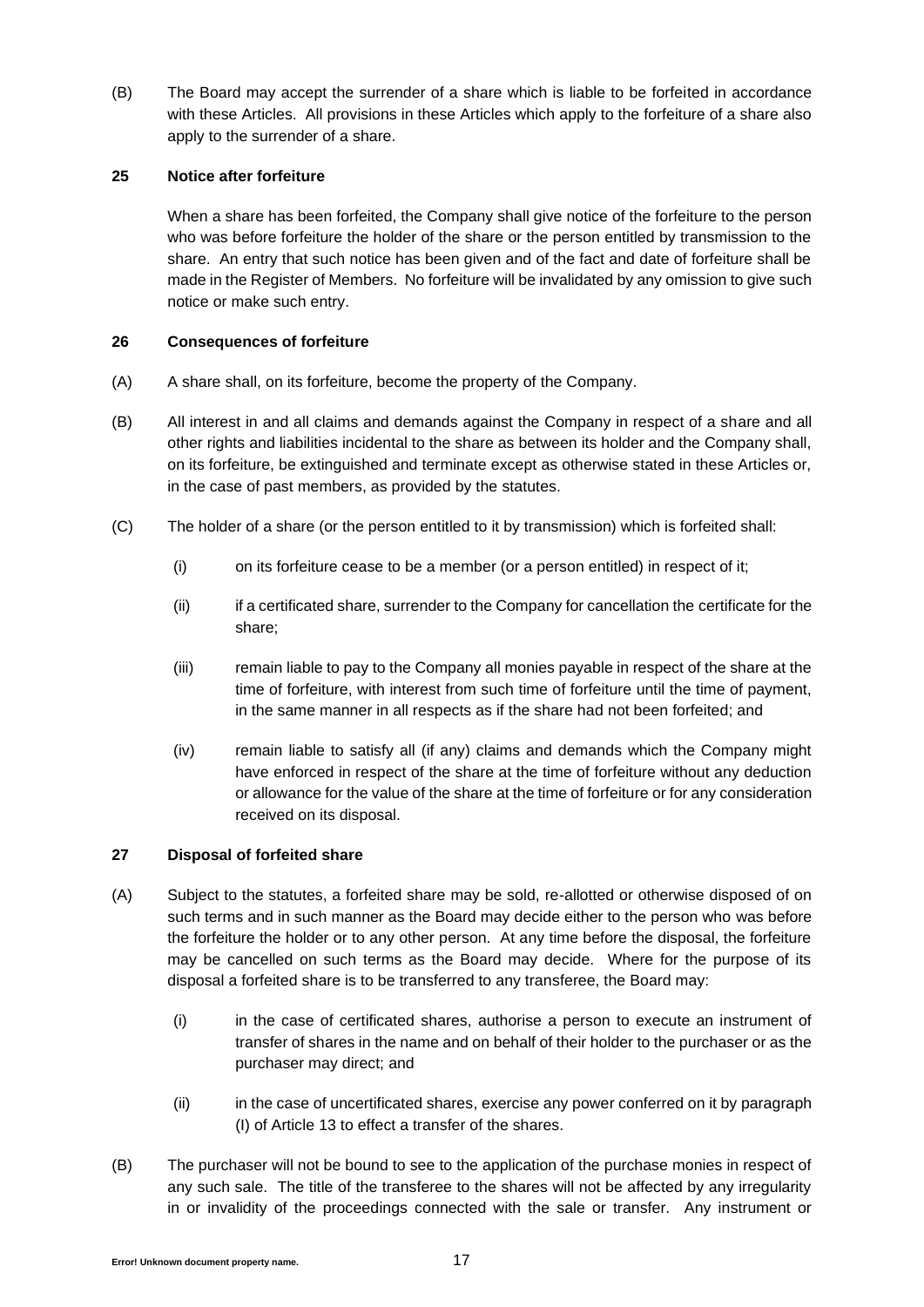(B) The Board may accept the surrender of a share which is liable to be forfeited in accordance with these Articles. All provisions in these Articles which apply to the forfeiture of a share also apply to the surrender of a share.

**25 Notice after forfeiture**

When a share has been forfeited, the Company shall give notice of the forfeiture to the person who was before forfeiture the holder of the share or the person entitled by transmission to the share. An entry that such notice has been given and of the fact and date of forfeiture shall be made in the Register of Members. No forfeiture will be invalidated by any omission to give such notice or make such entry.

**26 Consequences of forfeiture**

(A) A share shall, on its forfeiture, become the property of the Company.

(B) All interest in and all claims and demands against the Company in respect of a share and all other rights and liabilities incidental to the share as between its holder and the Company shall, on its forfeiture, be extinguished and terminate except as otherwise stated in these Articles or, in the case of past members, as provided by the statutes.

(C) The holder of a share (or the person entitled to it by transmission) which is forfeited shall:

(i) on its forfeiture cease to be a member (or a person entitled) in respect of it;

(ii) if a certificated share, surrender to the Company for cancellation the certificate for the share;

(iii) remain liable to pay to the Company all monies payable in respect of the share at the time of forfeiture, with interest from such time of forfeiture until the time of payment, in the same manner in all respects as if the share had not been forfeited; and

(iv) remain liable to satisfy all (if any) claims and demands which the Company might have enforced in respect of the share at the time of forfeiture without any deduction or allowance for the value of the share at the time of forfeiture or for any consideration received on its disposal.

**27 Disposal of forfeited share**

(A) Subject to the statutes, a forfeited share may be sold, re-allotted or otherwise disposed of on such terms and in such manner as the Board may decide either to the person who was before the forfeiture the holder or to any other person. At any time before the disposal, the forfeiture may be cancelled on such terms as the Board may decide. Where for the purpose of its disposal a forfeited share is to be transferred to any transferee, the Board may:

(i) in the case of certificated shares, authorise a person to execute an instrument of transfer of shares in the name and on behalf of their holder to the purchaser or as the purchaser may direct; and

(ii) in the case of uncertificated shares, exercise any power conferred on it by paragraph (I) of Article 13 to effect a transfer of the shares.

(B) The purchaser will not be bound to see to the application of the purchase monies in respect of any such sale. The title of the transferee to the shares will not be affected by any irregularity in or invalidity of the proceedings connected with the sale or transfer. Any instrument or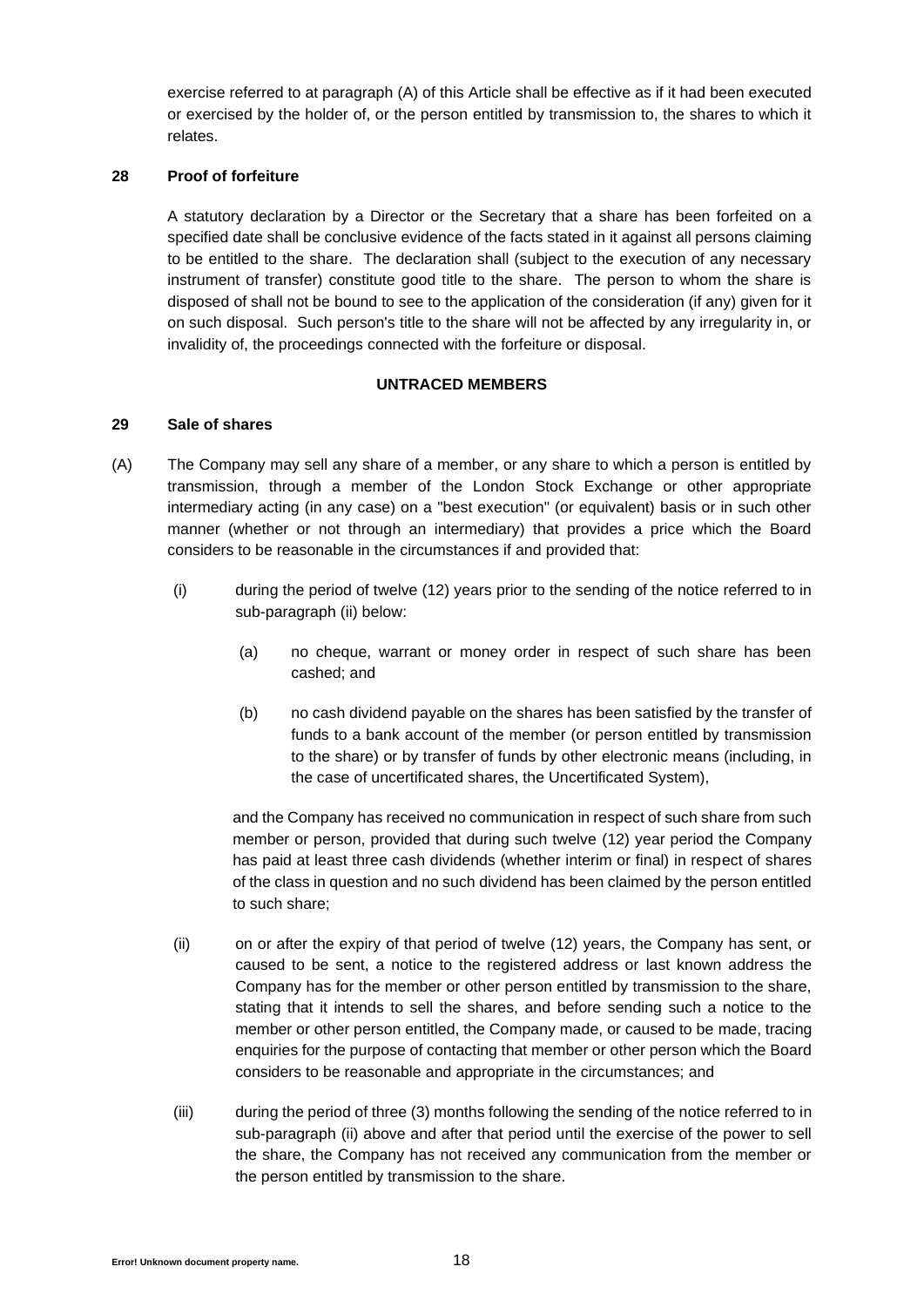exercise referred to at paragraph (A) of this Article shall be effective as if it had been executed or exercised by the holder of, or the person entitled by transmission to, the shares to which it relates.

**28 Proof of forfeiture**

A statutory declaration by a Director or the Secretary that a share has been forfeited on a specified date shall be conclusive evidence of the facts stated in it against all persons claiming to be entitled to the share. The declaration shall (subject to the execution of any necessary instrument of transfer) constitute good title to the share. The person to whom the share is disposed of shall not be bound to see to the application of the consideration (if any) given for it on such disposal. Such person's title to the share will not be affected by any irregularity in, or invalidity of, the proceedings connected with the forfeiture or disposal.

**UNTRACED MEMBERS**

**29 Sale of shares**

(A) The Company may sell any share of a member, or any share to which a person is entitled by transmission, through a member of the London Stock Exchange or other appropriate intermediary acting (in any case) on a "best execution" (or equivalent) basis or in such other manner (whether or not through an intermediary) that provides a price which the Board considers to be reasonable in the circumstances if and provided that:

(i) during the period of twelve (12) years prior to the sending of the notice referred to in sub-paragraph (ii) below:

(a) no cheque, warrant or money order in respect of such share has been cashed; and

(b) no cash dividend payable on the shares has been satisfied by the transfer of funds to a bank account of the member (or person entitled by transmission to the share) or by transfer of funds by other electronic means (including, in the case of uncertificated shares, the Uncertificated System),

and the Company has received no communication in respect of such share from such member or person, provided that during such twelve (12) year period the Company has paid at least three cash dividends (whether interim or final) in respect of shares of the class in question and no such dividend has been claimed by the person entitled to such share;

(ii) on or after the expiry of that period of twelve (12) years, the Company has sent, or caused to be sent, a notice to the registered address or last known address the Company has for the member or other person entitled by transmission to the share, stating that it intends to sell the shares, and before sending such a notice to the member or other person entitled, the Company made, or caused to be made, tracing enquiries for the purpose of contacting that member or other person which the Board considers to be reasonable and appropriate in the circumstances; and

(iii) during the period of three (3) months following the sending of the notice referred to in sub-paragraph (ii) above and after that period until the exercise of the power to sell the share, the Company has not received any communication from the member or the person entitled by transmission to the share.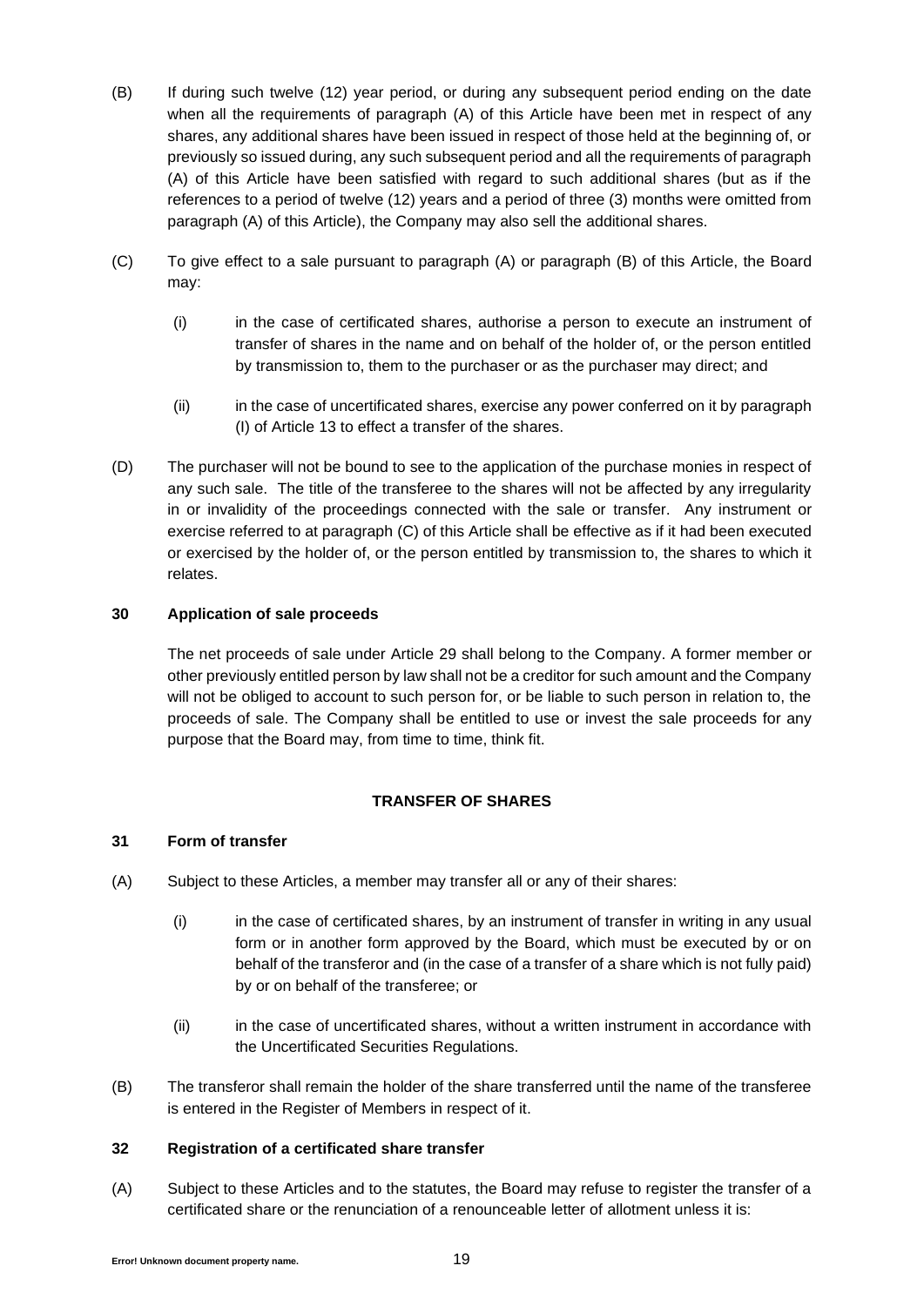(B) If during such twelve (12) year period, or during any subsequent period ending on the date when all the requirements of paragraph (A) of this Article have been met in respect of any shares, any additional shares have been issued in respect of those held at the beginning of, or previously so issued during, any such subsequent period and all the requirements of paragraph (A) of this Article have been satisfied with regard to such additional shares (but as if the references to a period of twelve (12) years and a period of three (3) months were omitted from paragraph (A) of this Article), the Company may also sell the additional shares.

(C) To give effect to a sale pursuant to paragraph (A) or paragraph (B) of this Article, the Board may:

(i) in the case of certificated shares, authorise a person to execute an instrument of transfer of shares in the name and on behalf of the holder of, or the person entitled by transmission to, them to the purchaser or as the purchaser may direct; and

(ii) in the case of uncertificated shares, exercise any power conferred on it by paragraph (I) of Article 13 to effect a transfer of the shares.

(D) The purchaser will not be bound to see to the application of the purchase monies in respect of any such sale. The title of the transferee to the shares will not be affected by any irregularity in or invalidity of the proceedings connected with the sale or transfer. Any instrument or exercise referred to at paragraph (C) of this Article shall be effective as if it had been executed or exercised by the holder of, or the person entitled by transmission to, the shares to which it relates.

**30 Application of sale proceeds**

The net proceeds of sale under Article 29 shall belong to the Company. A former member or other previously entitled person by law shall not be a creditor for such amount and the Company will not be obliged to account to such person for, or be liable to such person in relation to, the proceeds of sale. The Company shall be entitled to use or invest the sale proceeds for any purpose that the Board may, from time to time, think fit.

## TRANSFER OF SHARES

**31 Form of transfer**

(A) Subject to these Articles, a member may transfer all or any of their shares:

(i) in the case of certificated shares, by an instrument of transfer in writing in any usual form or in another form approved by the Board, which must be executed by or on behalf of the transferor and (in the case of a transfer of a share which is not fully paid) by or on behalf of the transferee; or

(ii) in the case of uncertificated shares, without a written instrument in accordance with the Uncertificated Securities Regulations.

(B) The transferor shall remain the holder of the share transferred until the name of the transferee is entered in the Register of Members in respect of it.

**32 Registration of a certificated share transfer**

(A) Subject to these Articles and to the statutes, the Board may refuse to register the transfer of a certificated share or the renunciation of a renounceable letter of allotment unless it is: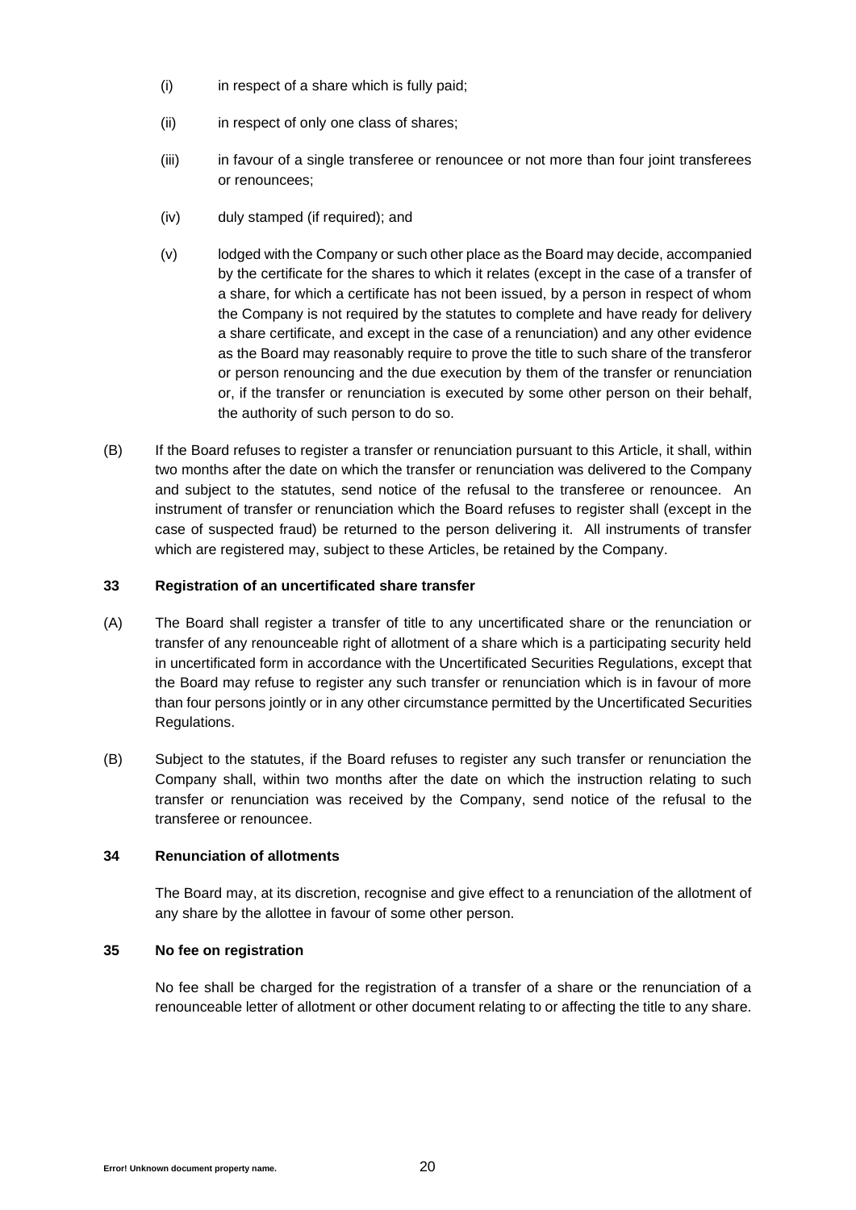(i) in respect of a share which is fully paid;

(ii) in respect of only one class of shares;

(iii) in favour of a single transferee or renouncee or not more than four joint transferees or renouncees;

(iv) duly stamped (if required); and

(v) lodged with the Company or such other place as the Board may decide, accompanied by the certificate for the shares to which it relates (except in the case of a transfer of a share, for which a certificate has not been issued, by a person in respect of whom the Company is not required by the statutes to complete and have ready for delivery a share certificate, and except in the case of a renunciation) and any other evidence as the Board may reasonably require to prove the title to such share of the transferor or person renouncing and the due execution by them of the transfer or renunciation or, if the transfer or renunciation is executed by some other person on their behalf, the authority of such person to do so.

(B) If the Board refuses to register a transfer or renunciation pursuant to this Article, it shall, within two months after the date on which the transfer or renunciation was delivered to the Company and subject to the statutes, send notice of the refusal to the transferee or renouncee. An instrument of transfer or renunciation which the Board refuses to register shall (except in the case of suspected fraud) be returned to the person delivering it. All instruments of transfer which are registered may, subject to these Articles, be retained by the Company.

**33 Registration of an uncertificated share transfer**

(A) The Board shall register a transfer of title to any uncertificated share or the renunciation or transfer of any renounceable right of allotment of a share which is a participating security held in uncertificated form in accordance with the Uncertificated Securities Regulations, except that the Board may refuse to register any such transfer or renunciation which is in favour of more than four persons jointly or in any other circumstance permitted by the Uncertificated Securities Regulations.

(B) Subject to the statutes, if the Board refuses to register any such transfer or renunciation the Company shall, within two months after the date on which the instruction relating to such transfer or renunciation was received by the Company, send notice of the refusal to the transferee or renouncee.

**34 Renunciation of allotments**

The Board may, at its discretion, recognise and give effect to a renunciation of the allotment of any share by the allottee in favour of some other person.

**35 No fee on registration**

No fee shall be charged for the registration of a transfer of a share or the renunciation of a renounceable letter of allotment or other document relating to or affecting the title to any share.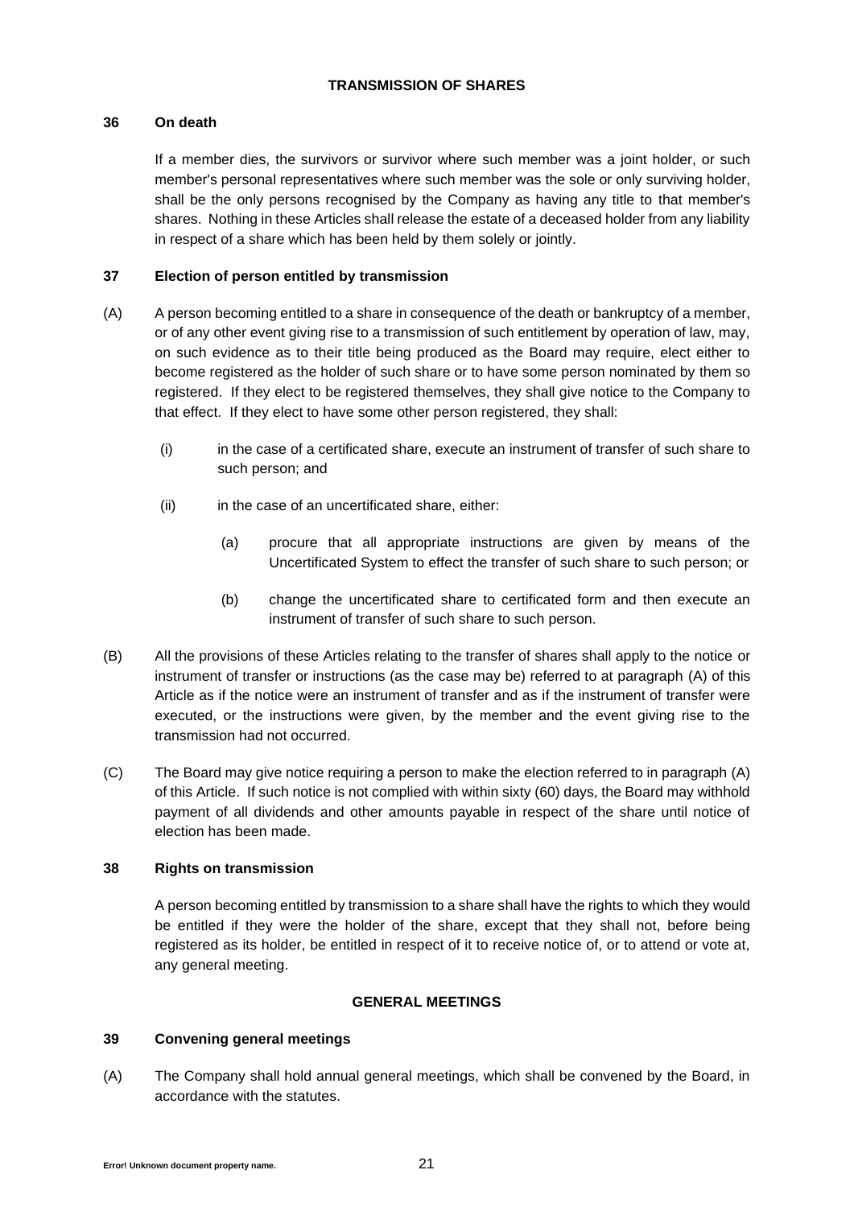## TRANSMISSION OF SHARES

### 36 On death

If a member dies, the survivors or survivor where such member was a joint holder, or such member's personal representatives where such member was the sole or only surviving holder, shall be the only persons recognised by the Company as having any title to that member's shares. Nothing in these Articles shall release the estate of a deceased holder from any liability in respect of a share which has been held by them solely or jointly.

### 37 Election of person entitled by transmission

(A) A person becoming entitled to a share in consequence of the death or bankruptcy of a member, or of any other event giving rise to a transmission of such entitlement by operation of law, may, on such evidence as to their title being produced as the Board may require, elect either to become registered as the holder of such share or to have some person nominated by them so registered. If they elect to be registered themselves, they shall give notice to the Company to that effect. If they elect to have some other person registered, they shall:

- (i) in the case of a certificated share, execute an instrument of transfer of such share to such person; and
- (ii) in the case of an uncertificated share, either:
  - (a) procure that all appropriate instructions are given by means of the Uncertificated System to effect the transfer of such share to such person; or
  - (b) change the uncertificated share to certificated form and then execute an instrument of transfer of such share to such person.

(B) All the provisions of these Articles relating to the transfer of shares shall apply to the notice or instrument of transfer or instructions (as the case may be) referred to at paragraph (A) of this Article as if the notice were an instrument of transfer and as if the instrument of transfer were executed, or the instructions were given, by the member and the event giving rise to the transmission had not occurred.

(C) The Board may give notice requiring a person to make the election referred to in paragraph (A) of this Article. If such notice is not complied with within sixty (60) days, the Board may withhold payment of all dividends and other amounts payable in respect of the share until notice of election has been made.

### 38 Rights on transmission

A person becoming entitled by transmission to a share shall have the rights to which they would be entitled if they were the holder of the share, except that they shall not, before being registered as its holder, be entitled in respect of it to receive notice of, or to attend or vote at, any general meeting.

## GENERAL MEETINGS

### 39 Convening general meetings

(A) The Company shall hold annual general meetings, which shall be convened by the Board, in accordance with the statutes.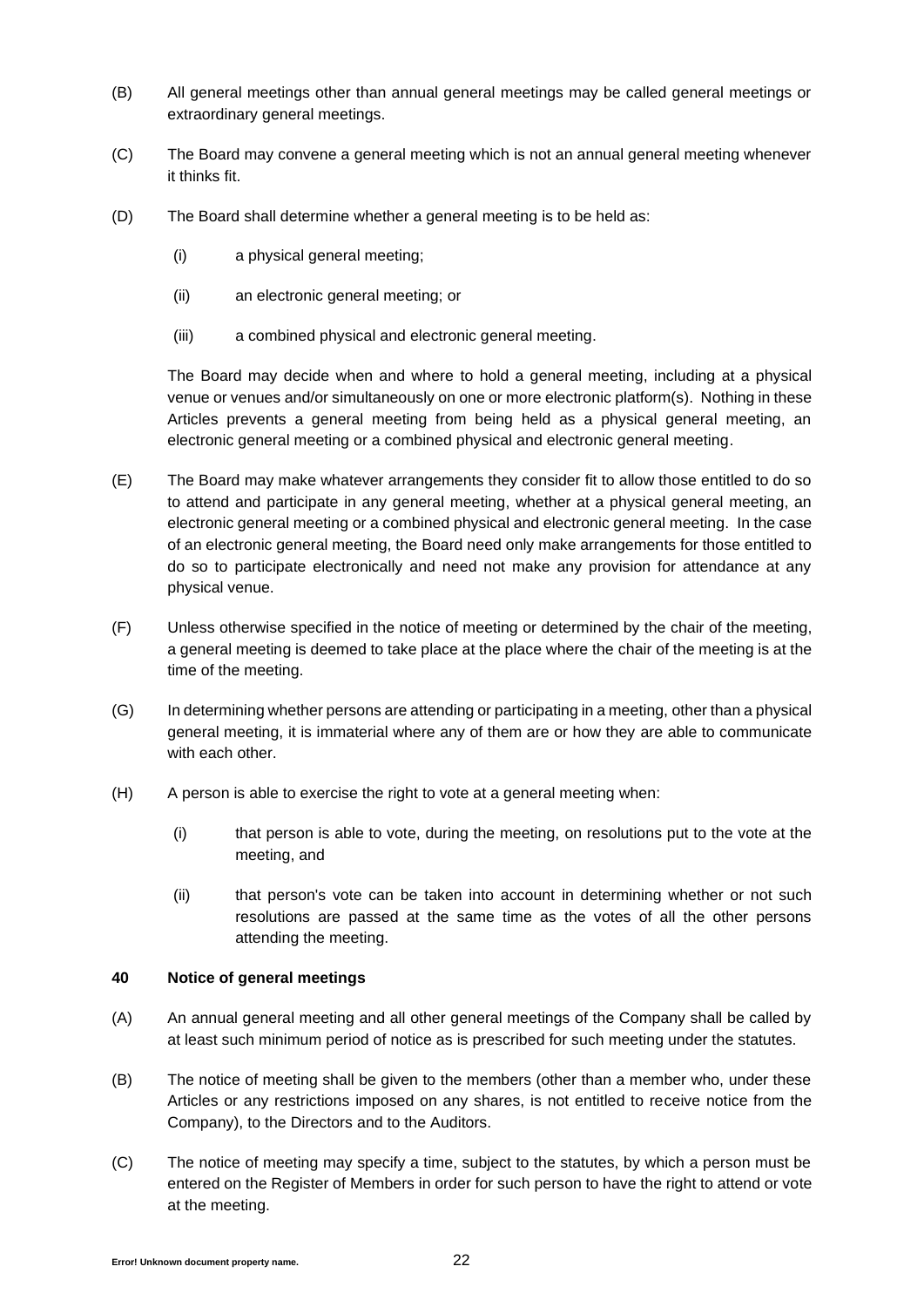(B) All general meetings other than annual general meetings may be called general meetings or extraordinary general meetings.

(C) The Board may convene a general meeting which is not an annual general meeting whenever it thinks fit.

(D) The Board shall determine whether a general meeting is to be held as:

(i) a physical general meeting;

(ii) an electronic general meeting; or

(iii) a combined physical and electronic general meeting.

The Board may decide when and where to hold a general meeting, including at a physical venue or venues and/or simultaneously on one or more electronic platform(s). Nothing in these Articles prevents a general meeting from being held as a physical general meeting, an electronic general meeting or a combined physical and electronic general meeting.

(E) The Board may make whatever arrangements they consider fit to allow those entitled to do so to attend and participate in any general meeting, whether at a physical general meeting, an electronic general meeting or a combined physical and electronic general meeting. In the case of an electronic general meeting, the Board need only make arrangements for those entitled to do so to participate electronically and need not make any provision for attendance at any physical venue.

(F) Unless otherwise specified in the notice of meeting or determined by the chair of the meeting, a general meeting is deemed to take place at the place where the chair of the meeting is at the time of the meeting.

(G) In determining whether persons are attending or participating in a meeting, other than a physical general meeting, it is immaterial where any of them are or how they are able to communicate with each other.

(H) A person is able to exercise the right to vote at a general meeting when:

(i) that person is able to vote, during the meeting, on resolutions put to the vote at the meeting, and

(ii) that person's vote can be taken into account in determining whether or not such resolutions are passed at the same time as the votes of all the other persons attending the meeting.

**40 Notice of general meetings**

(A) An annual general meeting and all other general meetings of the Company shall be called by at least such minimum period of notice as is prescribed for such meeting under the statutes.

(B) The notice of meeting shall be given to the members (other than a member who, under these Articles or any restrictions imposed on any shares, is not entitled to receive notice from the Company), to the Directors and to the Auditors.

(C) The notice of meeting may specify a time, subject to the statutes, by which a person must be entered on the Register of Members in order for such person to have the right to attend or vote at the meeting.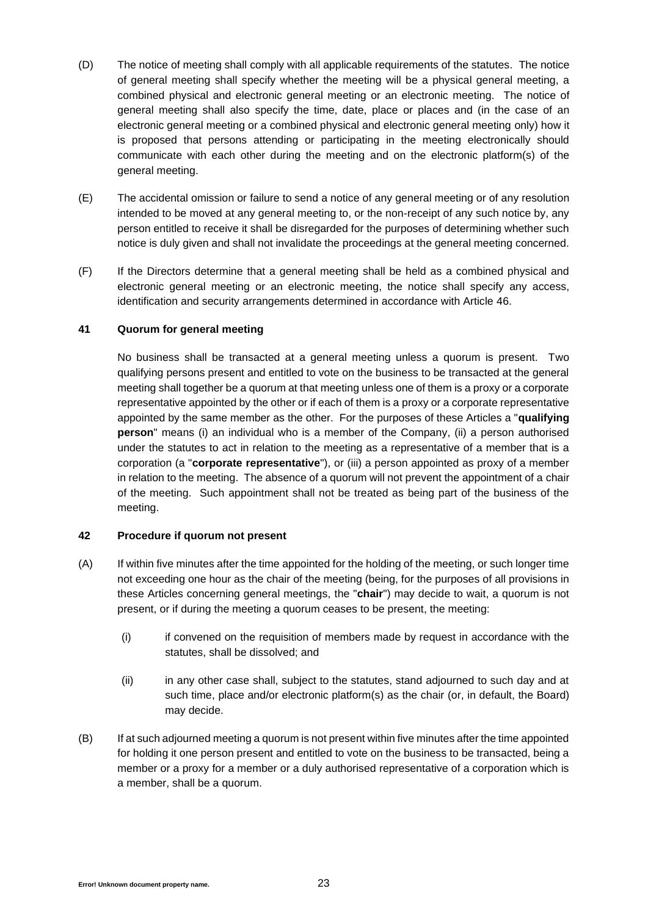(D) The notice of meeting shall comply with all applicable requirements of the statutes. The notice of general meeting shall specify whether the meeting will be a physical general meeting, a combined physical and electronic general meeting or an electronic meeting. The notice of general meeting shall also specify the time, date, place or places and (in the case of an electronic general meeting or a combined physical and electronic general meeting only) how it is proposed that persons attending or participating in the meeting electronically should communicate with each other during the meeting and on the electronic platform(s) of the general meeting.

(E) The accidental omission or failure to send a notice of any general meeting or of any resolution intended to be moved at any general meeting to, or the non-receipt of any such notice by, any person entitled to receive it shall be disregarded for the purposes of determining whether such notice is duly given and shall not invalidate the proceedings at the general meeting concerned.

(F) If the Directors determine that a general meeting shall be held as a combined physical and electronic general meeting or an electronic meeting, the notice shall specify any access, identification and security arrangements determined in accordance with Article 46.

**41 Quorum for general meeting**

No business shall be transacted at a general meeting unless a quorum is present. Two qualifying persons present and entitled to vote on the business to be transacted at the general meeting shall together be a quorum at that meeting unless one of them is a proxy or a corporate representative appointed by the other or if each of them is a proxy or a corporate representative appointed by the same member as the other. For the purposes of these Articles a "**qualifying person**" means (i) an individual who is a member of the Company, (ii) a person authorised under the statutes to act in relation to the meeting as a representative of a member that is a corporation (a "**corporate representative**"), or (iii) a person appointed as proxy of a member in relation to the meeting. The absence of a quorum will not prevent the appointment of a chair of the meeting. Such appointment shall not be treated as being part of the business of the meeting.

**42 Procedure if quorum not present**

(A) If within five minutes after the time appointed for the holding of the meeting, or such longer time not exceeding one hour as the chair of the meeting (being, for the purposes of all provisions in these Articles concerning general meetings, the "**chair**") may decide to wait, a quorum is not present, or if during the meeting a quorum ceases to be present, the meeting:

(i) if convened on the requisition of members made by request in accordance with the statutes, shall be dissolved; and

(ii) in any other case shall, subject to the statutes, stand adjourned to such day and at such time, place and/or electronic platform(s) as the chair (or, in default, the Board) may decide.

(B) If at such adjourned meeting a quorum is not present within five minutes after the time appointed for holding it one person present and entitled to vote on the business to be transacted, being a member or a proxy for a member or a duly authorised representative of a corporation which is a member, shall be a quorum.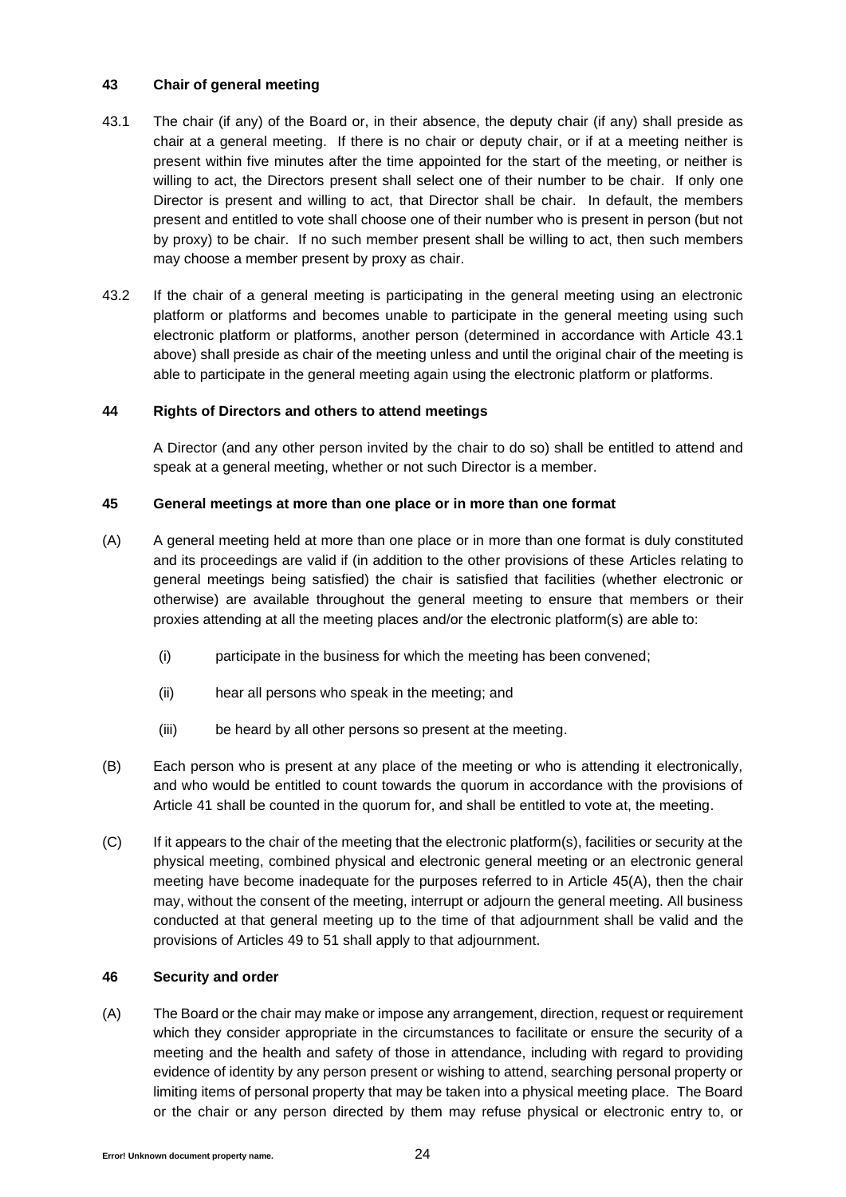**43 Chair of general meeting**

43.1 The chair (if any) of the Board or, in their absence, the deputy chair (if any) shall preside as chair at a general meeting. If there is no chair or deputy chair, or if at a meeting neither is present within five minutes after the time appointed for the start of the meeting, or neither is willing to act, the Directors present shall select one of their number to be chair. If only one Director is present and willing to act, that Director shall be chair. In default, the members present and entitled to vote shall choose one of their number who is present in person (but not by proxy) to be chair. If no such member present shall be willing to act, then such members may choose a member present by proxy as chair.

43.2 If the chair of a general meeting is participating in the general meeting using an electronic platform or platforms and becomes unable to participate in the general meeting using such electronic platform or platforms, another person (determined in accordance with Article 43.1 above) shall preside as chair of the meeting unless and until the original chair of the meeting is able to participate in the general meeting again using the electronic platform or platforms.

**44 Rights of Directors and others to attend meetings**

A Director (and any other person invited by the chair to do so) shall be entitled to attend and speak at a general meeting, whether or not such Director is a member.

**45 General meetings at more than one place or in more than one format**

(A) A general meeting held at more than one place or in more than one format is duly constituted and its proceedings are valid if (in addition to the other provisions of these Articles relating to general meetings being satisfied) the chair is satisfied that facilities (whether electronic or otherwise) are available throughout the general meeting to ensure that members or their proxies attending at all the meeting places and/or the electronic platform(s) are able to:

(i) participate in the business for which the meeting has been convened;

(ii) hear all persons who speak in the meeting; and

(iii) be heard by all other persons so present at the meeting.

(B) Each person who is present at any place of the meeting or who is attending it electronically, and who would be entitled to count towards the quorum in accordance with the provisions of Article 41 shall be counted in the quorum for, and shall be entitled to vote at, the meeting.

(C) If it appears to the chair of the meeting that the electronic platform(s), facilities or security at the physical meeting, combined physical and electronic general meeting or an electronic general meeting have become inadequate for the purposes referred to in Article 45(A), then the chair may, without the consent of the meeting, interrupt or adjourn the general meeting. All business conducted at that general meeting up to the time of that adjournment shall be valid and the provisions of Articles 49 to 51 shall apply to that adjournment.

**46 Security and order**

(A) The Board or the chair may make or impose any arrangement, direction, request or requirement which they consider appropriate in the circumstances to facilitate or ensure the security of a meeting and the health and safety of those in attendance, including with regard to providing evidence of identity by any person present or wishing to attend, searching personal property or limiting items of personal property that may be taken into a physical meeting place. The Board or the chair or any person directed by them may refuse physical or electronic entry to, or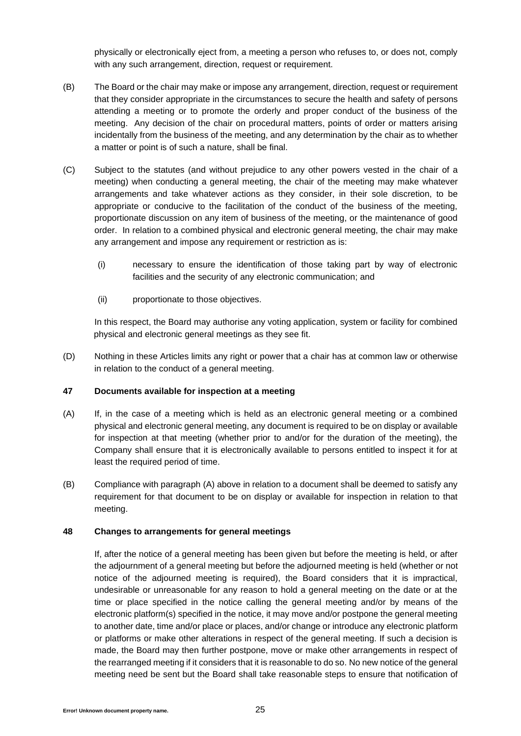physically or electronically eject from, a meeting a person who refuses to, or does not, comply with any such arrangement, direction, request or requirement.

(B) The Board or the chair may make or impose any arrangement, direction, request or requirement that they consider appropriate in the circumstances to secure the health and safety of persons attending a meeting or to promote the orderly and proper conduct of the business of the meeting. Any decision of the chair on procedural matters, points of order or matters arising incidentally from the business of the meeting, and any determination by the chair as to whether a matter or point is of such a nature, shall be final.

(C) Subject to the statutes (and without prejudice to any other powers vested in the chair of a meeting) when conducting a general meeting, the chair of the meeting may make whatever arrangements and take whatever actions as they consider, in their sole discretion, to be appropriate or conducive to the facilitation of the conduct of the business of the meeting, proportionate discussion on any item of business of the meeting, or the maintenance of good order. In relation to a combined physical and electronic general meeting, the chair may make any arrangement and impose any requirement or restriction as is:

(i) necessary to ensure the identification of those taking part by way of electronic facilities and the security of any electronic communication; and

(ii) proportionate to those objectives.

In this respect, the Board may authorise any voting application, system or facility for combined physical and electronic general meetings as they see fit.

(D) Nothing in these Articles limits any right or power that a chair has at common law or otherwise in relation to the conduct of a general meeting.

**47 Documents available for inspection at a meeting**

(A) If, in the case of a meeting which is held as an electronic general meeting or a combined physical and electronic general meeting, any document is required to be on display or available for inspection at that meeting (whether prior to and/or for the duration of the meeting), the Company shall ensure that it is electronically available to persons entitled to inspect it for at least the required period of time.

(B) Compliance with paragraph (A) above in relation to a document shall be deemed to satisfy any requirement for that document to be on display or available for inspection in relation to that meeting.

**48 Changes to arrangements for general meetings**

If, after the notice of a general meeting has been given but before the meeting is held, or after the adjournment of a general meeting but before the adjourned meeting is held (whether or not notice of the adjourned meeting is required), the Board considers that it is impractical, undesirable or unreasonable for any reason to hold a general meeting on the date or at the time or place specified in the notice calling the general meeting and/or by means of the electronic platform(s) specified in the notice, it may move and/or postpone the general meeting to another date, time and/or place or places, and/or change or introduce any electronic platform or platforms or make other alterations in respect of the general meeting. If such a decision is made, the Board may then further postpone, move or make other arrangements in respect of the rearranged meeting if it considers that it is reasonable to do so. No new notice of the general meeting need be sent but the Board shall take reasonable steps to ensure that notification of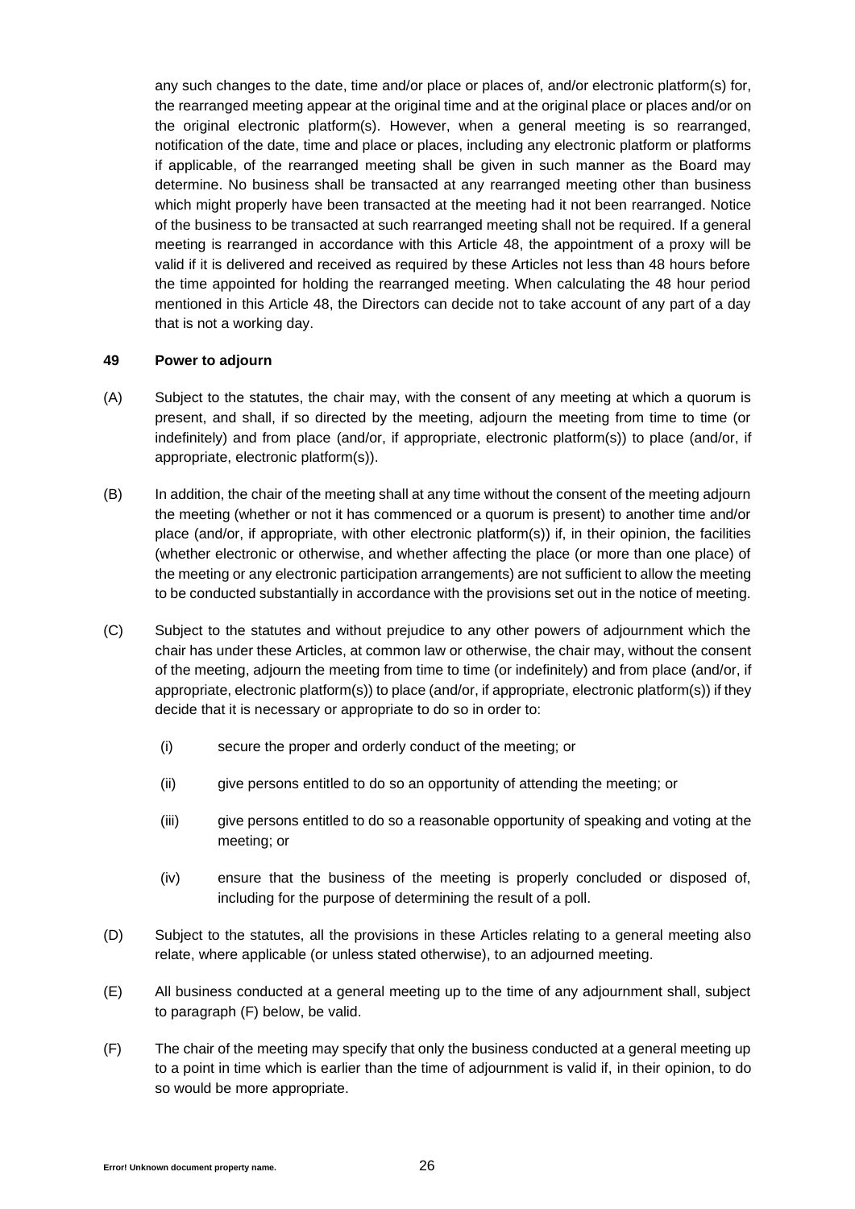any such changes to the date, time and/or place or places of, and/or electronic platform(s) for, the rearranged meeting appear at the original time and at the original place or places and/or on the original electronic platform(s). However, when a general meeting is so rearranged, notification of the date, time and place or places, including any electronic platform or platforms if applicable, of the rearranged meeting shall be given in such manner as the Board may determine. No business shall be transacted at any rearranged meeting other than business which might properly have been transacted at the meeting had it not been rearranged. Notice of the business to be transacted at such rearranged meeting shall not be required. If a general meeting is rearranged in accordance with this Article 48, the appointment of a proxy will be valid if it is delivered and received as required by these Articles not less than 48 hours before the time appointed for holding the rearranged meeting. When calculating the 48 hour period mentioned in this Article 48, the Directors can decide not to take account of any part of a day that is not a working day.

**49 Power to adjourn**

(A) Subject to the statutes, the chair may, with the consent of any meeting at which a quorum is present, and shall, if so directed by the meeting, adjourn the meeting from time to time (or indefinitely) and from place (and/or, if appropriate, electronic platform(s)) to place (and/or, if appropriate, electronic platform(s)).

(B) In addition, the chair of the meeting shall at any time without the consent of the meeting adjourn the meeting (whether or not it has commenced or a quorum is present) to another time and/or place (and/or, if appropriate, with other electronic platform(s)) if, in their opinion, the facilities (whether electronic or otherwise, and whether affecting the place (or more than one place) of the meeting or any electronic participation arrangements) are not sufficient to allow the meeting to be conducted substantially in accordance with the provisions set out in the notice of meeting.

(C) Subject to the statutes and without prejudice to any other powers of adjournment which the chair has under these Articles, at common law or otherwise, the chair may, without the consent of the meeting, adjourn the meeting from time to time (or indefinitely) and from place (and/or, if appropriate, electronic platform(s)) to place (and/or, if appropriate, electronic platform(s)) if they decide that it is necessary or appropriate to do so in order to:

(i) secure the proper and orderly conduct of the meeting; or

(ii) give persons entitled to do so an opportunity of attending the meeting; or

(iii) give persons entitled to do so a reasonable opportunity of speaking and voting at the meeting; or

(iv) ensure that the business of the meeting is properly concluded or disposed of, including for the purpose of determining the result of a poll.

(D) Subject to the statutes, all the provisions in these Articles relating to a general meeting also relate, where applicable (or unless stated otherwise), to an adjourned meeting.

(E) All business conducted at a general meeting up to the time of any adjournment shall, subject to paragraph (F) below, be valid.

(F) The chair of the meeting may specify that only the business conducted at a general meeting up to a point in time which is earlier than the time of adjournment is valid if, in their opinion, to do so would be more appropriate.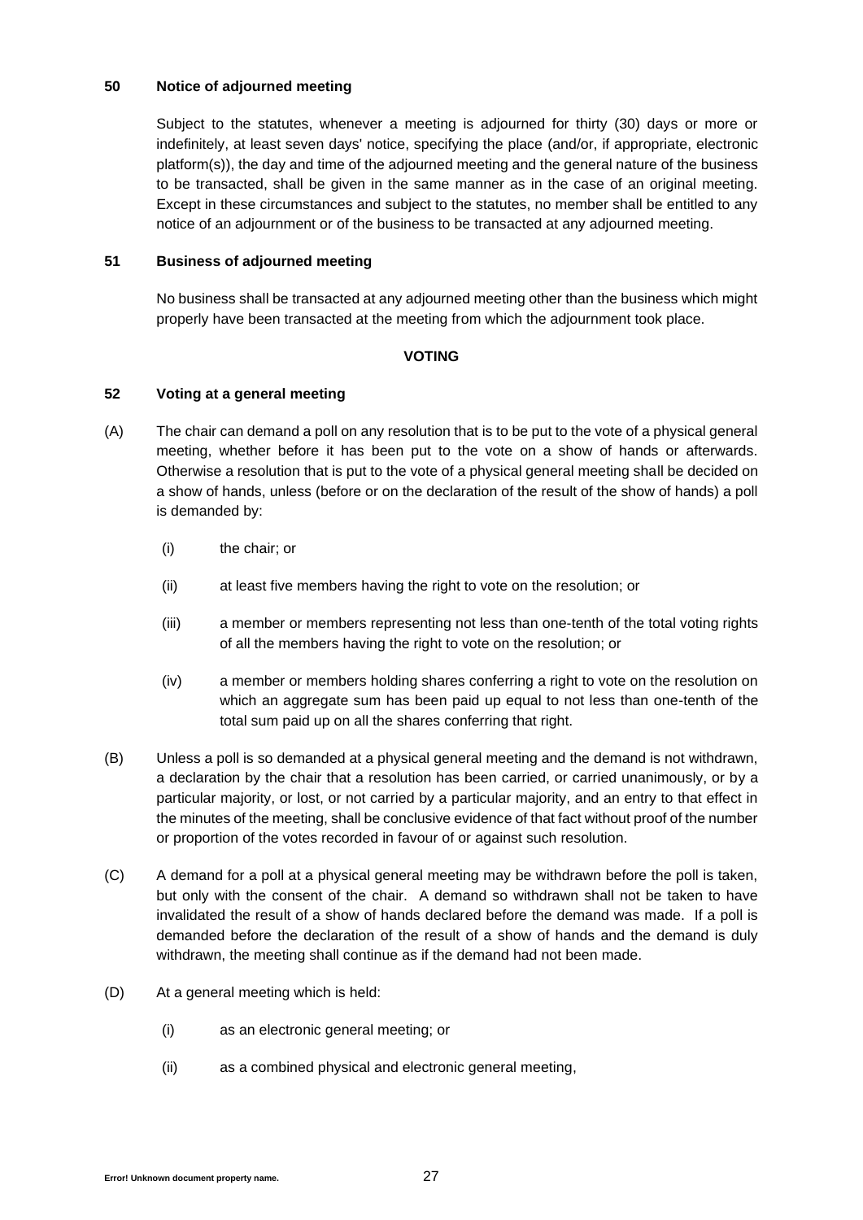### 50 Notice of adjourned meeting

Subject to the statutes, whenever a meeting is adjourned for thirty (30) days or more or indefinitely, at least seven days' notice, specifying the place (and/or, if appropriate, electronic platform(s)), the day and time of the adjourned meeting and the general nature of the business to be transacted, shall be given in the same manner as in the case of an original meeting. Except in these circumstances and subject to the statutes, no member shall be entitled to any notice of an adjournment or of the business to be transacted at any adjourned meeting.

### 51 Business of adjourned meeting

No business shall be transacted at any adjourned meeting other than the business which might properly have been transacted at the meeting from which the adjournment took place.

## VOTING

### 52 Voting at a general meeting

(A) The chair can demand a poll on any resolution that is to be put to the vote of a physical general meeting, whether before it has been put to the vote on a show of hands or afterwards. Otherwise a resolution that is put to the vote of a physical general meeting shall be decided on a show of hands, unless (before or on the declaration of the result of the show of hands) a poll is demanded by:

- (i) the chair; or
- (ii) at least five members having the right to vote on the resolution; or
- (iii) a member or members representing not less than one-tenth of the total voting rights of all the members having the right to vote on the resolution; or
- (iv) a member or members holding shares conferring a right to vote on the resolution on which an aggregate sum has been paid up equal to not less than one-tenth of the total sum paid up on all the shares conferring that right.

(B) Unless a poll is so demanded at a physical general meeting and the demand is not withdrawn, a declaration by the chair that a resolution has been carried, or carried unanimously, or by a particular majority, or lost, or not carried by a particular majority, and an entry to that effect in the minutes of the meeting, shall be conclusive evidence of that fact without proof of the number or proportion of the votes recorded in favour of or against such resolution.

(C) A demand for a poll at a physical general meeting may be withdrawn before the poll is taken, but only with the consent of the chair. A demand so withdrawn shall not be taken to have invalidated the result of a show of hands declared before the demand was made. If a poll is demanded before the declaration of the result of a show of hands and the demand is duly withdrawn, the meeting shall continue as if the demand had not been made.

(D) At a general meeting which is held:

- (i) as an electronic general meeting; or
- (ii) as a combined physical and electronic general meeting,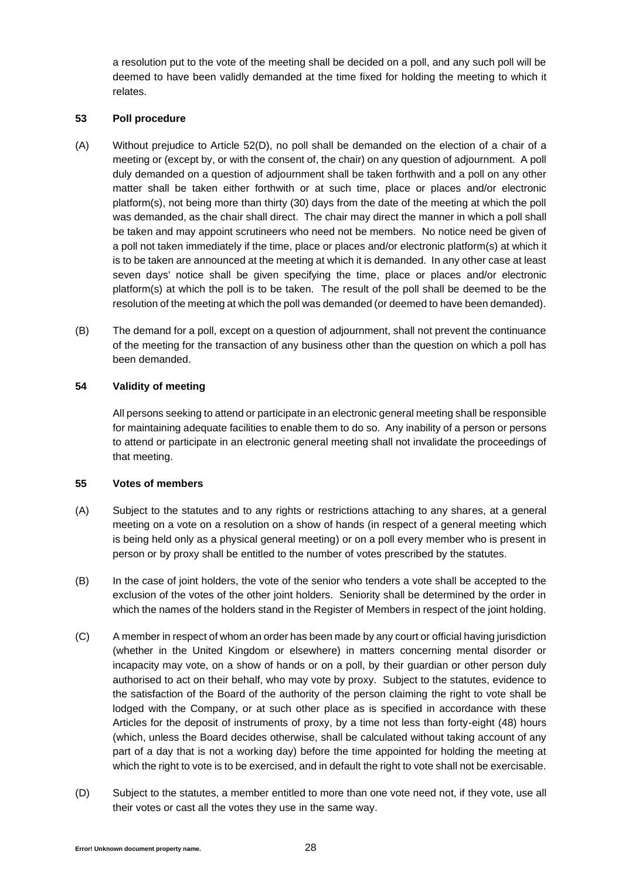a resolution put to the vote of the meeting shall be decided on a poll, and any such poll will be deemed to have been validly demanded at the time fixed for holding the meeting to which it relates.

### 53 Poll procedure

(A) Without prejudice to Article 52(D), no poll shall be demanded on the election of a chair of a meeting or (except by, or with the consent of, the chair) on any question of adjournment. A poll duly demanded on a question of adjournment shall be taken forthwith and a poll on any other matter shall be taken either forthwith or at such time, place or places and/or electronic platform(s), not being more than thirty (30) days from the date of the meeting at which the poll was demanded, as the chair shall direct. The chair may direct the manner in which a poll shall be taken and may appoint scrutineers who need not be members. No notice need be given of a poll not taken immediately if the time, place or places and/or electronic platform(s) at which it is to be taken are announced at the meeting at which it is demanded. In any other case at least seven days' notice shall be given specifying the time, place or places and/or electronic platform(s) at which the poll is to be taken. The result of the poll shall be deemed to be the resolution of the meeting at which the poll was demanded (or deemed to have been demanded).

(B) The demand for a poll, except on a question of adjournment, shall not prevent the continuance of the meeting for the transaction of any business other than the question on which a poll has been demanded.

### 54 Validity of meeting

All persons seeking to attend or participate in an electronic general meeting shall be responsible for maintaining adequate facilities to enable them to do so. Any inability of a person or persons to attend or participate in an electronic general meeting shall not invalidate the proceedings of that meeting.

### 55 Votes of members

(A) Subject to the statutes and to any rights or restrictions attaching to any shares, at a general meeting on a vote on a resolution on a show of hands (in respect of a general meeting which is being held only as a physical general meeting) or on a poll every member who is present in person or by proxy shall be entitled to the number of votes prescribed by the statutes.

(B) In the case of joint holders, the vote of the senior who tenders a vote shall be accepted to the exclusion of the votes of the other joint holders. Seniority shall be determined by the order in which the names of the holders stand in the Register of Members in respect of the joint holding.

(C) A member in respect of whom an order has been made by any court or official having jurisdiction (whether in the United Kingdom or elsewhere) in matters concerning mental disorder or incapacity may vote, on a show of hands or on a poll, by their guardian or other person duly authorised to act on their behalf, who may vote by proxy. Subject to the statutes, evidence to the satisfaction of the Board of the authority of the person claiming the right to vote shall be lodged with the Company, or at such other place as is specified in accordance with these Articles for the deposit of instruments of proxy, by a time not less than forty-eight (48) hours (which, unless the Board decides otherwise, shall be calculated without taking account of any part of a day that is not a working day) before the time appointed for holding the meeting at which the right to vote is to be exercised, and in default the right to vote shall not be exercisable.

(D) Subject to the statutes, a member entitled to more than one vote need not, if they vote, use all their votes or cast all the votes they use in the same way.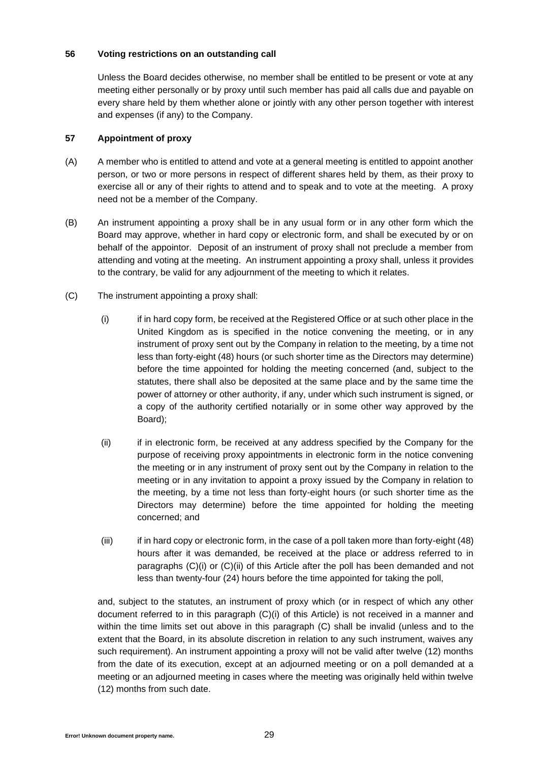**56 Voting restrictions on an outstanding call**

Unless the Board decides otherwise, no member shall be entitled to be present or vote at any meeting either personally or by proxy until such member has paid all calls due and payable on every share held by them whether alone or jointly with any other person together with interest and expenses (if any) to the Company.

**57 Appointment of proxy**

(A) A member who is entitled to attend and vote at a general meeting is entitled to appoint another person, or two or more persons in respect of different shares held by them, as their proxy to exercise all or any of their rights to attend and to speak and to vote at the meeting. A proxy need not be a member of the Company.

(B) An instrument appointing a proxy shall be in any usual form or in any other form which the Board may approve, whether in hard copy or electronic form, and shall be executed by or on behalf of the appointor. Deposit of an instrument of proxy shall not preclude a member from attending and voting at the meeting. An instrument appointing a proxy shall, unless it provides to the contrary, be valid for any adjournment of the meeting to which it relates.

(C) The instrument appointing a proxy shall:

(i) if in hard copy form, be received at the Registered Office or at such other place in the United Kingdom as is specified in the notice convening the meeting, or in any instrument of proxy sent out by the Company in relation to the meeting, by a time not less than forty-eight (48) hours (or such shorter time as the Directors may determine) before the time appointed for holding the meeting concerned (and, subject to the statutes, there shall also be deposited at the same place and by the same time the power of attorney or other authority, if any, under which such instrument is signed, or a copy of the authority certified notarially or in some other way approved by the Board);

(ii) if in electronic form, be received at any address specified by the Company for the purpose of receiving proxy appointments in electronic form in the notice convening the meeting or in any instrument of proxy sent out by the Company in relation to the meeting or in any invitation to appoint a proxy issued by the Company in relation to the meeting, by a time not less than forty-eight hours (or such shorter time as the Directors may determine) before the time appointed for holding the meeting concerned; and

(iii) if in hard copy or electronic form, in the case of a poll taken more than forty-eight (48) hours after it was demanded, be received at the place or address referred to in paragraphs (C)(i) or (C)(ii) of this Article after the poll has been demanded and not less than twenty-four (24) hours before the time appointed for taking the poll,

and, subject to the statutes, an instrument of proxy which (or in respect of which any other document referred to in this paragraph (C)(i) of this Article) is not received in a manner and within the time limits set out above in this paragraph (C) shall be invalid (unless and to the extent that the Board, in its absolute discretion in relation to any such instrument, waives any such requirement). An instrument appointing a proxy will not be valid after twelve (12) months from the date of its execution, except at an adjourned meeting or on a poll demanded at a meeting or an adjourned meeting in cases where the meeting was originally held within twelve (12) months from such date.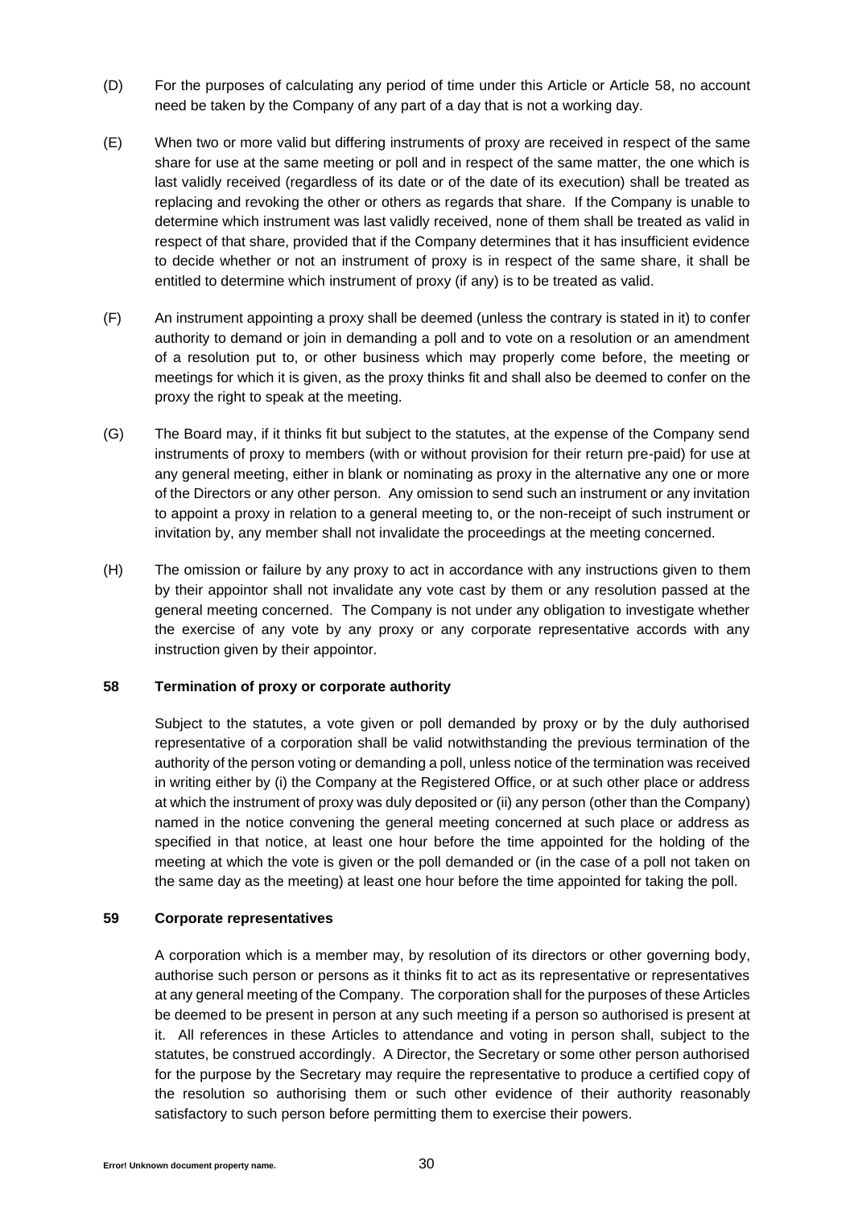(D) For the purposes of calculating any period of time under this Article or Article 58, no account need be taken by the Company of any part of a day that is not a working day.

(E) When two or more valid but differing instruments of proxy are received in respect of the same share for use at the same meeting or poll and in respect of the same matter, the one which is last validly received (regardless of its date or of the date of its execution) shall be treated as replacing and revoking the other or others as regards that share. If the Company is unable to determine which instrument was last validly received, none of them shall be treated as valid in respect of that share, provided that if the Company determines that it has insufficient evidence to decide whether or not an instrument of proxy is in respect of the same share, it shall be entitled to determine which instrument of proxy (if any) is to be treated as valid.

(F) An instrument appointing a proxy shall be deemed (unless the contrary is stated in it) to confer authority to demand or join in demanding a poll and to vote on a resolution or an amendment of a resolution put to, or other business which may properly come before, the meeting or meetings for which it is given, as the proxy thinks fit and shall also be deemed to confer on the proxy the right to speak at the meeting.

(G) The Board may, if it thinks fit but subject to the statutes, at the expense of the Company send instruments of proxy to members (with or without provision for their return pre-paid) for use at any general meeting, either in blank or nominating as proxy in the alternative any one or more of the Directors or any other person. Any omission to send such an instrument or any invitation to appoint a proxy in relation to a general meeting to, or the non-receipt of such instrument or invitation by, any member shall not invalidate the proceedings at the meeting concerned.

(H) The omission or failure by any proxy to act in accordance with any instructions given to them by their appointor shall not invalidate any vote cast by them or any resolution passed at the general meeting concerned. The Company is not under any obligation to investigate whether the exercise of any vote by any proxy or any corporate representative accords with any instruction given by their appointor.

**58 Termination of proxy or corporate authority**

Subject to the statutes, a vote given or poll demanded by proxy or by the duly authorised representative of a corporation shall be valid notwithstanding the previous termination of the authority of the person voting or demanding a poll, unless notice of the termination was received in writing either by (i) the Company at the Registered Office, or at such other place or address at which the instrument of proxy was duly deposited or (ii) any person (other than the Company) named in the notice convening the general meeting concerned at such place or address as specified in that notice, at least one hour before the time appointed for the holding of the meeting at which the vote is given or the poll demanded or (in the case of a poll not taken on the same day as the meeting) at least one hour before the time appointed for taking the poll.

**59 Corporate representatives**

A corporation which is a member may, by resolution of its directors or other governing body, authorise such person or persons as it thinks fit to act as its representative or representatives at any general meeting of the Company. The corporation shall for the purposes of these Articles be deemed to be present in person at any such meeting if a person so authorised is present at it. All references in these Articles to attendance and voting in person shall, subject to the statutes, be construed accordingly. A Director, the Secretary or some other person authorised for the purpose by the Secretary may require the representative to produce a certified copy of the resolution so authorising them or such other evidence of their authority reasonably satisfactory to such person before permitting them to exercise their powers.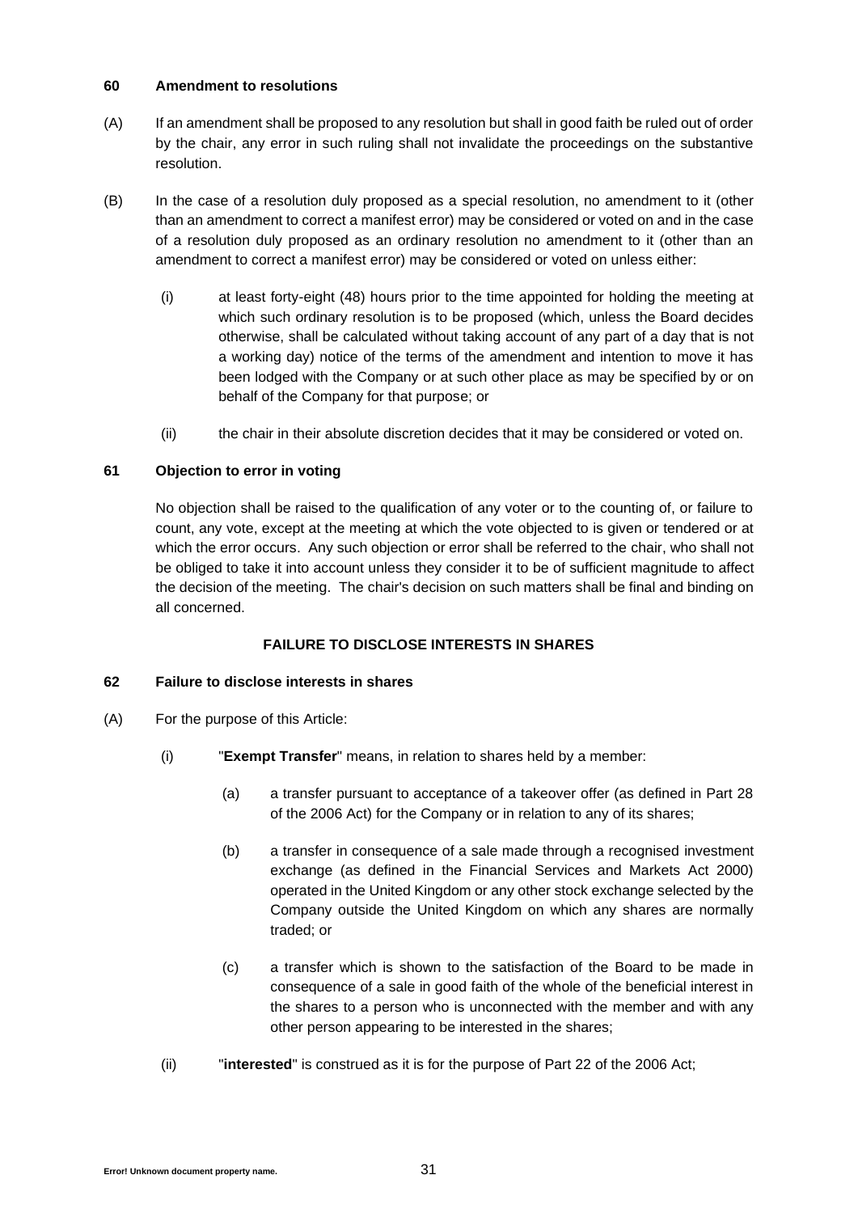### 60 Amendment to resolutions

(A) If an amendment shall be proposed to any resolution but shall in good faith be ruled out of order by the chair, any error in such ruling shall not invalidate the proceedings on the substantive resolution.

(B) In the case of a resolution duly proposed as a special resolution, no amendment to it (other than an amendment to correct a manifest error) may be considered or voted on and in the case of a resolution duly proposed as an ordinary resolution no amendment to it (other than an amendment to correct a manifest error) may be considered or voted on unless either:

  (i) at least forty-eight (48) hours prior to the time appointed for holding the meeting at which such ordinary resolution is to be proposed (which, unless the Board decides otherwise, shall be calculated without taking account of any part of a day that is not a working day) notice of the terms of the amendment and intention to move it has been lodged with the Company or at such other place as may be specified by or on behalf of the Company for that purpose; or

  (ii) the chair in their absolute discretion decides that it may be considered or voted on.

### 61 Objection to error in voting

No objection shall be raised to the qualification of any voter or to the counting of, or failure to count, any vote, except at the meeting at which the vote objected to is given or tendered or at which the error occurs. Any such objection or error shall be referred to the chair, who shall not be obliged to take it into account unless they consider it to be of sufficient magnitude to affect the decision of the meeting. The chair's decision on such matters shall be final and binding on all concerned.

## FAILURE TO DISCLOSE INTERESTS IN SHARES

### 62 Failure to disclose interests in shares

(A) For the purpose of this Article:

  (i) "**Exempt Transfer**" means, in relation to shares held by a member:

    (a) a transfer pursuant to acceptance of a takeover offer (as defined in Part 28 of the 2006 Act) for the Company or in relation to any of its shares;

    (b) a transfer in consequence of a sale made through a recognised investment exchange (as defined in the Financial Services and Markets Act 2000) operated in the United Kingdom or any other stock exchange selected by the Company outside the United Kingdom on which any shares are normally traded; or

    (c) a transfer which is shown to the satisfaction of the Board to be made in consequence of a sale in good faith of the whole of the beneficial interest in the shares to a person who is unconnected with the member and with any other person appearing to be interested in the shares;

  (ii) "**interested**" is construed as it is for the purpose of Part 22 of the 2006 Act;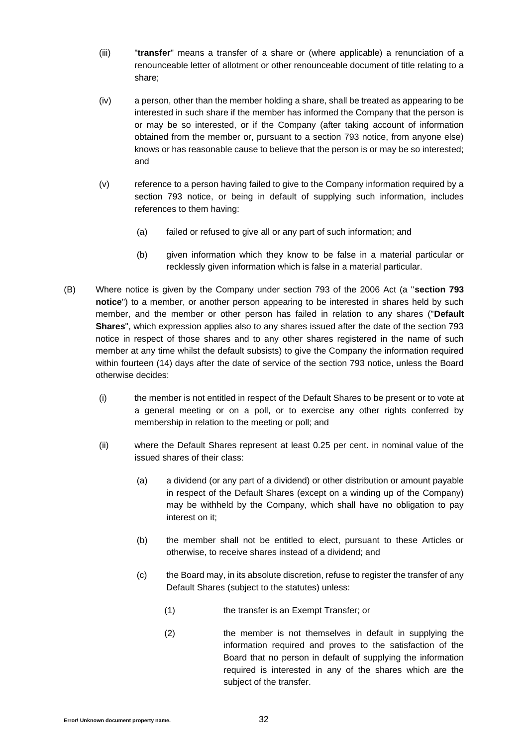(iii) "**transfer**" means a transfer of a share or (where applicable) a renunciation of a renounceable letter of allotment or other renounceable document of title relating to a share;

(iv) a person, other than the member holding a share, shall be treated as appearing to be interested in such share if the member has informed the Company that the person is or may be so interested, or if the Company (after taking account of information obtained from the member or, pursuant to a section 793 notice, from anyone else) knows or has reasonable cause to believe that the person is or may be so interested; and

(v) reference to a person having failed to give to the Company information required by a section 793 notice, or being in default of supplying such information, includes references to them having:

(a) failed or refused to give all or any part of such information; and

(b) given information which they know to be false in a material particular or recklessly given information which is false in a material particular.

(B) Where notice is given by the Company under section 793 of the 2006 Act (a "**section 793 notice**") to a member, or another person appearing to be interested in shares held by such member, and the member or other person has failed in relation to any shares ("**Default Shares**", which expression applies also to any shares issued after the date of the section 793 notice in respect of those shares and to any other shares registered in the name of such member at any time whilst the default subsists) to give the Company the information required within fourteen (14) days after the date of service of the section 793 notice, unless the Board otherwise decides:

(i) the member is not entitled in respect of the Default Shares to be present or to vote at a general meeting or on a poll, or to exercise any other rights conferred by membership in relation to the meeting or poll; and

(ii) where the Default Shares represent at least 0.25 per cent. in nominal value of the issued shares of their class:

(a) a dividend (or any part of a dividend) or other distribution or amount payable in respect of the Default Shares (except on a winding up of the Company) may be withheld by the Company, which shall have no obligation to pay interest on it;

(b) the member shall not be entitled to elect, pursuant to these Articles or otherwise, to receive shares instead of a dividend; and

(c) the Board may, in its absolute discretion, refuse to register the transfer of any Default Shares (subject to the statutes) unless:

(1) the transfer is an Exempt Transfer; or

(2) the member is not themselves in default in supplying the information required and proves to the satisfaction of the Board that no person in default of supplying the information required is interested in any of the shares which are the subject of the transfer.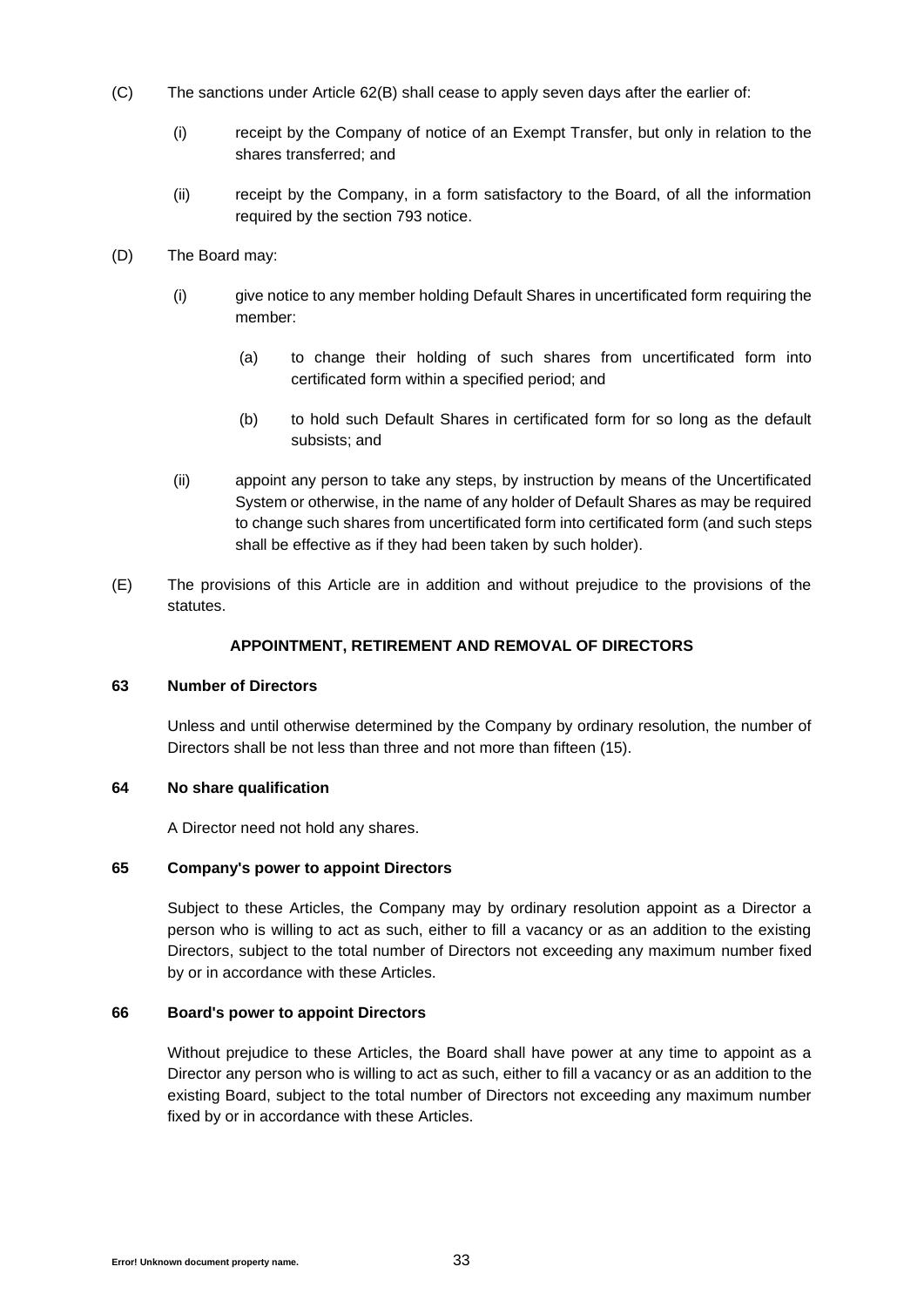(C) The sanctions under Article 62(B) shall cease to apply seven days after the earlier of:

(i) receipt by the Company of notice of an Exempt Transfer, but only in relation to the shares transferred; and

(ii) receipt by the Company, in a form satisfactory to the Board, of all the information required by the section 793 notice.

(D) The Board may:

(i) give notice to any member holding Default Shares in uncertificated form requiring the member:

(a) to change their holding of such shares from uncertificated form into certificated form within a specified period; and

(b) to hold such Default Shares in certificated form for so long as the default subsists; and

(ii) appoint any person to take any steps, by instruction by means of the Uncertificated System or otherwise, in the name of any holder of Default Shares as may be required to change such shares from uncertificated form into certificated form (and such steps shall be effective as if they had been taken by such holder).

(E) The provisions of this Article are in addition and without prejudice to the provisions of the statutes.

## APPOINTMENT, RETIREMENT AND REMOVAL OF DIRECTORS

### 63 Number of Directors

Unless and until otherwise determined by the Company by ordinary resolution, the number of Directors shall be not less than three and not more than fifteen (15).

### 64 No share qualification

A Director need not hold any shares.

### 65 Company's power to appoint Directors

Subject to these Articles, the Company may by ordinary resolution appoint as a Director a person who is willing to act as such, either to fill a vacancy or as an addition to the existing Directors, subject to the total number of Directors not exceeding any maximum number fixed by or in accordance with these Articles.

### 66 Board's power to appoint Directors

Without prejudice to these Articles, the Board shall have power at any time to appoint as a Director any person who is willing to act as such, either to fill a vacancy or as an addition to the existing Board, subject to the total number of Directors not exceeding any maximum number fixed by or in accordance with these Articles.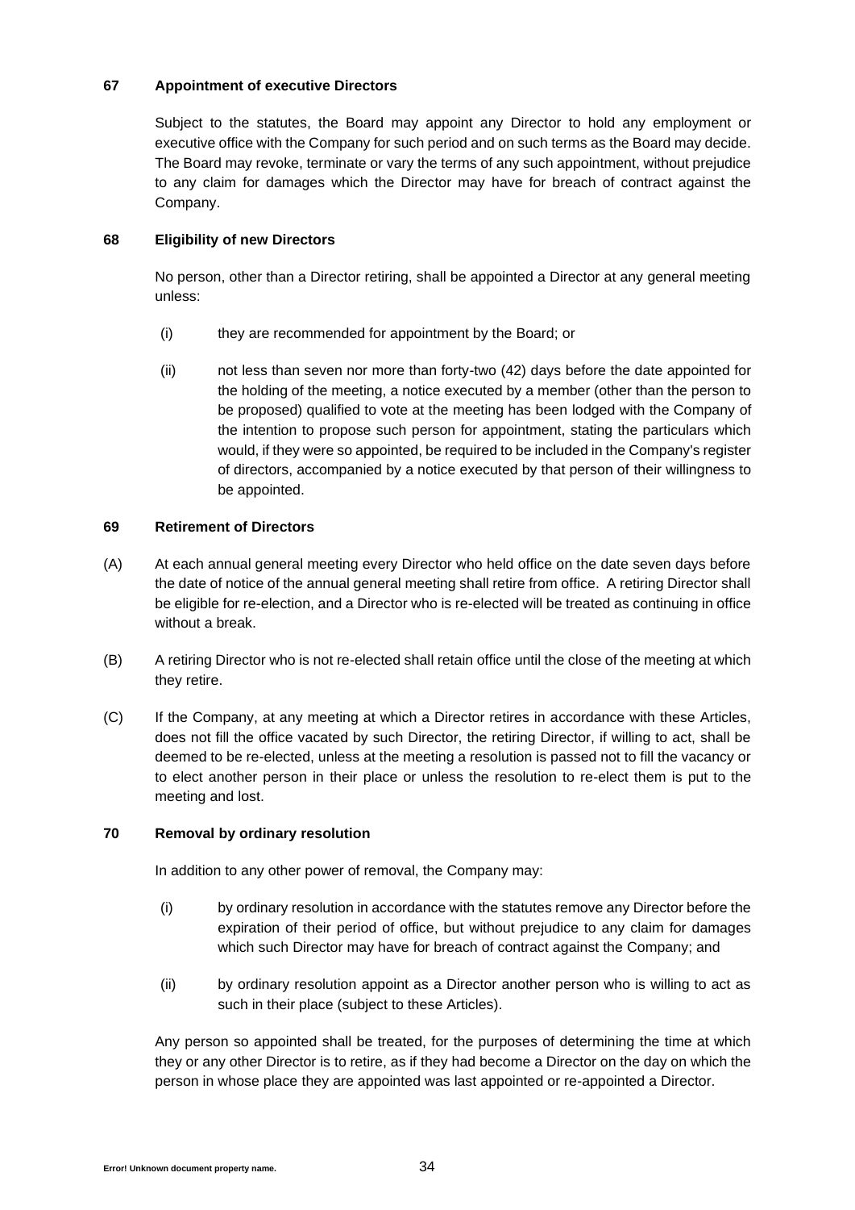**67 Appointment of executive Directors**

Subject to the statutes, the Board may appoint any Director to hold any employment or executive office with the Company for such period and on such terms as the Board may decide. The Board may revoke, terminate or vary the terms of any such appointment, without prejudice to any claim for damages which the Director may have for breach of contract against the Company.

**68 Eligibility of new Directors**

No person, other than a Director retiring, shall be appointed a Director at any general meeting unless:

(i) they are recommended for appointment by the Board; or

(ii) not less than seven nor more than forty-two (42) days before the date appointed for the holding of the meeting, a notice executed by a member (other than the person to be proposed) qualified to vote at the meeting has been lodged with the Company of the intention to propose such person for appointment, stating the particulars which would, if they were so appointed, be required to be included in the Company's register of directors, accompanied by a notice executed by that person of their willingness to be appointed.

**69 Retirement of Directors**

(A) At each annual general meeting every Director who held office on the date seven days before the date of notice of the annual general meeting shall retire from office. A retiring Director shall be eligible for re-election, and a Director who is re-elected will be treated as continuing in office without a break.

(B) A retiring Director who is not re-elected shall retain office until the close of the meeting at which they retire.

(C) If the Company, at any meeting at which a Director retires in accordance with these Articles, does not fill the office vacated by such Director, the retiring Director, if willing to act, shall be deemed to be re-elected, unless at the meeting a resolution is passed not to fill the vacancy or to elect another person in their place or unless the resolution to re-elect them is put to the meeting and lost.

**70 Removal by ordinary resolution**

In addition to any other power of removal, the Company may:

(i) by ordinary resolution in accordance with the statutes remove any Director before the expiration of their period of office, but without prejudice to any claim for damages which such Director may have for breach of contract against the Company; and

(ii) by ordinary resolution appoint as a Director another person who is willing to act as such in their place (subject to these Articles).

Any person so appointed shall be treated, for the purposes of determining the time at which they or any other Director is to retire, as if they had become a Director on the day on which the person in whose place they are appointed was last appointed or re-appointed a Director.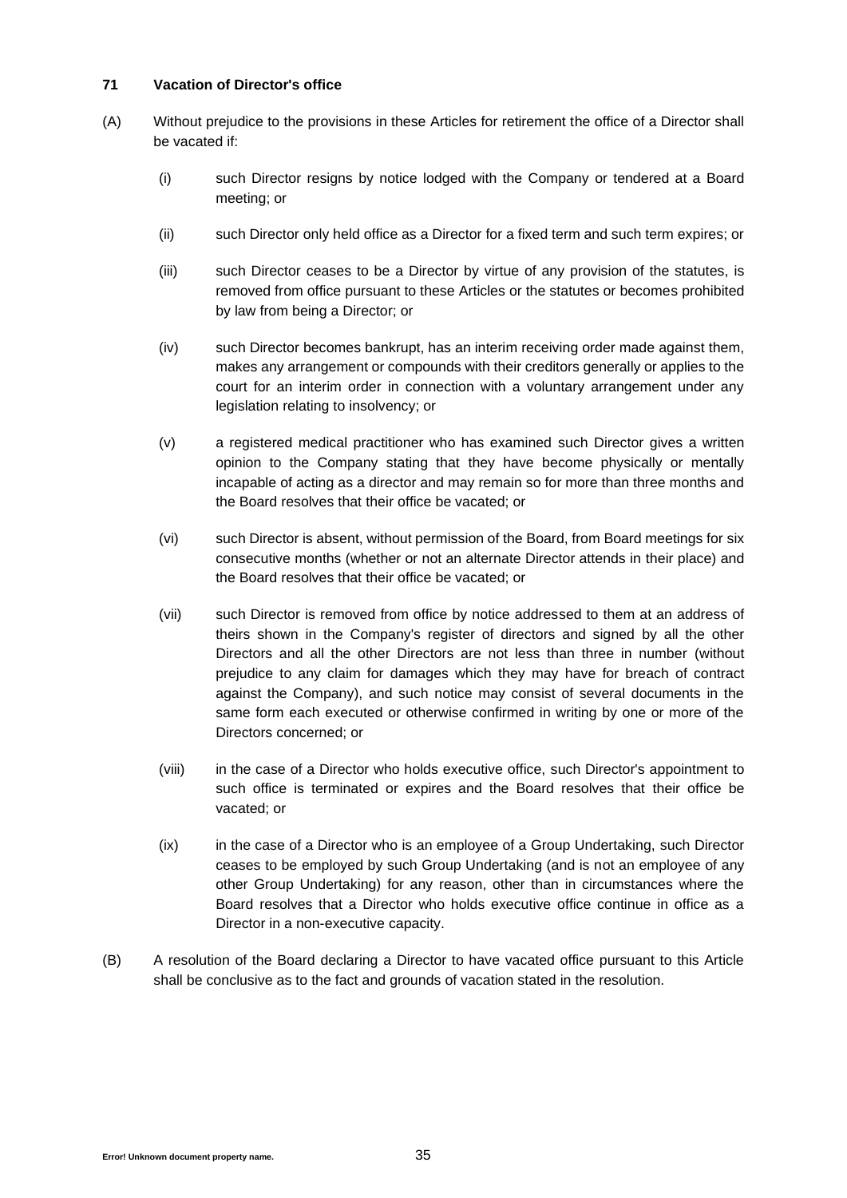### 71 Vacation of Director's office

(A) Without prejudice to the provisions in these Articles for retirement the office of a Director shall be vacated if:

(i) such Director resigns by notice lodged with the Company or tendered at a Board meeting; or

(ii) such Director only held office as a Director for a fixed term and such term expires; or

(iii) such Director ceases to be a Director by virtue of any provision of the statutes, is removed from office pursuant to these Articles or the statutes or becomes prohibited by law from being a Director; or

(iv) such Director becomes bankrupt, has an interim receiving order made against them, makes any arrangement or compounds with their creditors generally or applies to the court for an interim order in connection with a voluntary arrangement under any legislation relating to insolvency; or

(v) a registered medical practitioner who has examined such Director gives a written opinion to the Company stating that they have become physically or mentally incapable of acting as a director and may remain so for more than three months and the Board resolves that their office be vacated; or

(vi) such Director is absent, without permission of the Board, from Board meetings for six consecutive months (whether or not an alternate Director attends in their place) and the Board resolves that their office be vacated; or

(vii) such Director is removed from office by notice addressed to them at an address of theirs shown in the Company's register of directors and signed by all the other Directors and all the other Directors are not less than three in number (without prejudice to any claim for damages which they may have for breach of contract against the Company), and such notice may consist of several documents in the same form each executed or otherwise confirmed in writing by one or more of the Directors concerned; or

(viii) in the case of a Director who holds executive office, such Director's appointment to such office is terminated or expires and the Board resolves that their office be vacated; or

(ix) in the case of a Director who is an employee of a Group Undertaking, such Director ceases to be employed by such Group Undertaking (and is not an employee of any other Group Undertaking) for any reason, other than in circumstances where the Board resolves that a Director who holds executive office continue in office as a Director in a non-executive capacity.

(B) A resolution of the Board declaring a Director to have vacated office pursuant to this Article shall be conclusive as to the fact and grounds of vacation stated in the resolution.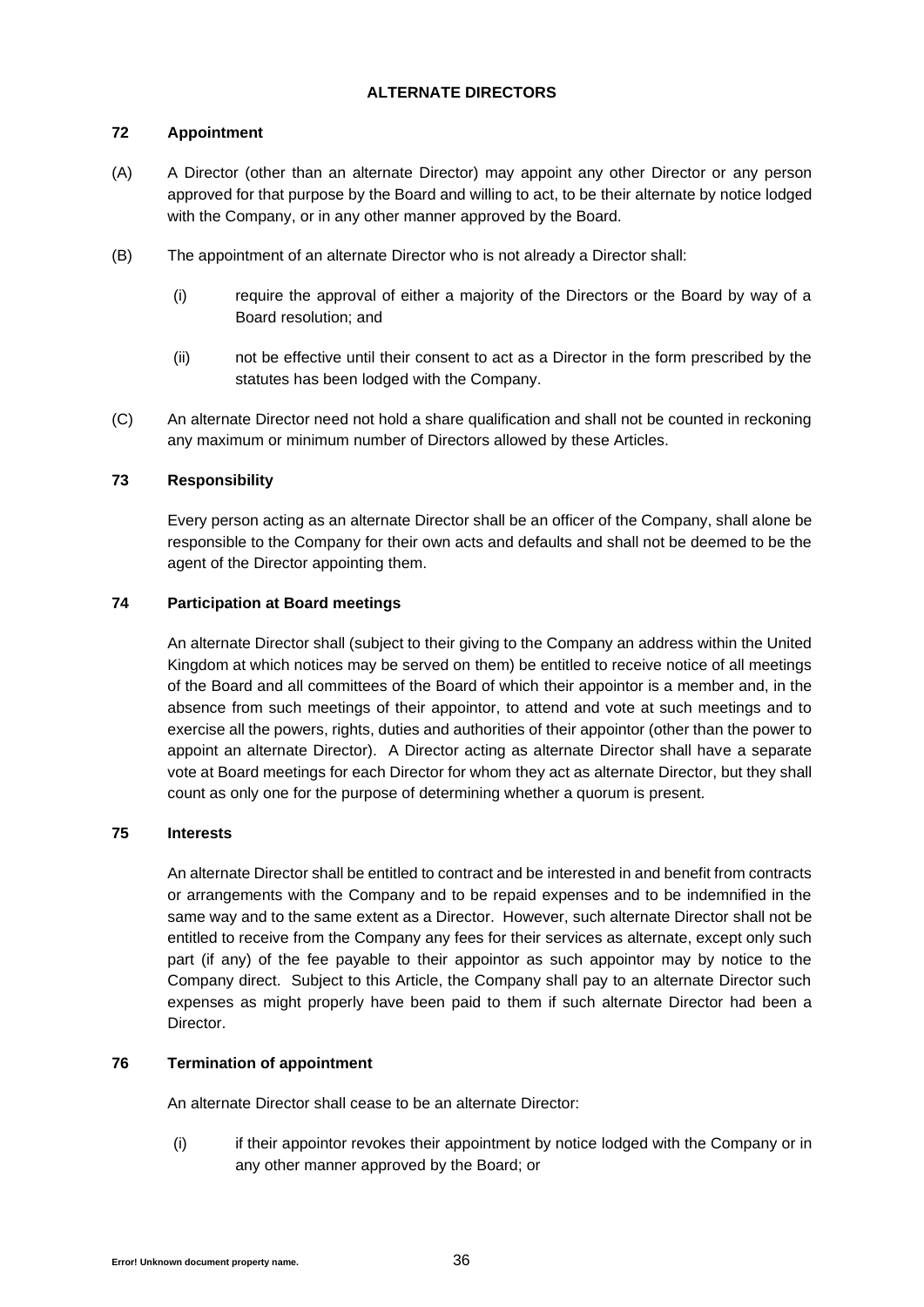## ALTERNATE DIRECTORS

### 72 Appointment

(A) A Director (other than an alternate Director) may appoint any other Director or any person approved for that purpose by the Board and willing to act, to be their alternate by notice lodged with the Company, or in any other manner approved by the Board.

(B) The appointment of an alternate Director who is not already a Director shall:

(i) require the approval of either a majority of the Directors or the Board by way of a Board resolution; and

(ii) not be effective until their consent to act as a Director in the form prescribed by the statutes has been lodged with the Company.

(C) An alternate Director need not hold a share qualification and shall not be counted in reckoning any maximum or minimum number of Directors allowed by these Articles.

### 73 Responsibility

Every person acting as an alternate Director shall be an officer of the Company, shall alone be responsible to the Company for their own acts and defaults and shall not be deemed to be the agent of the Director appointing them.

### 74 Participation at Board meetings

An alternate Director shall (subject to their giving to the Company an address within the United Kingdom at which notices may be served on them) be entitled to receive notice of all meetings of the Board and all committees of the Board of which their appointor is a member and, in the absence from such meetings of their appointor, to attend and vote at such meetings and to exercise all the powers, rights, duties and authorities of their appointor (other than the power to appoint an alternate Director). A Director acting as alternate Director shall have a separate vote at Board meetings for each Director for whom they act as alternate Director, but they shall count as only one for the purpose of determining whether a quorum is present.

### 75 Interests

An alternate Director shall be entitled to contract and be interested in and benefit from contracts or arrangements with the Company and to be repaid expenses and to be indemnified in the same way and to the same extent as a Director. However, such alternate Director shall not be entitled to receive from the Company any fees for their services as alternate, except only such part (if any) of the fee payable to their appointor as such appointor may by notice to the Company direct. Subject to this Article, the Company shall pay to an alternate Director such expenses as might properly have been paid to them if such alternate Director had been a Director.

### 76 Termination of appointment

An alternate Director shall cease to be an alternate Director:

(i) if their appointor revokes their appointment by notice lodged with the Company or in any other manner approved by the Board; or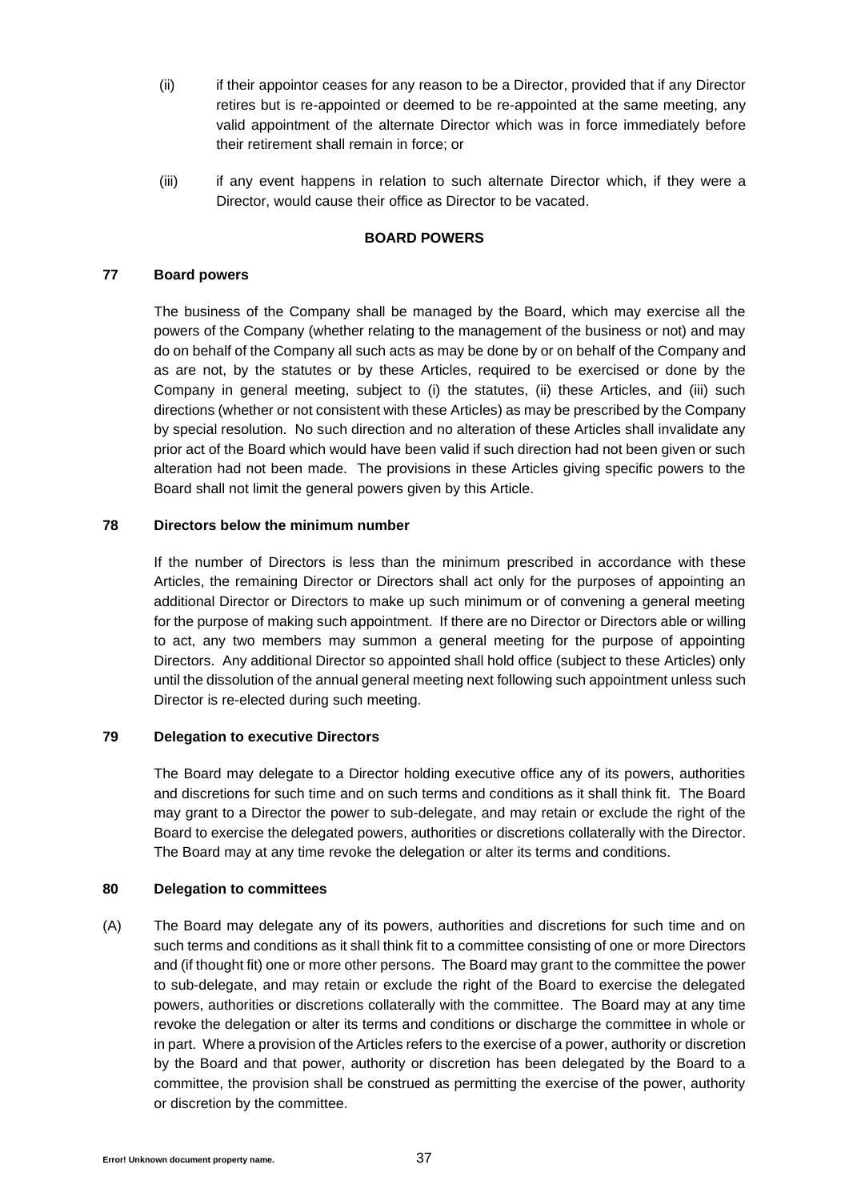(ii) if their appointor ceases for any reason to be a Director, provided that if any Director retires but is re-appointed or deemed to be re-appointed at the same meeting, any valid appointment of the alternate Director which was in force immediately before their retirement shall remain in force; or

(iii) if any event happens in relation to such alternate Director which, if they were a Director, would cause their office as Director to be vacated.

## BOARD POWERS

### 77 Board powers

The business of the Company shall be managed by the Board, which may exercise all the powers of the Company (whether relating to the management of the business or not) and may do on behalf of the Company all such acts as may be done by or on behalf of the Company and as are not, by the statutes or by these Articles, required to be exercised or done by the Company in general meeting, subject to (i) the statutes, (ii) these Articles, and (iii) such directions (whether or not consistent with these Articles) as may be prescribed by the Company by special resolution. No such direction and no alteration of these Articles shall invalidate any prior act of the Board which would have been valid if such direction had not been given or such alteration had not been made. The provisions in these Articles giving specific powers to the Board shall not limit the general powers given by this Article.

### 78 Directors below the minimum number

If the number of Directors is less than the minimum prescribed in accordance with these Articles, the remaining Director or Directors shall act only for the purposes of appointing an additional Director or Directors to make up such minimum or of convening a general meeting for the purpose of making such appointment. If there are no Director or Directors able or willing to act, any two members may summon a general meeting for the purpose of appointing Directors. Any additional Director so appointed shall hold office (subject to these Articles) only until the dissolution of the annual general meeting next following such appointment unless such Director is re-elected during such meeting.

### 79 Delegation to executive Directors

The Board may delegate to a Director holding executive office any of its powers, authorities and discretions for such time and on such terms and conditions as it shall think fit. The Board may grant to a Director the power to sub-delegate, and may retain or exclude the right of the Board to exercise the delegated powers, authorities or discretions collaterally with the Director. The Board may at any time revoke the delegation or alter its terms and conditions.

### 80 Delegation to committees

(A) The Board may delegate any of its powers, authorities and discretions for such time and on such terms and conditions as it shall think fit to a committee consisting of one or more Directors and (if thought fit) one or more other persons. The Board may grant to the committee the power to sub-delegate, and may retain or exclude the right of the Board to exercise the delegated powers, authorities or discretions collaterally with the committee. The Board may at any time revoke the delegation or alter its terms and conditions or discharge the committee in whole or in part. Where a provision of the Articles refers to the exercise of a power, authority or discretion by the Board and that power, authority or discretion has been delegated by the Board to a committee, the provision shall be construed as permitting the exercise of the power, authority or discretion by the committee.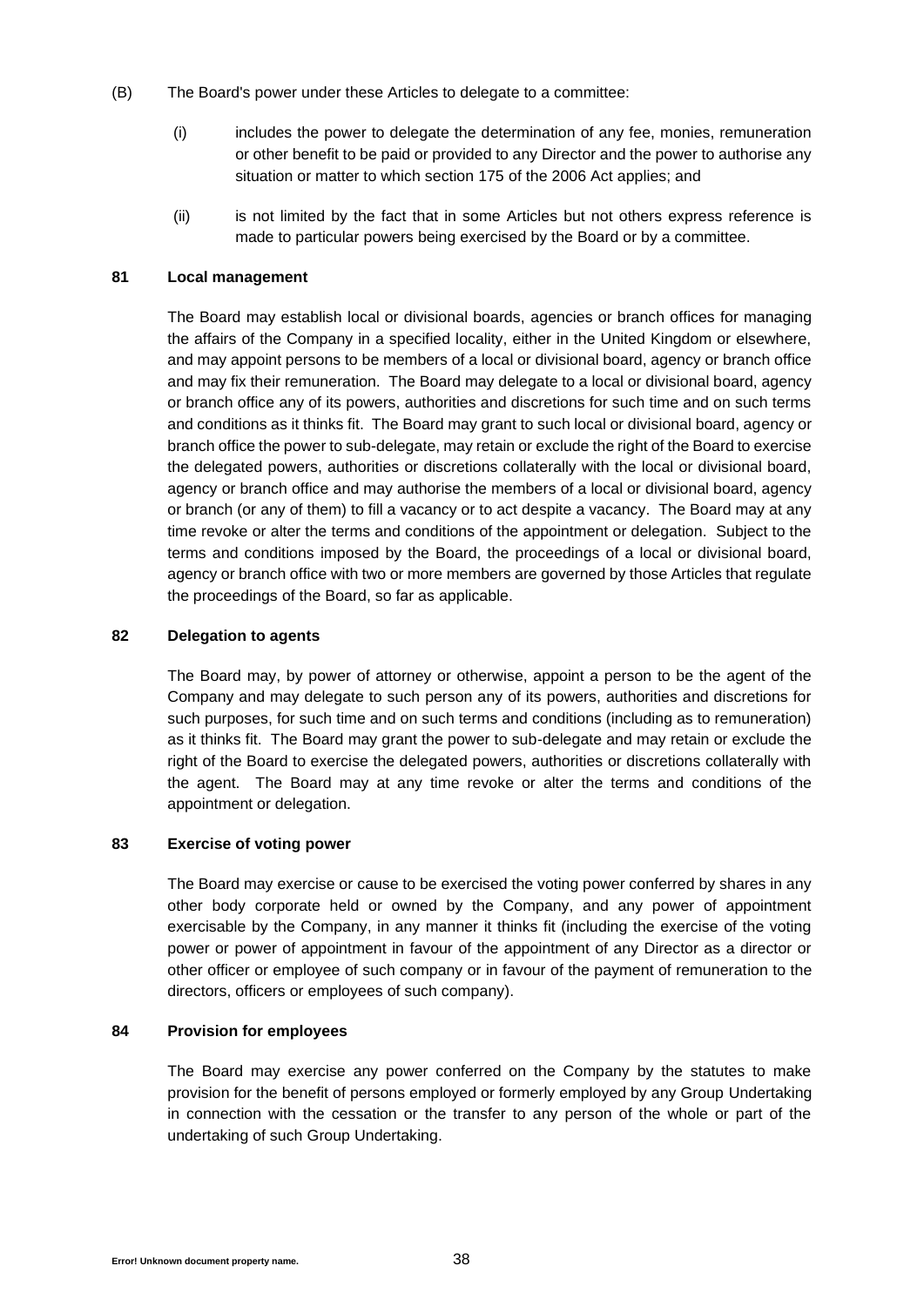(B) The Board's power under these Articles to delegate to a committee:

   (i) includes the power to delegate the determination of any fee, monies, remuneration or other benefit to be paid or provided to any Director and the power to authorise any situation or matter to which section 175 of the 2006 Act applies; and

   (ii) is not limited by the fact that in some Articles but not others express reference is made to particular powers being exercised by the Board or by a committee.

**81 Local management**

The Board may establish local or divisional boards, agencies or branch offices for managing the affairs of the Company in a specified locality, either in the United Kingdom or elsewhere, and may appoint persons to be members of a local or divisional board, agency or branch office and may fix their remuneration. The Board may delegate to a local or divisional board, agency or branch office any of its powers, authorities and discretions for such time and on such terms and conditions as it thinks fit. The Board may grant to such local or divisional board, agency or branch office the power to sub-delegate, may retain or exclude the right of the Board to exercise the delegated powers, authorities or discretions collaterally with the local or divisional board, agency or branch office and may authorise the members of a local or divisional board, agency or branch (or any of them) to fill a vacancy or to act despite a vacancy. The Board may at any time revoke or alter the terms and conditions of the appointment or delegation. Subject to the terms and conditions imposed by the Board, the proceedings of a local or divisional board, agency or branch office with two or more members are governed by those Articles that regulate the proceedings of the Board, so far as applicable.

**82 Delegation to agents**

The Board may, by power of attorney or otherwise, appoint a person to be the agent of the Company and may delegate to such person any of its powers, authorities and discretions for such purposes, for such time and on such terms and conditions (including as to remuneration) as it thinks fit. The Board may grant the power to sub-delegate and may retain or exclude the right of the Board to exercise the delegated powers, authorities or discretions collaterally with the agent. The Board may at any time revoke or alter the terms and conditions of the appointment or delegation.

**83 Exercise of voting power**

The Board may exercise or cause to be exercised the voting power conferred by shares in any other body corporate held or owned by the Company, and any power of appointment exercisable by the Company, in any manner it thinks fit (including the exercise of the voting power or power of appointment in favour of the appointment of any Director as a director or other officer or employee of such company or in favour of the payment of remuneration to the directors, officers or employees of such company).

**84 Provision for employees**

The Board may exercise any power conferred on the Company by the statutes to make provision for the benefit of persons employed or formerly employed by any Group Undertaking in connection with the cessation or the transfer to any person of the whole or part of the undertaking of such Group Undertaking.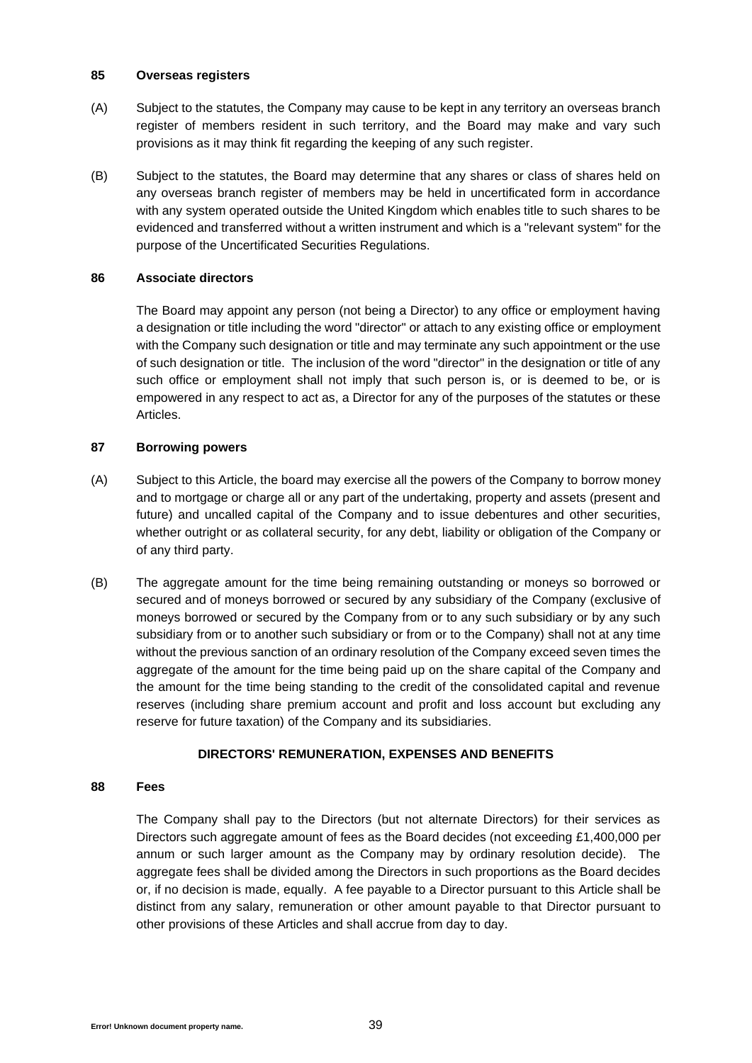**85 Overseas registers**

(A) Subject to the statutes, the Company may cause to be kept in any territory an overseas branch register of members resident in such territory, and the Board may make and vary such provisions as it may think fit regarding the keeping of any such register.

(B) Subject to the statutes, the Board may determine that any shares or class of shares held on any overseas branch register of members may be held in uncertificated form in accordance with any system operated outside the United Kingdom which enables title to such shares to be evidenced and transferred without a written instrument and which is a "relevant system" for the purpose of the Uncertificated Securities Regulations.

**86 Associate directors**

The Board may appoint any person (not being a Director) to any office or employment having a designation or title including the word "director" or attach to any existing office or employment with the Company such designation or title and may terminate any such appointment or the use of such designation or title. The inclusion of the word "director" in the designation or title of any such office or employment shall not imply that such person is, or is deemed to be, or is empowered in any respect to act as, a Director for any of the purposes of the statutes or these Articles.

**87 Borrowing powers**

(A) Subject to this Article, the board may exercise all the powers of the Company to borrow money and to mortgage or charge all or any part of the undertaking, property and assets (present and future) and uncalled capital of the Company and to issue debentures and other securities, whether outright or as collateral security, for any debt, liability or obligation of the Company or of any third party.

(B) The aggregate amount for the time being remaining outstanding or moneys so borrowed or secured and of moneys borrowed or secured by any subsidiary of the Company (exclusive of moneys borrowed or secured by the Company from or to any such subsidiary or by any such subsidiary from or to another such subsidiary or from or to the Company) shall not at any time without the previous sanction of an ordinary resolution of the Company exceed seven times the aggregate of the amount for the time being paid up on the share capital of the Company and the amount for the time being standing to the credit of the consolidated capital and revenue reserves (including share premium account and profit and loss account but excluding any reserve for future taxation) of the Company and its subsidiaries.

**DIRECTORS' REMUNERATION, EXPENSES AND BENEFITS**

**88 Fees**

The Company shall pay to the Directors (but not alternate Directors) for their services as Directors such aggregate amount of fees as the Board decides (not exceeding £1,400,000 per annum or such larger amount as the Company may by ordinary resolution decide). The aggregate fees shall be divided among the Directors in such proportions as the Board decides or, if no decision is made, equally. A fee payable to a Director pursuant to this Article shall be distinct from any salary, remuneration or other amount payable to that Director pursuant to other provisions of these Articles and shall accrue from day to day.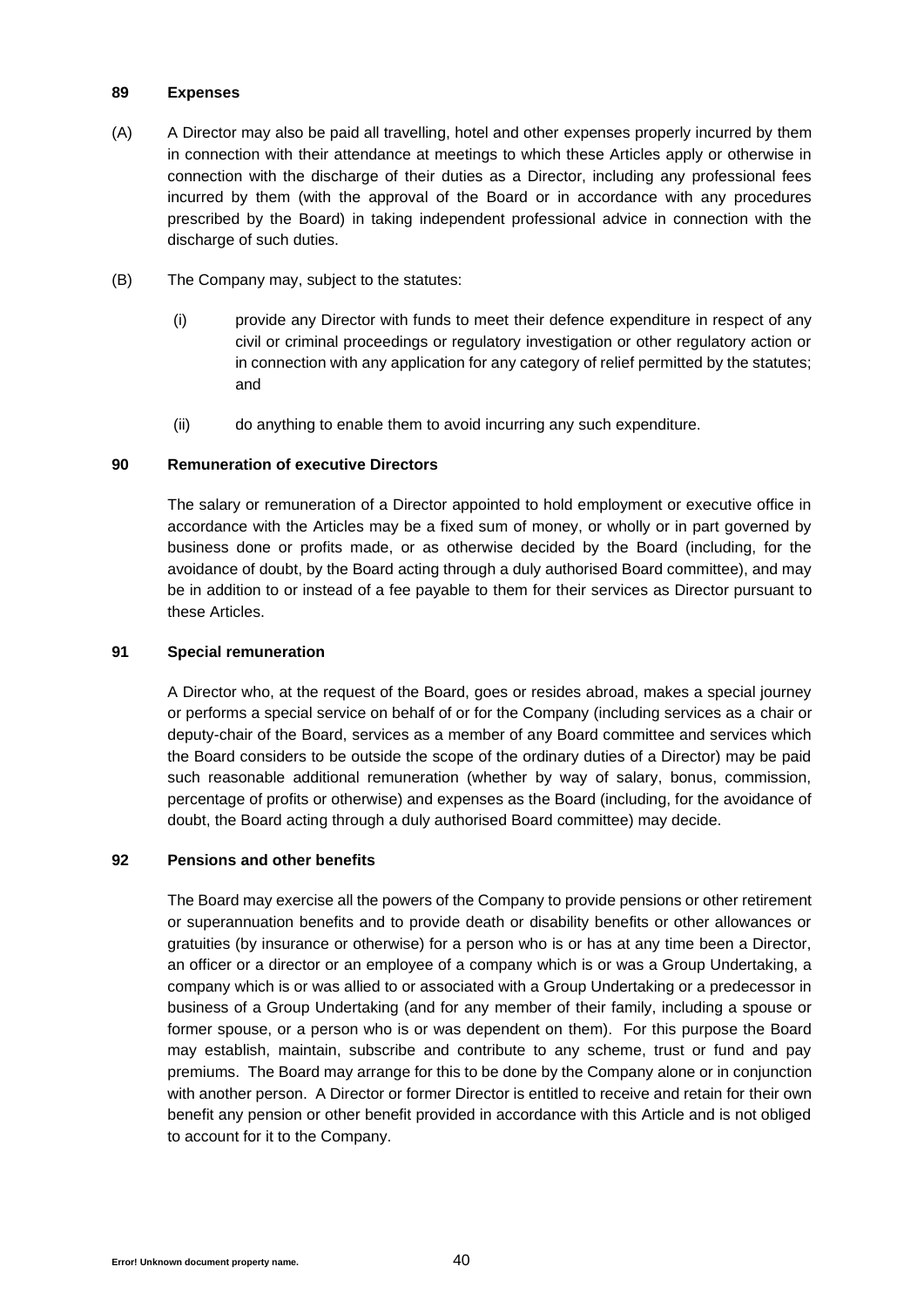### 89 Expenses

(A) A Director may also be paid all travelling, hotel and other expenses properly incurred by them in connection with their attendance at meetings to which these Articles apply or otherwise in connection with the discharge of their duties as a Director, including any professional fees incurred by them (with the approval of the Board or in accordance with any procedures prescribed by the Board) in taking independent professional advice in connection with the discharge of such duties.

(B) The Company may, subject to the statutes:

(i) provide any Director with funds to meet their defence expenditure in respect of any civil or criminal proceedings or regulatory investigation or other regulatory action or in connection with any application for any category of relief permitted by the statutes; and

(ii) do anything to enable them to avoid incurring any such expenditure.

### 90 Remuneration of executive Directors

The salary or remuneration of a Director appointed to hold employment or executive office in accordance with the Articles may be a fixed sum of money, or wholly or in part governed by business done or profits made, or as otherwise decided by the Board (including, for the avoidance of doubt, by the Board acting through a duly authorised Board committee), and may be in addition to or instead of a fee payable to them for their services as Director pursuant to these Articles.

### 91 Special remuneration

A Director who, at the request of the Board, goes or resides abroad, makes a special journey or performs a special service on behalf of or for the Company (including services as a chair or deputy-chair of the Board, services as a member of any Board committee and services which the Board considers to be outside the scope of the ordinary duties of a Director) may be paid such reasonable additional remuneration (whether by way of salary, bonus, commission, percentage of profits or otherwise) and expenses as the Board (including, for the avoidance of doubt, the Board acting through a duly authorised Board committee) may decide.

### 92 Pensions and other benefits

The Board may exercise all the powers of the Company to provide pensions or other retirement or superannuation benefits and to provide death or disability benefits or other allowances or gratuities (by insurance or otherwise) for a person who is or has at any time been a Director, an officer or a director or an employee of a company which is or was a Group Undertaking, a company which is or was allied to or associated with a Group Undertaking or a predecessor in business of a Group Undertaking (and for any member of their family, including a spouse or former spouse, or a person who is or was dependent on them). For this purpose the Board may establish, maintain, subscribe and contribute to any scheme, trust or fund and pay premiums. The Board may arrange for this to be done by the Company alone or in conjunction with another person. A Director or former Director is entitled to receive and retain for their own benefit any pension or other benefit provided in accordance with this Article and is not obliged to account for it to the Company.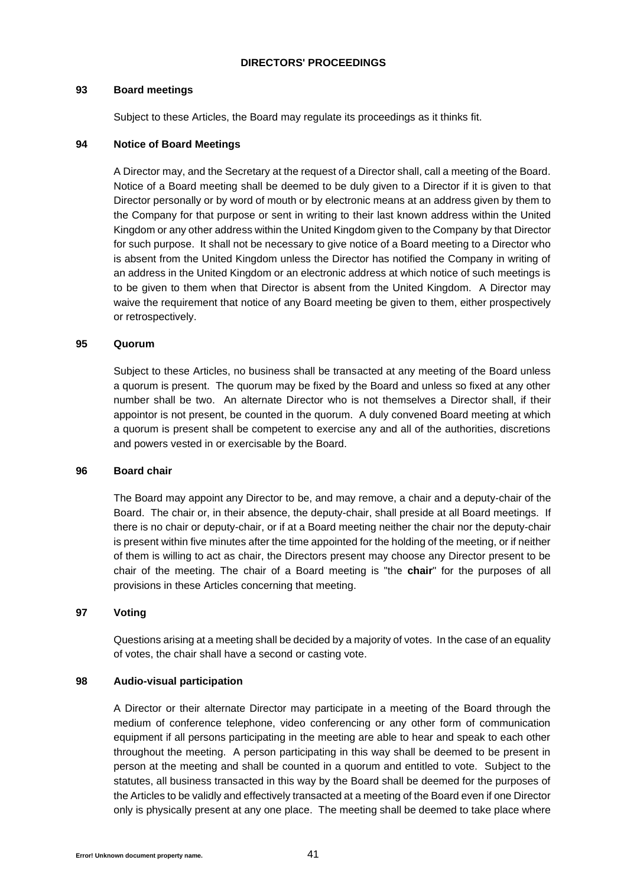## DIRECTORS' PROCEEDINGS

### 93 Board meetings

Subject to these Articles, the Board may regulate its proceedings as it thinks fit.

### 94 Notice of Board Meetings

A Director may, and the Secretary at the request of a Director shall, call a meeting of the Board. Notice of a Board meeting shall be deemed to be duly given to a Director if it is given to that Director personally or by word of mouth or by electronic means at an address given by them to the Company for that purpose or sent in writing to their last known address within the United Kingdom or any other address within the United Kingdom given to the Company by that Director for such purpose. It shall not be necessary to give notice of a Board meeting to a Director who is absent from the United Kingdom unless the Director has notified the Company in writing of an address in the United Kingdom or an electronic address at which notice of such meetings is to be given to them when that Director is absent from the United Kingdom. A Director may waive the requirement that notice of any Board meeting be given to them, either prospectively or retrospectively.

### 95 Quorum

Subject to these Articles, no business shall be transacted at any meeting of the Board unless a quorum is present. The quorum may be fixed by the Board and unless so fixed at any other number shall be two. An alternate Director who is not themselves a Director shall, if their appointor is not present, be counted in the quorum. A duly convened Board meeting at which a quorum is present shall be competent to exercise any and all of the authorities, discretions and powers vested in or exercisable by the Board.

### 96 Board chair

The Board may appoint any Director to be, and may remove, a chair and a deputy-chair of the Board. The chair or, in their absence, the deputy-chair, shall preside at all Board meetings. If there is no chair or deputy-chair, or if at a Board meeting neither the chair nor the deputy-chair is present within five minutes after the time appointed for the holding of the meeting, or if neither of them is willing to act as chair, the Directors present may choose any Director present to be chair of the meeting. The chair of a Board meeting is "the **chair**" for the purposes of all provisions in these Articles concerning that meeting.

### 97 Voting

Questions arising at a meeting shall be decided by a majority of votes. In the case of an equality of votes, the chair shall have a second or casting vote.

### 98 Audio-visual participation

A Director or their alternate Director may participate in a meeting of the Board through the medium of conference telephone, video conferencing or any other form of communication equipment if all persons participating in the meeting are able to hear and speak to each other throughout the meeting. A person participating in this way shall be deemed to be present in person at the meeting and shall be counted in a quorum and entitled to vote. Subject to the statutes, all business transacted in this way by the Board shall be deemed for the purposes of the Articles to be validly and effectively transacted at a meeting of the Board even if one Director only is physically present at any one place. The meeting shall be deemed to take place where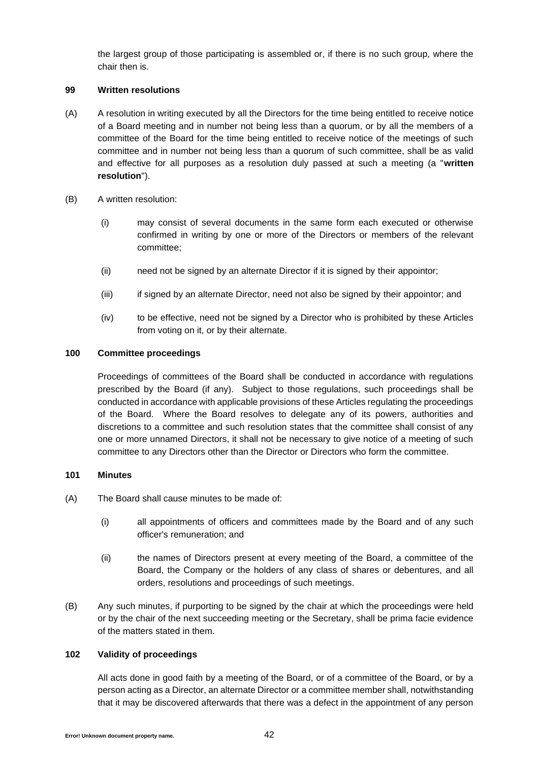the largest group of those participating is assembled or, if there is no such group, where the chair then is.

**99 Written resolutions**

(A) A resolution in writing executed by all the Directors for the time being entitled to receive notice of a Board meeting and in number not being less than a quorum, or by all the members of a committee of the Board for the time being entitled to receive notice of the meetings of such committee and in number not being less than a quorum of such committee, shall be as valid and effective for all purposes as a resolution duly passed at such a meeting (a "**written resolution**").

(B) A written resolution:

(i) may consist of several documents in the same form each executed or otherwise confirmed in writing by one or more of the Directors or members of the relevant committee;

(ii) need not be signed by an alternate Director if it is signed by their appointor;

(iii) if signed by an alternate Director, need not also be signed by their appointor; and

(iv) to be effective, need not be signed by a Director who is prohibited by these Articles from voting on it, or by their alternate.

**100 Committee proceedings**

Proceedings of committees of the Board shall be conducted in accordance with regulations prescribed by the Board (if any). Subject to those regulations, such proceedings shall be conducted in accordance with applicable provisions of these Articles regulating the proceedings of the Board. Where the Board resolves to delegate any of its powers, authorities and discretions to a committee and such resolution states that the committee shall consist of any one or more unnamed Directors, it shall not be necessary to give notice of a meeting of such committee to any Directors other than the Director or Directors who form the committee.

**101 Minutes**

(A) The Board shall cause minutes to be made of:

(i) all appointments of officers and committees made by the Board and of any such officer's remuneration; and

(ii) the names of Directors present at every meeting of the Board, a committee of the Board, the Company or the holders of any class of shares or debentures, and all orders, resolutions and proceedings of such meetings.

(B) Any such minutes, if purporting to be signed by the chair at which the proceedings were held or by the chair of the next succeeding meeting or the Secretary, shall be prima facie evidence of the matters stated in them.

**102 Validity of proceedings**

All acts done in good faith by a meeting of the Board, or of a committee of the Board, or by a person acting as a Director, an alternate Director or a committee member shall, notwithstanding that it may be discovered afterwards that there was a defect in the appointment of any person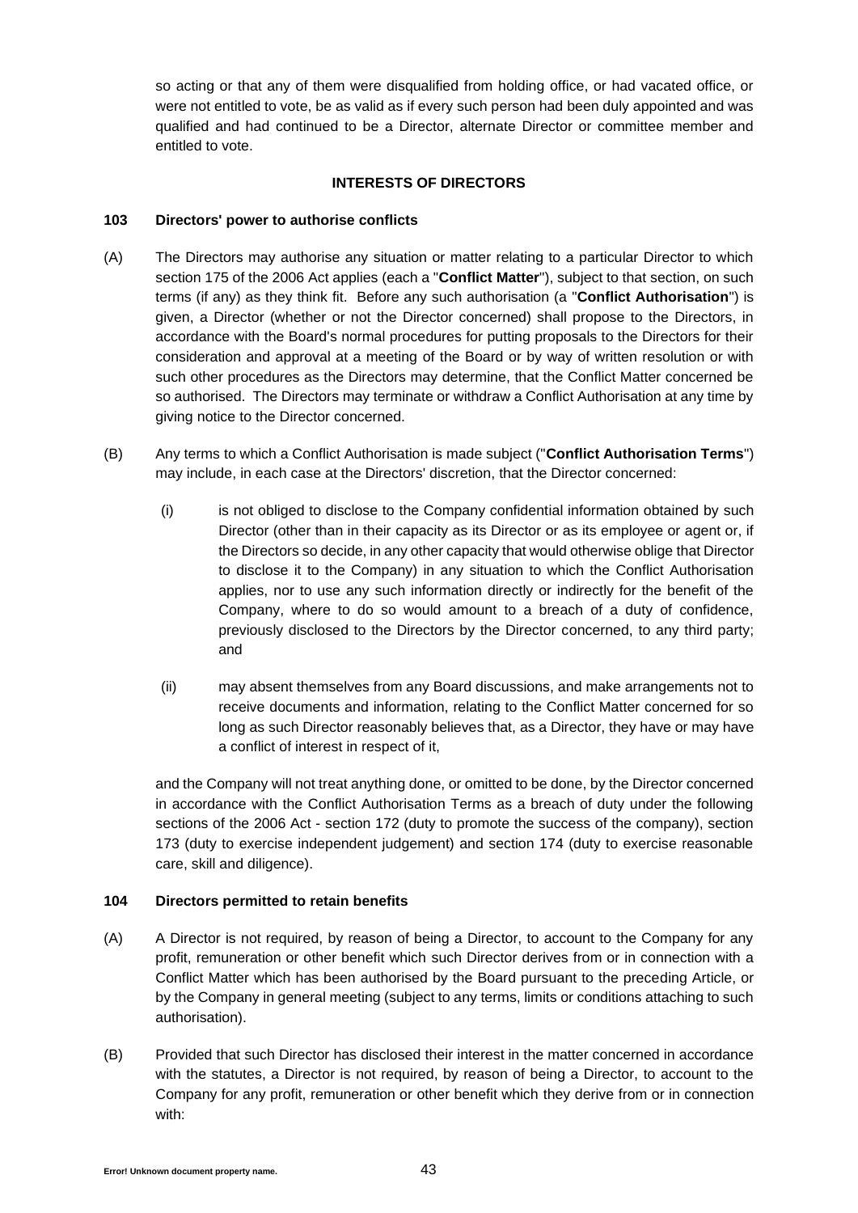so acting or that any of them were disqualified from holding office, or had vacated office, or were not entitled to vote, be as valid as if every such person had been duly appointed and was qualified and had continued to be a Director, alternate Director or committee member and entitled to vote.

## INTERESTS OF DIRECTORS

### 103 Directors' power to authorise conflicts

(A) The Directors may authorise any situation or matter relating to a particular Director to which section 175 of the 2006 Act applies (each a "**Conflict Matter**"), subject to that section, on such terms (if any) as they think fit. Before any such authorisation (a "**Conflict Authorisation**") is given, a Director (whether or not the Director concerned) shall propose to the Directors, in accordance with the Board's normal procedures for putting proposals to the Directors for their consideration and approval at a meeting of the Board or by way of written resolution or with such other procedures as the Directors may determine, that the Conflict Matter concerned be so authorised. The Directors may terminate or withdraw a Conflict Authorisation at any time by giving notice to the Director concerned.

(B) Any terms to which a Conflict Authorisation is made subject ("**Conflict Authorisation Terms**") may include, in each case at the Directors' discretion, that the Director concerned:

(i) is not obliged to disclose to the Company confidential information obtained by such Director (other than in their capacity as its Director or as its employee or agent or, if the Directors so decide, in any other capacity that would otherwise oblige that Director to disclose it to the Company) in any situation to which the Conflict Authorisation applies, nor to use any such information directly or indirectly for the benefit of the Company, where to do so would amount to a breach of a duty of confidence, previously disclosed to the Directors by the Director concerned, to any third party; and

(ii) may absent themselves from any Board discussions, and make arrangements not to receive documents and information, relating to the Conflict Matter concerned for so long as such Director reasonably believes that, as a Director, they have or may have a conflict of interest in respect of it,

and the Company will not treat anything done, or omitted to be done, by the Director concerned in accordance with the Conflict Authorisation Terms as a breach of duty under the following sections of the 2006 Act - section 172 (duty to promote the success of the company), section 173 (duty to exercise independent judgement) and section 174 (duty to exercise reasonable care, skill and diligence).

### 104 Directors permitted to retain benefits

(A) A Director is not required, by reason of being a Director, to account to the Company for any profit, remuneration or other benefit which such Director derives from or in connection with a Conflict Matter which has been authorised by the Board pursuant to the preceding Article, or by the Company in general meeting (subject to any terms, limits or conditions attaching to such authorisation).

(B) Provided that such Director has disclosed their interest in the matter concerned in accordance with the statutes, a Director is not required, by reason of being a Director, to account to the Company for any profit, remuneration or other benefit which they derive from or in connection with: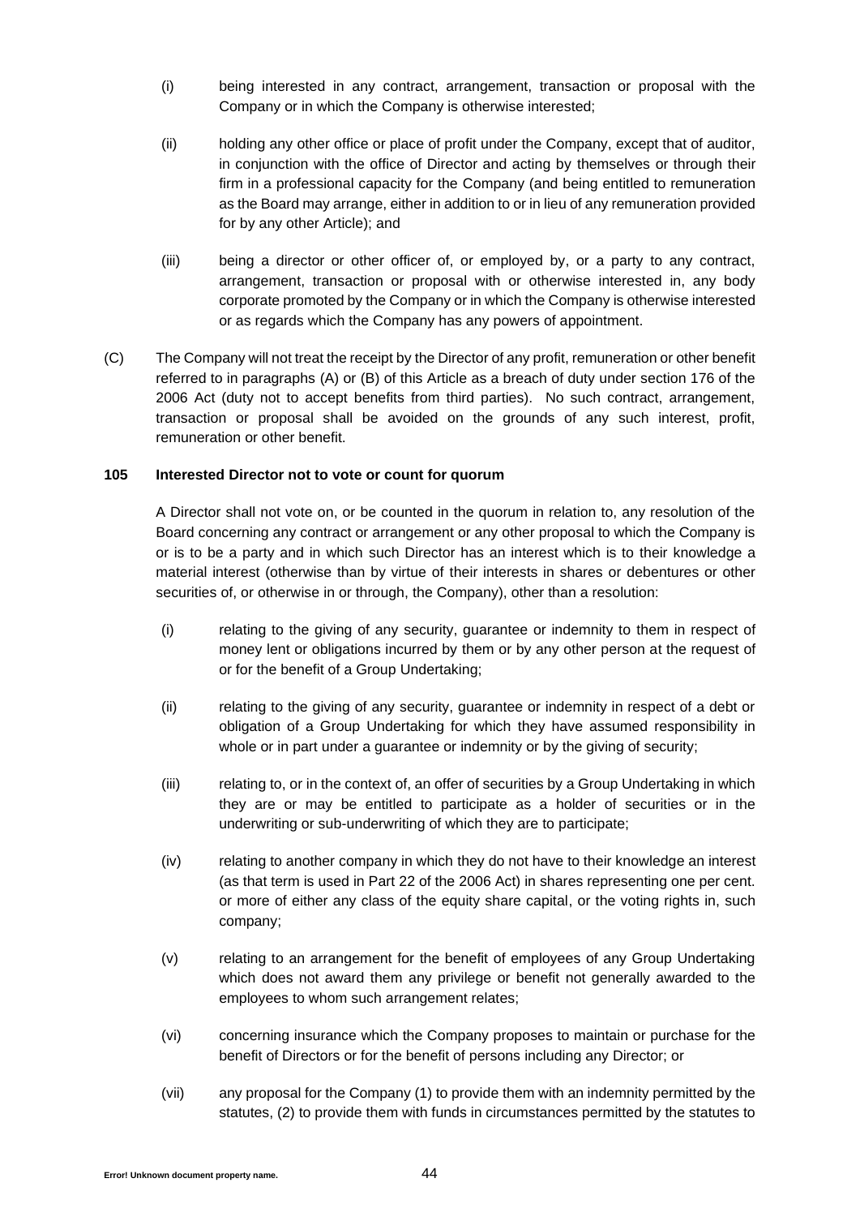(i) being interested in any contract, arrangement, transaction or proposal with the Company or in which the Company is otherwise interested;

(ii) holding any other office or place of profit under the Company, except that of auditor, in conjunction with the office of Director and acting by themselves or through their firm in a professional capacity for the Company (and being entitled to remuneration as the Board may arrange, either in addition to or in lieu of any remuneration provided for by any other Article); and

(iii) being a director or other officer of, or employed by, or a party to any contract, arrangement, transaction or proposal with or otherwise interested in, any body corporate promoted by the Company or in which the Company is otherwise interested or as regards which the Company has any powers of appointment.

(C) The Company will not treat the receipt by the Director of any profit, remuneration or other benefit referred to in paragraphs (A) or (B) of this Article as a breach of duty under section 176 of the 2006 Act (duty not to accept benefits from third parties). No such contract, arrangement, transaction or proposal shall be avoided on the grounds of any such interest, profit, remuneration or other benefit.

**105 Interested Director not to vote or count for quorum**

A Director shall not vote on, or be counted in the quorum in relation to, any resolution of the Board concerning any contract or arrangement or any other proposal to which the Company is or is to be a party and in which such Director has an interest which is to their knowledge a material interest (otherwise than by virtue of their interests in shares or debentures or other securities of, or otherwise in or through, the Company), other than a resolution:

(i) relating to the giving of any security, guarantee or indemnity to them in respect of money lent or obligations incurred by them or by any other person at the request of or for the benefit of a Group Undertaking;

(ii) relating to the giving of any security, guarantee or indemnity in respect of a debt or obligation of a Group Undertaking for which they have assumed responsibility in whole or in part under a guarantee or indemnity or by the giving of security;

(iii) relating to, or in the context of, an offer of securities by a Group Undertaking in which they are or may be entitled to participate as a holder of securities or in the underwriting or sub-underwriting of which they are to participate;

(iv) relating to another company in which they do not have to their knowledge an interest (as that term is used in Part 22 of the 2006 Act) in shares representing one per cent. or more of either any class of the equity share capital, or the voting rights in, such company;

(v) relating to an arrangement for the benefit of employees of any Group Undertaking which does not award them any privilege or benefit not generally awarded to the employees to whom such arrangement relates;

(vi) concerning insurance which the Company proposes to maintain or purchase for the benefit of Directors or for the benefit of persons including any Director; or

(vii) any proposal for the Company (1) to provide them with an indemnity permitted by the statutes, (2) to provide them with funds in circumstances permitted by the statutes to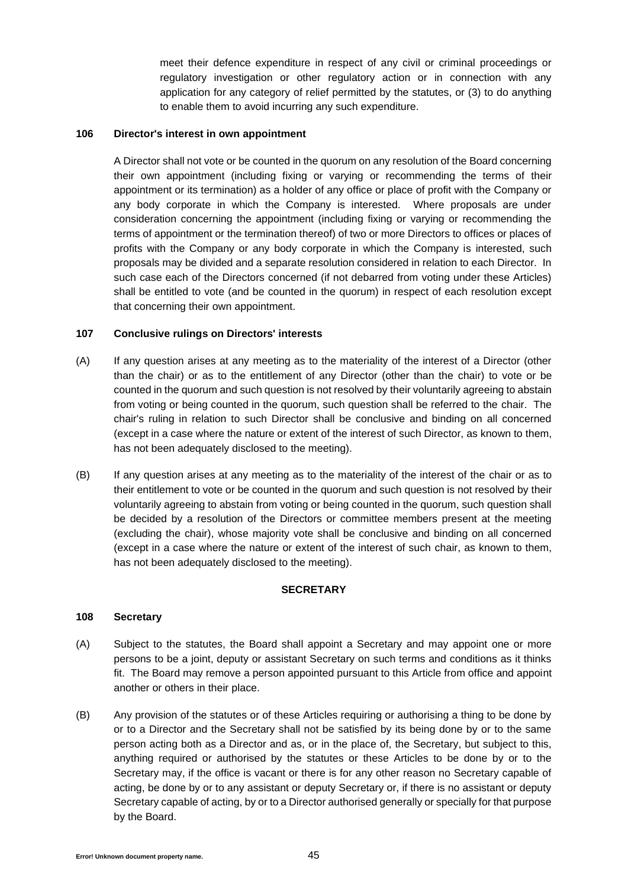meet their defence expenditure in respect of any civil or criminal proceedings or regulatory investigation or other regulatory action or in connection with any application for any category of relief permitted by the statutes, or (3) to do anything to enable them to avoid incurring any such expenditure.

**106 Director's interest in own appointment**

A Director shall not vote or be counted in the quorum on any resolution of the Board concerning their own appointment (including fixing or varying or recommending the terms of their appointment or its termination) as a holder of any office or place of profit with the Company or any body corporate in which the Company is interested. Where proposals are under consideration concerning the appointment (including fixing or varying or recommending the terms of appointment or the termination thereof) of two or more Directors to offices or places of profits with the Company or any body corporate in which the Company is interested, such proposals may be divided and a separate resolution considered in relation to each Director. In such case each of the Directors concerned (if not debarred from voting under these Articles) shall be entitled to vote (and be counted in the quorum) in respect of each resolution except that concerning their own appointment.

**107 Conclusive rulings on Directors' interests**

(A) If any question arises at any meeting as to the materiality of the interest of a Director (other than the chair) or as to the entitlement of any Director (other than the chair) to vote or be counted in the quorum and such question is not resolved by their voluntarily agreeing to abstain from voting or being counted in the quorum, such question shall be referred to the chair. The chair's ruling in relation to such Director shall be conclusive and binding on all concerned (except in a case where the nature or extent of the interest of such Director, as known to them, has not been adequately disclosed to the meeting).

(B) If any question arises at any meeting as to the materiality of the interest of the chair or as to their entitlement to vote or be counted in the quorum and such question is not resolved by their voluntarily agreeing to abstain from voting or being counted in the quorum, such question shall be decided by a resolution of the Directors or committee members present at the meeting (excluding the chair), whose majority vote shall be conclusive and binding on all concerned (except in a case where the nature or extent of the interest of such chair, as known to them, has not been adequately disclosed to the meeting).

## SECRETARY

**108 Secretary**

(A) Subject to the statutes, the Board shall appoint a Secretary and may appoint one or more persons to be a joint, deputy or assistant Secretary on such terms and conditions as it thinks fit. The Board may remove a person appointed pursuant to this Article from office and appoint another or others in their place.

(B) Any provision of the statutes or of these Articles requiring or authorising a thing to be done by or to a Director and the Secretary shall not be satisfied by its being done by or to the same person acting both as a Director and as, or in the place of, the Secretary, but subject to this, anything required or authorised by the statutes or these Articles to be done by or to the Secretary may, if the office is vacant or there is for any other reason no Secretary capable of acting, be done by or to any assistant or deputy Secretary or, if there is no assistant or deputy Secretary capable of acting, by or to a Director authorised generally or specially for that purpose by the Board.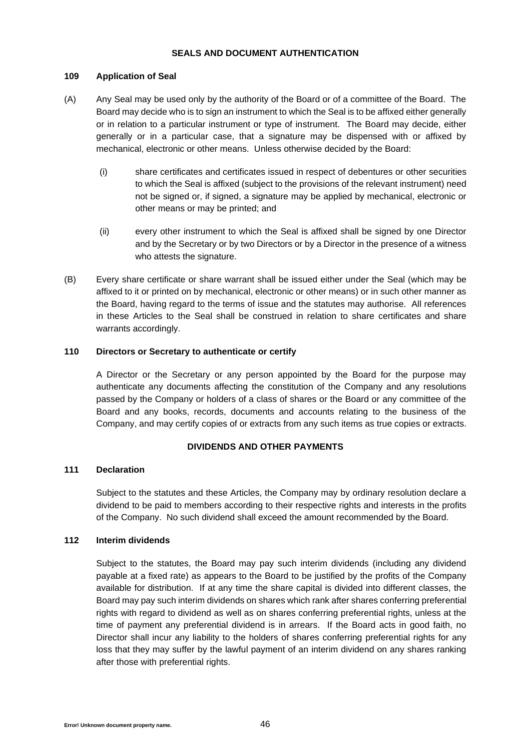## SEALS AND DOCUMENT AUTHENTICATION

### 109 Application of Seal

(A) Any Seal may be used only by the authority of the Board or of a committee of the Board. The Board may decide who is to sign an instrument to which the Seal is to be affixed either generally or in relation to a particular instrument or type of instrument. The Board may decide, either generally or in a particular case, that a signature may be dispensed with or affixed by mechanical, electronic or other means. Unless otherwise decided by the Board:

(i) share certificates and certificates issued in respect of debentures or other securities to which the Seal is affixed (subject to the provisions of the relevant instrument) need not be signed or, if signed, a signature may be applied by mechanical, electronic or other means or may be printed; and

(ii) every other instrument to which the Seal is affixed shall be signed by one Director and by the Secretary or by two Directors or by a Director in the presence of a witness who attests the signature.

(B) Every share certificate or share warrant shall be issued either under the Seal (which may be affixed to it or printed on by mechanical, electronic or other means) or in such other manner as the Board, having regard to the terms of issue and the statutes may authorise. All references in these Articles to the Seal shall be construed in relation to share certificates and share warrants accordingly.

### 110 Directors or Secretary to authenticate or certify

A Director or the Secretary or any person appointed by the Board for the purpose may authenticate any documents affecting the constitution of the Company and any resolutions passed by the Company or holders of a class of shares or the Board or any committee of the Board and any books, records, documents and accounts relating to the business of the Company, and may certify copies of or extracts from any such items as true copies or extracts.

## DIVIDENDS AND OTHER PAYMENTS

### 111 Declaration

Subject to the statutes and these Articles, the Company may by ordinary resolution declare a dividend to be paid to members according to their respective rights and interests in the profits of the Company. No such dividend shall exceed the amount recommended by the Board.

### 112 Interim dividends

Subject to the statutes, the Board may pay such interim dividends (including any dividend payable at a fixed rate) as appears to the Board to be justified by the profits of the Company available for distribution. If at any time the share capital is divided into different classes, the Board may pay such interim dividends on shares which rank after shares conferring preferential rights with regard to dividend as well as on shares conferring preferential rights, unless at the time of payment any preferential dividend is in arrears. If the Board acts in good faith, no Director shall incur any liability to the holders of shares conferring preferential rights for any loss that they may suffer by the lawful payment of an interim dividend on any shares ranking after those with preferential rights.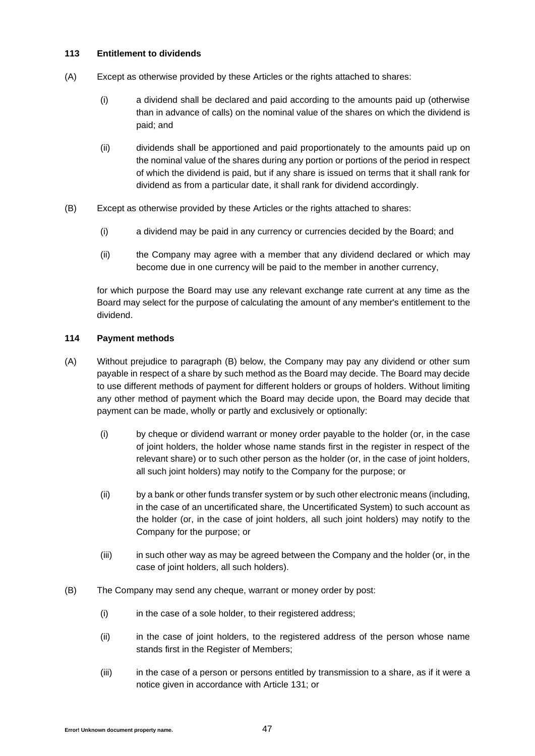**113 Entitlement to dividends**

(A) Except as otherwise provided by these Articles or the rights attached to shares:

(i) a dividend shall be declared and paid according to the amounts paid up (otherwise than in advance of calls) on the nominal value of the shares on which the dividend is paid; and

(ii) dividends shall be apportioned and paid proportionately to the amounts paid up on the nominal value of the shares during any portion or portions of the period in respect of which the dividend is paid, but if any share is issued on terms that it shall rank for dividend as from a particular date, it shall rank for dividend accordingly.

(B) Except as otherwise provided by these Articles or the rights attached to shares:

(i) a dividend may be paid in any currency or currencies decided by the Board; and

(ii) the Company may agree with a member that any dividend declared or which may become due in one currency will be paid to the member in another currency,

for which purpose the Board may use any relevant exchange rate current at any time as the Board may select for the purpose of calculating the amount of any member's entitlement to the dividend.

**114 Payment methods**

(A) Without prejudice to paragraph (B) below, the Company may pay any dividend or other sum payable in respect of a share by such method as the Board may decide. The Board may decide to use different methods of payment for different holders or groups of holders. Without limiting any other method of payment which the Board may decide upon, the Board may decide that payment can be made, wholly or partly and exclusively or optionally:

(i) by cheque or dividend warrant or money order payable to the holder (or, in the case of joint holders, the holder whose name stands first in the register in respect of the relevant share) or to such other person as the holder (or, in the case of joint holders, all such joint holders) may notify to the Company for the purpose; or

(ii) by a bank or other funds transfer system or by such other electronic means (including, in the case of an uncertificated share, the Uncertificated System) to such account as the holder (or, in the case of joint holders, all such joint holders) may notify to the Company for the purpose; or

(iii) in such other way as may be agreed between the Company and the holder (or, in the case of joint holders, all such holders).

(B) The Company may send any cheque, warrant or money order by post:

(i) in the case of a sole holder, to their registered address;

(ii) in the case of joint holders, to the registered address of the person whose name stands first in the Register of Members;

(iii) in the case of a person or persons entitled by transmission to a share, as if it were a notice given in accordance with Article 131; or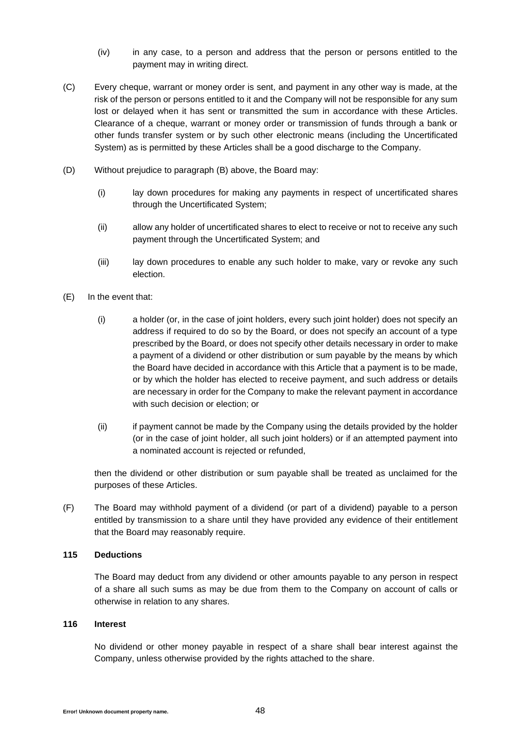(iv) in any case, to a person and address that the person or persons entitled to the payment may in writing direct.

(C) Every cheque, warrant or money order is sent, and payment in any other way is made, at the risk of the person or persons entitled to it and the Company will not be responsible for any sum lost or delayed when it has sent or transmitted the sum in accordance with these Articles. Clearance of a cheque, warrant or money order or transmission of funds through a bank or other funds transfer system or by such other electronic means (including the Uncertificated System) as is permitted by these Articles shall be a good discharge to the Company.

(D) Without prejudice to paragraph (B) above, the Board may:

(i) lay down procedures for making any payments in respect of uncertificated shares through the Uncertificated System;

(ii) allow any holder of uncertificated shares to elect to receive or not to receive any such payment through the Uncertificated System; and

(iii) lay down procedures to enable any such holder to make, vary or revoke any such election.

(E) In the event that:

(i) a holder (or, in the case of joint holders, every such joint holder) does not specify an address if required to do so by the Board, or does not specify an account of a type prescribed by the Board, or does not specify other details necessary in order to make a payment of a dividend or other distribution or sum payable by the means by which the Board have decided in accordance with this Article that a payment is to be made, or by which the holder has elected to receive payment, and such address or details are necessary in order for the Company to make the relevant payment in accordance with such decision or election; or

(ii) if payment cannot be made by the Company using the details provided by the holder (or in the case of joint holder, all such joint holders) or if an attempted payment into a nominated account is rejected or refunded,

then the dividend or other distribution or sum payable shall be treated as unclaimed for the purposes of these Articles.

(F) The Board may withhold payment of a dividend (or part of a dividend) payable to a person entitled by transmission to a share until they have provided any evidence of their entitlement that the Board may reasonably require.

**115 Deductions**

The Board may deduct from any dividend or other amounts payable to any person in respect of a share all such sums as may be due from them to the Company on account of calls or otherwise in relation to any shares.

**116 Interest**

No dividend or other money payable in respect of a share shall bear interest against the Company, unless otherwise provided by the rights attached to the share.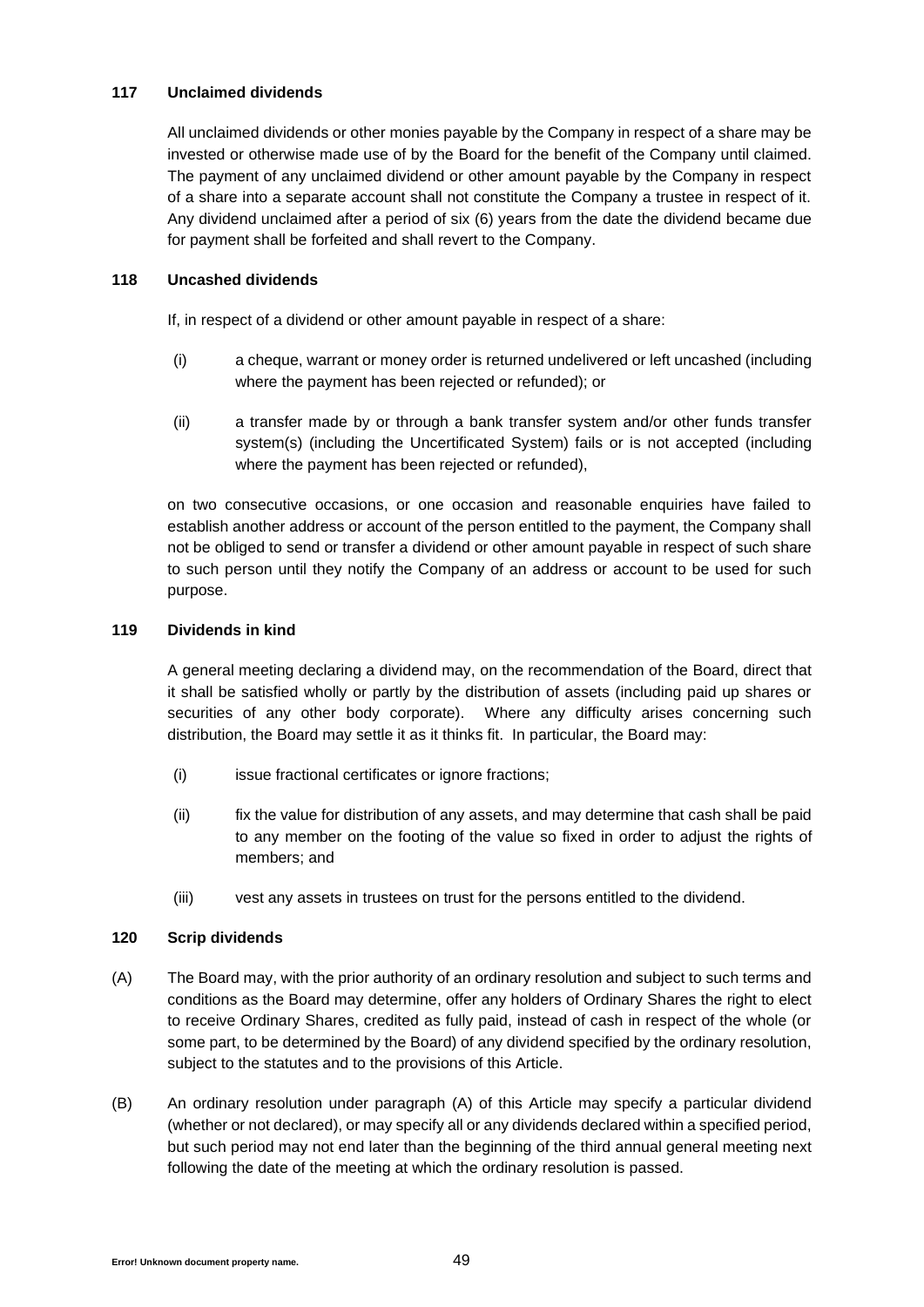### 117 Unclaimed dividends

All unclaimed dividends or other monies payable by the Company in respect of a share may be invested or otherwise made use of by the Board for the benefit of the Company until claimed. The payment of any unclaimed dividend or other amount payable by the Company in respect of a share into a separate account shall not constitute the Company a trustee in respect of it. Any dividend unclaimed after a period of six (6) years from the date the dividend became due for payment shall be forfeited and shall revert to the Company.

### 118 Uncashed dividends

If, in respect of a dividend or other amount payable in respect of a share:

(i) a cheque, warrant or money order is returned undelivered or left uncashed (including where the payment has been rejected or refunded); or

(ii) a transfer made by or through a bank transfer system and/or other funds transfer system(s) (including the Uncertificated System) fails or is not accepted (including where the payment has been rejected or refunded),

on two consecutive occasions, or one occasion and reasonable enquiries have failed to establish another address or account of the person entitled to the payment, the Company shall not be obliged to send or transfer a dividend or other amount payable in respect of such share to such person until they notify the Company of an address or account to be used for such purpose.

### 119 Dividends in kind

A general meeting declaring a dividend may, on the recommendation of the Board, direct that it shall be satisfied wholly or partly by the distribution of assets (including paid up shares or securities of any other body corporate). Where any difficulty arises concerning such distribution, the Board may settle it as it thinks fit. In particular, the Board may:

(i) issue fractional certificates or ignore fractions;

(ii) fix the value for distribution of any assets, and may determine that cash shall be paid to any member on the footing of the value so fixed in order to adjust the rights of members; and

(iii) vest any assets in trustees on trust for the persons entitled to the dividend.

### 120 Scrip dividends

(A) The Board may, with the prior authority of an ordinary resolution and subject to such terms and conditions as the Board may determine, offer any holders of Ordinary Shares the right to elect to receive Ordinary Shares, credited as fully paid, instead of cash in respect of the whole (or some part, to be determined by the Board) of any dividend specified by the ordinary resolution, subject to the statutes and to the provisions of this Article.

(B) An ordinary resolution under paragraph (A) of this Article may specify a particular dividend (whether or not declared), or may specify all or any dividends declared within a specified period, but such period may not end later than the beginning of the third annual general meeting next following the date of the meeting at which the ordinary resolution is passed.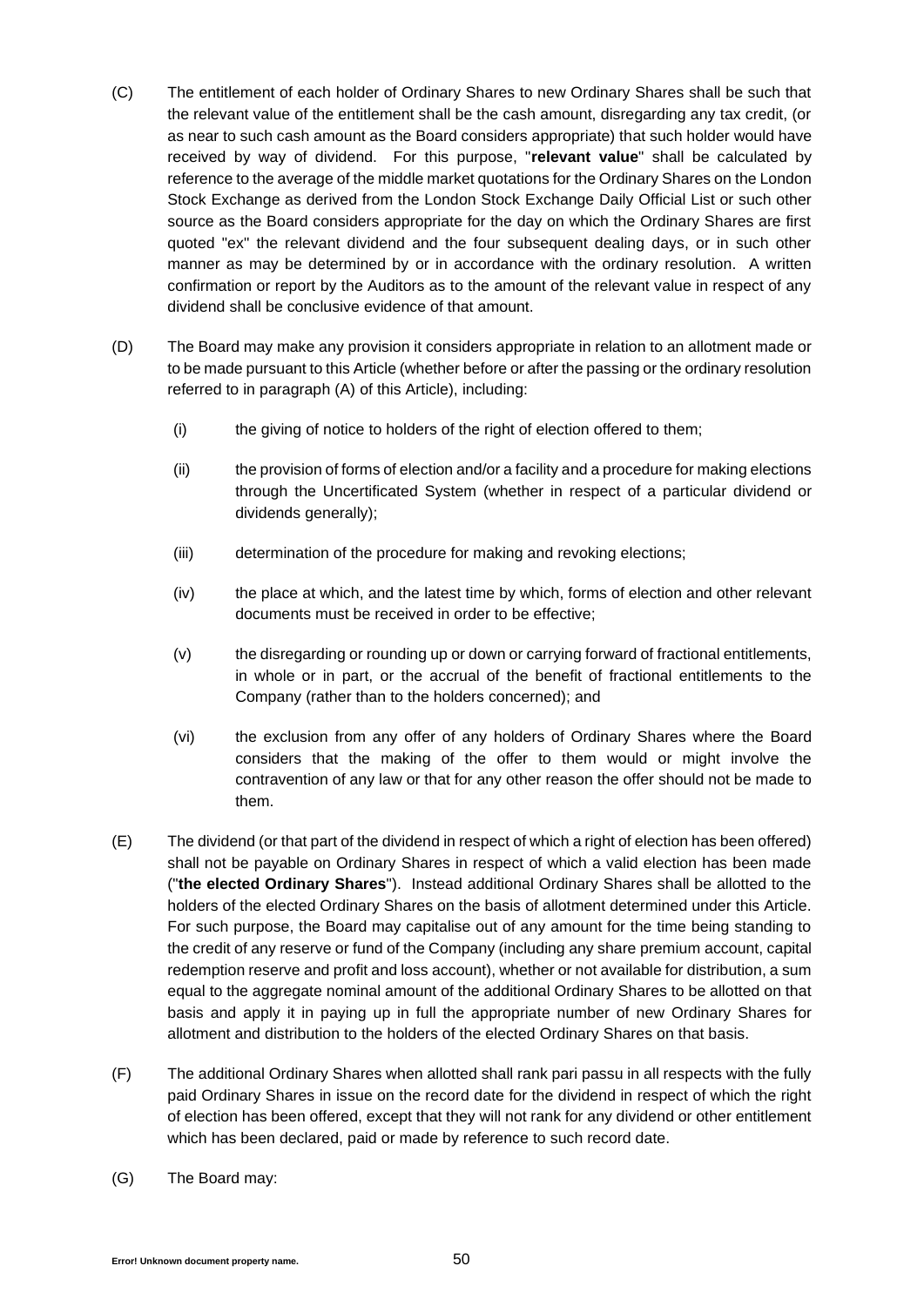(C) The entitlement of each holder of Ordinary Shares to new Ordinary Shares shall be such that the relevant value of the entitlement shall be the cash amount, disregarding any tax credit, (or as near to such cash amount as the Board considers appropriate) that such holder would have received by way of dividend. For this purpose, "**relevant value**" shall be calculated by reference to the average of the middle market quotations for the Ordinary Shares on the London Stock Exchange as derived from the London Stock Exchange Daily Official List or such other source as the Board considers appropriate for the day on which the Ordinary Shares are first quoted "ex" the relevant dividend and the four subsequent dealing days, or in such other manner as may be determined by or in accordance with the ordinary resolution. A written confirmation or report by the Auditors as to the amount of the relevant value in respect of any dividend shall be conclusive evidence of that amount.

(D) The Board may make any provision it considers appropriate in relation to an allotment made or to be made pursuant to this Article (whether before or after the passing or the ordinary resolution referred to in paragraph (A) of this Article), including:

(i) the giving of notice to holders of the right of election offered to them;

(ii) the provision of forms of election and/or a facility and a procedure for making elections through the Uncertificated System (whether in respect of a particular dividend or dividends generally);

(iii) determination of the procedure for making and revoking elections;

(iv) the place at which, and the latest time by which, forms of election and other relevant documents must be received in order to be effective;

(v) the disregarding or rounding up or down or carrying forward of fractional entitlements, in whole or in part, or the accrual of the benefit of fractional entitlements to the Company (rather than to the holders concerned); and

(vi) the exclusion from any offer of any holders of Ordinary Shares where the Board considers that the making of the offer to them would or might involve the contravention of any law or that for any other reason the offer should not be made to them.

(E) The dividend (or that part of the dividend in respect of which a right of election has been offered) shall not be payable on Ordinary Shares in respect of which a valid election has been made ("**the elected Ordinary Shares**"). Instead additional Ordinary Shares shall be allotted to the holders of the elected Ordinary Shares on the basis of allotment determined under this Article. For such purpose, the Board may capitalise out of any amount for the time being standing to the credit of any reserve or fund of the Company (including any share premium account, capital redemption reserve and profit and loss account), whether or not available for distribution, a sum equal to the aggregate nominal amount of the additional Ordinary Shares to be allotted on that basis and apply it in paying up in full the appropriate number of new Ordinary Shares for allotment and distribution to the holders of the elected Ordinary Shares on that basis.

(F) The additional Ordinary Shares when allotted shall rank pari passu in all respects with the fully paid Ordinary Shares in issue on the record date for the dividend in respect of which the right of election has been offered, except that they will not rank for any dividend or other entitlement which has been declared, paid or made by reference to such record date.

(G) The Board may: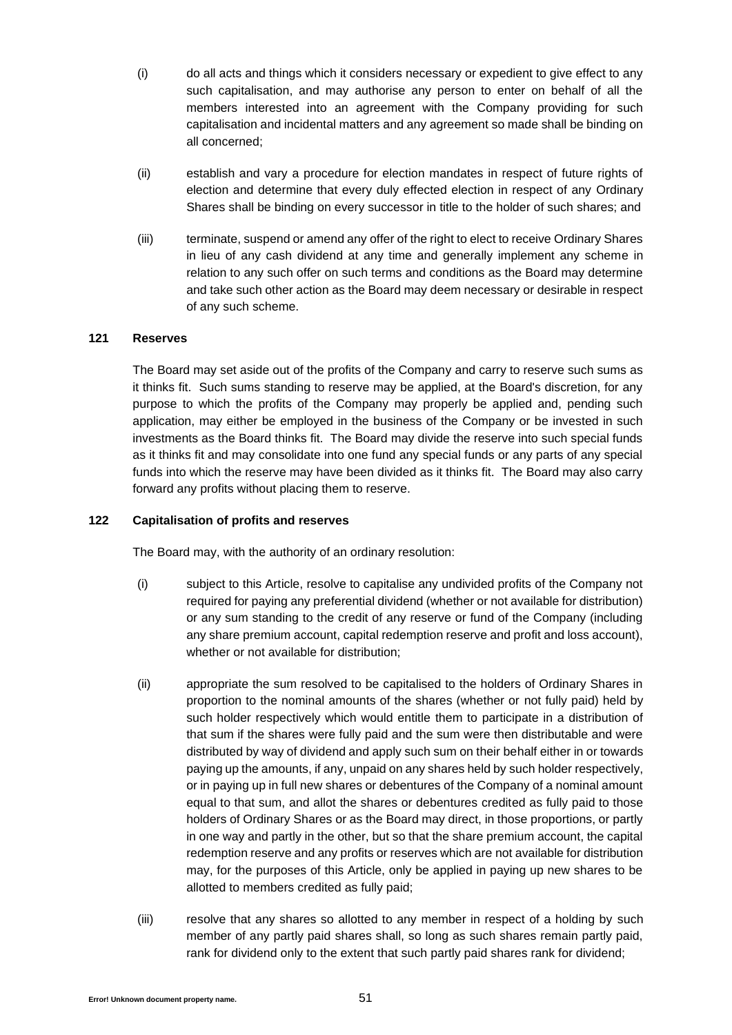(i) do all acts and things which it considers necessary or expedient to give effect to any such capitalisation, and may authorise any person to enter on behalf of all the members interested into an agreement with the Company providing for such capitalisation and incidental matters and any agreement so made shall be binding on all concerned;

(ii) establish and vary a procedure for election mandates in respect of future rights of election and determine that every duly effected election in respect of any Ordinary Shares shall be binding on every successor in title to the holder of such shares; and

(iii) terminate, suspend or amend any offer of the right to elect to receive Ordinary Shares in lieu of any cash dividend at any time and generally implement any scheme in relation to any such offer on such terms and conditions as the Board may determine and take such other action as the Board may deem necessary or desirable in respect of any such scheme.

**121 Reserves**

The Board may set aside out of the profits of the Company and carry to reserve such sums as it thinks fit. Such sums standing to reserve may be applied, at the Board's discretion, for any purpose to which the profits of the Company may properly be applied and, pending such application, may either be employed in the business of the Company or be invested in such investments as the Board thinks fit. The Board may divide the reserve into such special funds as it thinks fit and may consolidate into one fund any special funds or any parts of any special funds into which the reserve may have been divided as it thinks fit. The Board may also carry forward any profits without placing them to reserve.

**122 Capitalisation of profits and reserves**

The Board may, with the authority of an ordinary resolution:

(i) subject to this Article, resolve to capitalise any undivided profits of the Company not required for paying any preferential dividend (whether or not available for distribution) or any sum standing to the credit of any reserve or fund of the Company (including any share premium account, capital redemption reserve and profit and loss account), whether or not available for distribution;

(ii) appropriate the sum resolved to be capitalised to the holders of Ordinary Shares in proportion to the nominal amounts of the shares (whether or not fully paid) held by such holder respectively which would entitle them to participate in a distribution of that sum if the shares were fully paid and the sum were then distributable and were distributed by way of dividend and apply such sum on their behalf either in or towards paying up the amounts, if any, unpaid on any shares held by such holder respectively, or in paying up in full new shares or debentures of the Company of a nominal amount equal to that sum, and allot the shares or debentures credited as fully paid to those holders of Ordinary Shares or as the Board may direct, in those proportions, or partly in one way and partly in the other, but so that the share premium account, the capital redemption reserve and any profits or reserves which are not available for distribution may, for the purposes of this Article, only be applied in paying up new shares to be allotted to members credited as fully paid;

(iii) resolve that any shares so allotted to any member in respect of a holding by such member of any partly paid shares shall, so long as such shares remain partly paid, rank for dividend only to the extent that such partly paid shares rank for dividend;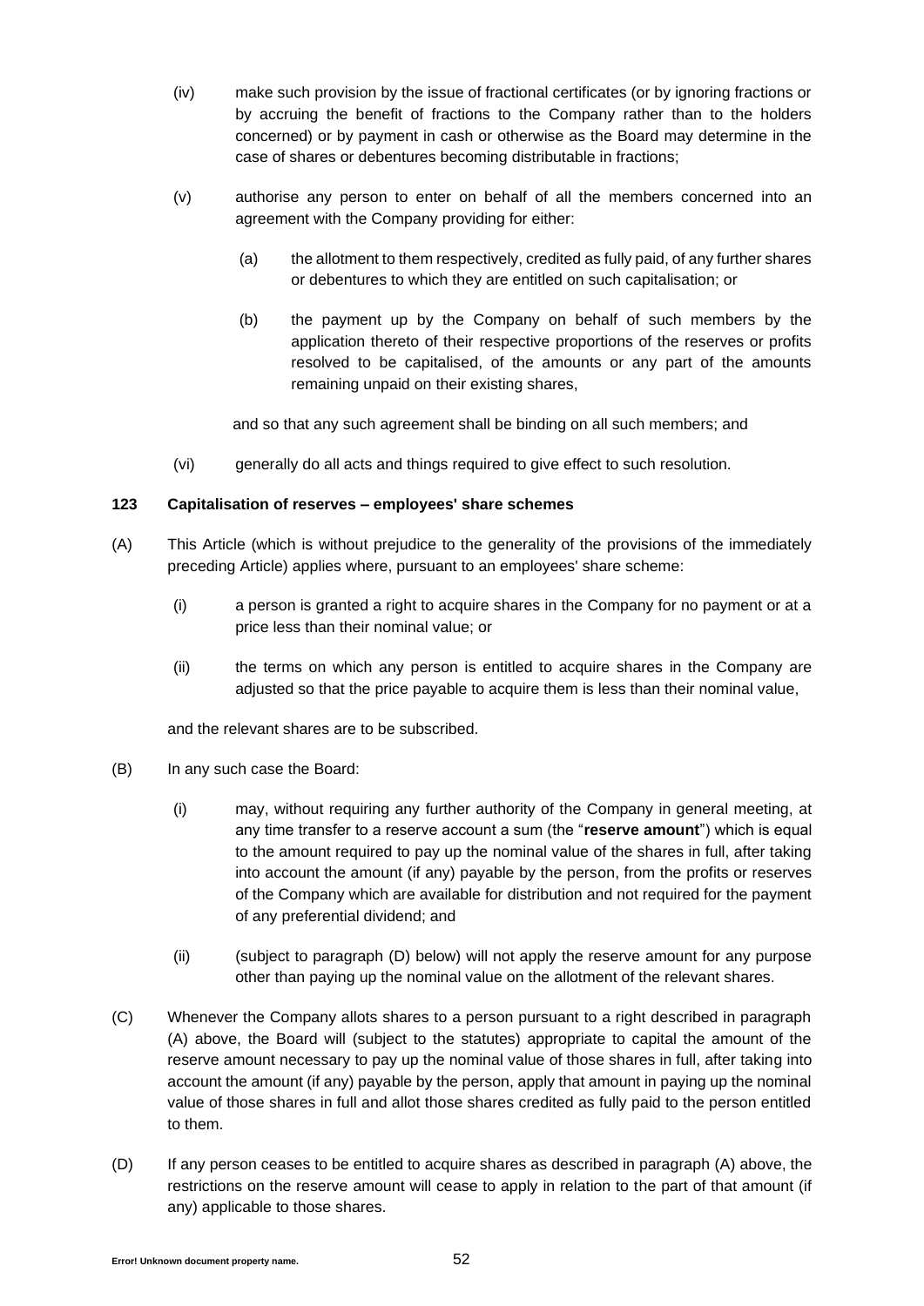(iv) make such provision by the issue of fractional certificates (or by ignoring fractions or by accruing the benefit of fractions to the Company rather than to the holders concerned) or by payment in cash or otherwise as the Board may determine in the case of shares or debentures becoming distributable in fractions;

(v) authorise any person to enter on behalf of all the members concerned into an agreement with the Company providing for either:

(a) the allotment to them respectively, credited as fully paid, of any further shares or debentures to which they are entitled on such capitalisation; or

(b) the payment up by the Company on behalf of such members by the application thereto of their respective proportions of the reserves or profits resolved to be capitalised, of the amounts or any part of the amounts remaining unpaid on their existing shares,

and so that any such agreement shall be binding on all such members; and

(vi) generally do all acts and things required to give effect to such resolution.

**123 Capitalisation of reserves – employees' share schemes**

(A) This Article (which is without prejudice to the generality of the provisions of the immediately preceding Article) applies where, pursuant to an employees' share scheme:

(i) a person is granted a right to acquire shares in the Company for no payment or at a price less than their nominal value; or

(ii) the terms on which any person is entitled to acquire shares in the Company are adjusted so that the price payable to acquire them is less than their nominal value,

and the relevant shares are to be subscribed.

(B) In any such case the Board:

(i) may, without requiring any further authority of the Company in general meeting, at any time transfer to a reserve account a sum (the "**reserve amount**") which is equal to the amount required to pay up the nominal value of the shares in full, after taking into account the amount (if any) payable by the person, from the profits or reserves of the Company which are available for distribution and not required for the payment of any preferential dividend; and

(ii) (subject to paragraph (D) below) will not apply the reserve amount for any purpose other than paying up the nominal value on the allotment of the relevant shares.

(C) Whenever the Company allots shares to a person pursuant to a right described in paragraph (A) above, the Board will (subject to the statutes) appropriate to capital the amount of the reserve amount necessary to pay up the nominal value of those shares in full, after taking into account the amount (if any) payable by the person, apply that amount in paying up the nominal value of those shares in full and allot those shares credited as fully paid to the person entitled to them.

(D) If any person ceases to be entitled to acquire shares as described in paragraph (A) above, the restrictions on the reserve amount will cease to apply in relation to the part of that amount (if any) applicable to those shares.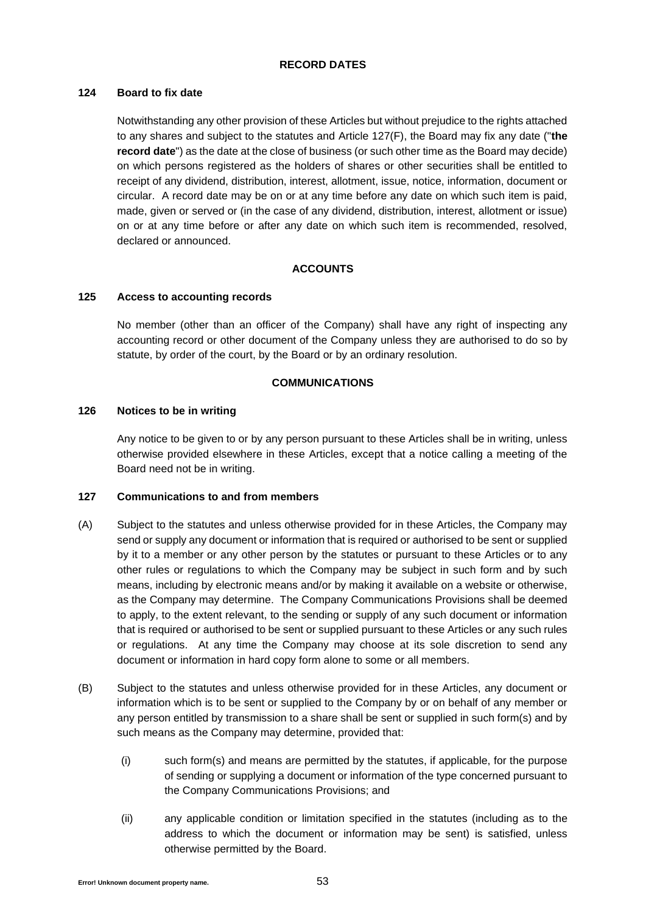## RECORD DATES

### 124 Board to fix date

Notwithstanding any other provision of these Articles but without prejudice to the rights attached to any shares and subject to the statutes and Article 127(F), the Board may fix any date ("**the record date**") as the date at the close of business (or such other time as the Board may decide) on which persons registered as the holders of shares or other securities shall be entitled to receipt of any dividend, distribution, interest, allotment, issue, notice, information, document or circular. A record date may be on or at any time before any date on which such item is paid, made, given or served or (in the case of any dividend, distribution, interest, allotment or issue) on or at any time before or after any date on which such item is recommended, resolved, declared or announced.

## ACCOUNTS

### 125 Access to accounting records

No member (other than an officer of the Company) shall have any right of inspecting any accounting record or other document of the Company unless they are authorised to do so by statute, by order of the court, by the Board or by an ordinary resolution.

## COMMUNICATIONS

### 126 Notices to be in writing

Any notice to be given to or by any person pursuant to these Articles shall be in writing, unless otherwise provided elsewhere in these Articles, except that a notice calling a meeting of the Board need not be in writing.

### 127 Communications to and from members

(A) Subject to the statutes and unless otherwise provided for in these Articles, the Company may send or supply any document or information that is required or authorised to be sent or supplied by it to a member or any other person by the statutes or pursuant to these Articles or to any other rules or regulations to which the Company may be subject in such form and by such means, including by electronic means and/or by making it available on a website or otherwise, as the Company may determine. The Company Communications Provisions shall be deemed to apply, to the extent relevant, to the sending or supply of any such document or information that is required or authorised to be sent or supplied pursuant to these Articles or any such rules or regulations. At any time the Company may choose at its sole discretion to send any document or information in hard copy form alone to some or all members.

(B) Subject to the statutes and unless otherwise provided for in these Articles, any document or information which is to be sent or supplied to the Company by or on behalf of any member or any person entitled by transmission to a share shall be sent or supplied in such form(s) and by such means as the Company may determine, provided that:

(i) such form(s) and means are permitted by the statutes, if applicable, for the purpose of sending or supplying a document or information of the type concerned pursuant to the Company Communications Provisions; and

(ii) any applicable condition or limitation specified in the statutes (including as to the address to which the document or information may be sent) is satisfied, unless otherwise permitted by the Board.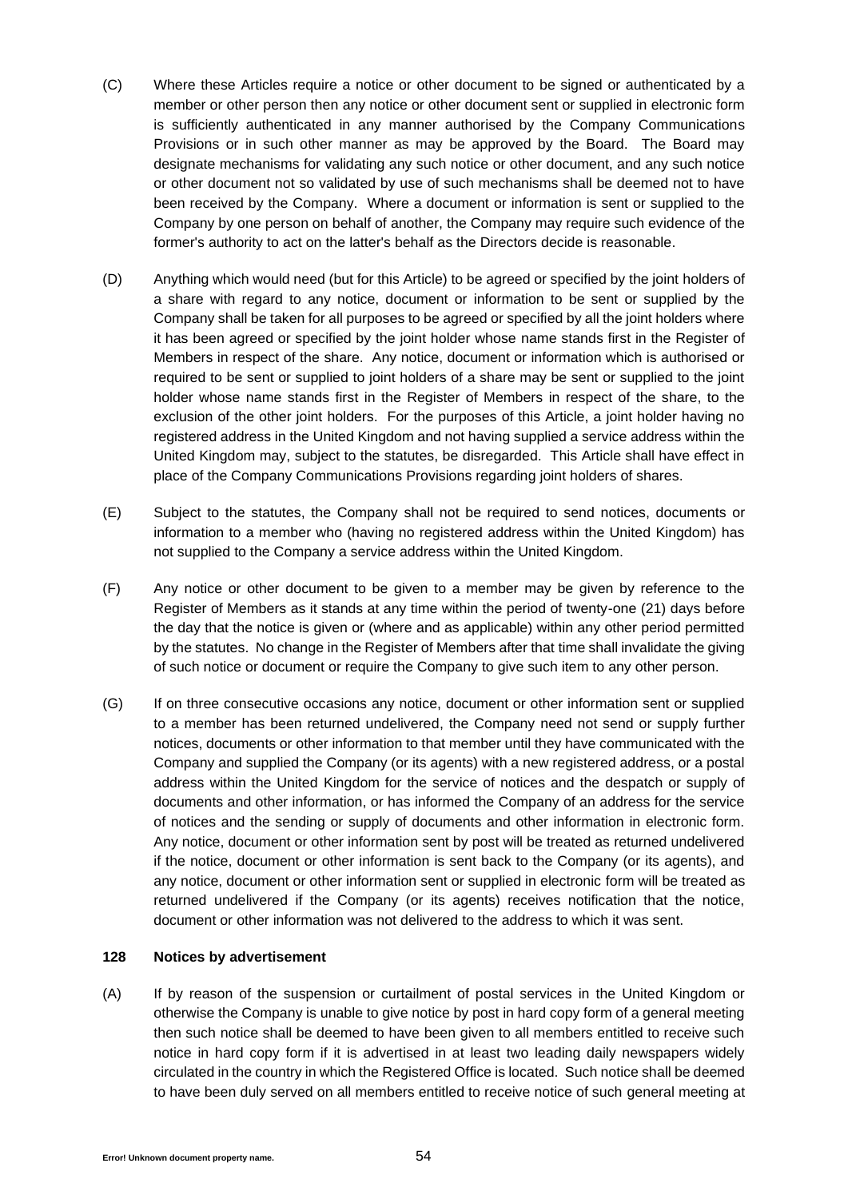(C) Where these Articles require a notice or other document to be signed or authenticated by a member or other person then any notice or other document sent or supplied in electronic form is sufficiently authenticated in any manner authorised by the Company Communications Provisions or in such other manner as may be approved by the Board. The Board may designate mechanisms for validating any such notice or other document, and any such notice or other document not so validated by use of such mechanisms shall be deemed not to have been received by the Company. Where a document or information is sent or supplied to the Company by one person on behalf of another, the Company may require such evidence of the former's authority to act on the latter's behalf as the Directors decide is reasonable.

(D) Anything which would need (but for this Article) to be agreed or specified by the joint holders of a share with regard to any notice, document or information to be sent or supplied by the Company shall be taken for all purposes to be agreed or specified by all the joint holders where it has been agreed or specified by the joint holder whose name stands first in the Register of Members in respect of the share. Any notice, document or information which is authorised or required to be sent or supplied to joint holders of a share may be sent or supplied to the joint holder whose name stands first in the Register of Members in respect of the share, to the exclusion of the other joint holders. For the purposes of this Article, a joint holder having no registered address in the United Kingdom and not having supplied a service address within the United Kingdom may, subject to the statutes, be disregarded. This Article shall have effect in place of the Company Communications Provisions regarding joint holders of shares.

(E) Subject to the statutes, the Company shall not be required to send notices, documents or information to a member who (having no registered address within the United Kingdom) has not supplied to the Company a service address within the United Kingdom.

(F) Any notice or other document to be given to a member may be given by reference to the Register of Members as it stands at any time within the period of twenty-one (21) days before the day that the notice is given or (where and as applicable) within any other period permitted by the statutes. No change in the Register of Members after that time shall invalidate the giving of such notice or document or require the Company to give such item to any other person.

(G) If on three consecutive occasions any notice, document or other information sent or supplied to a member has been returned undelivered, the Company need not send or supply further notices, documents or other information to that member until they have communicated with the Company and supplied the Company (or its agents) with a new registered address, or a postal address within the United Kingdom for the service of notices and the despatch or supply of documents and other information, or has informed the Company of an address for the service of notices and the sending or supply of documents and other information in electronic form. Any notice, document or other information sent by post will be treated as returned undelivered if the notice, document or other information is sent back to the Company (or its agents), and any notice, document or other information sent or supplied in electronic form will be treated as returned undelivered if the Company (or its agents) receives notification that the notice, document or other information was not delivered to the address to which it was sent.

**128 Notices by advertisement**

(A) If by reason of the suspension or curtailment of postal services in the United Kingdom or otherwise the Company is unable to give notice by post in hard copy form of a general meeting then such notice shall be deemed to have been given to all members entitled to receive such notice in hard copy form if it is advertised in at least two leading daily newspapers widely circulated in the country in which the Registered Office is located. Such notice shall be deemed to have been duly served on all members entitled to receive notice of such general meeting at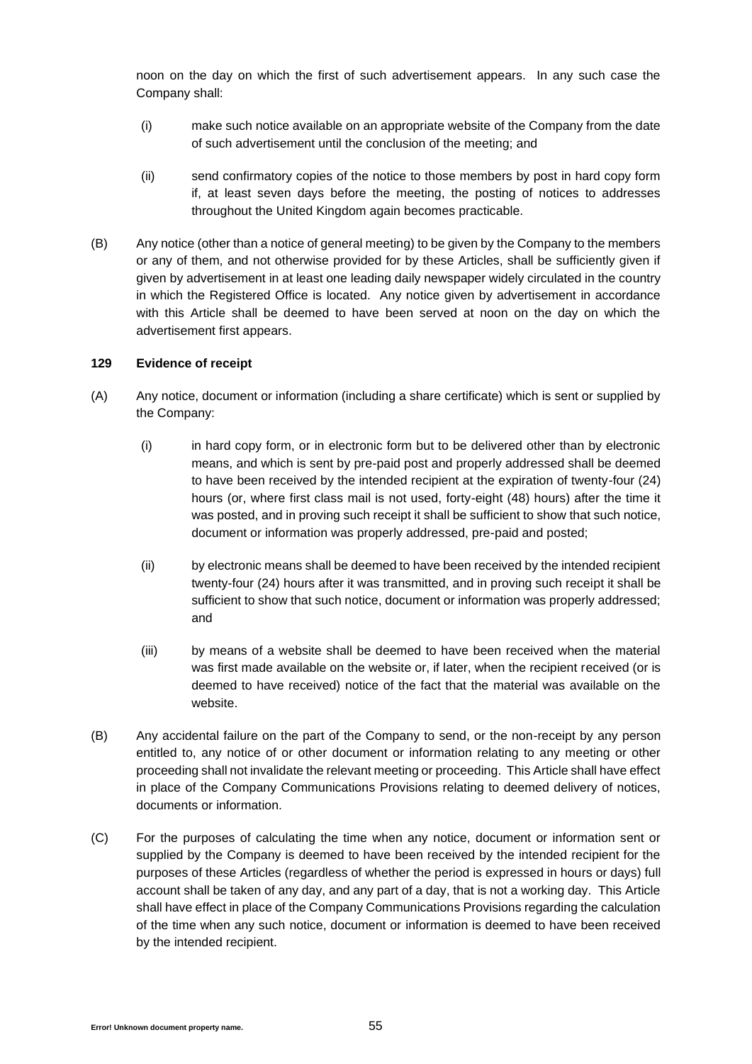noon on the day on which the first of such advertisement appears. In any such case the Company shall:

(i) make such notice available on an appropriate website of the Company from the date of such advertisement until the conclusion of the meeting; and

(ii) send confirmatory copies of the notice to those members by post in hard copy form if, at least seven days before the meeting, the posting of notices to addresses throughout the United Kingdom again becomes practicable.

(B) Any notice (other than a notice of general meeting) to be given by the Company to the members or any of them, and not otherwise provided for by these Articles, shall be sufficiently given if given by advertisement in at least one leading daily newspaper widely circulated in the country in which the Registered Office is located. Any notice given by advertisement in accordance with this Article shall be deemed to have been served at noon on the day on which the advertisement first appears.

**129 Evidence of receipt**

(A) Any notice, document or information (including a share certificate) which is sent or supplied by the Company:

(i) in hard copy form, or in electronic form but to be delivered other than by electronic means, and which is sent by pre-paid post and properly addressed shall be deemed to have been received by the intended recipient at the expiration of twenty-four (24) hours (or, where first class mail is not used, forty-eight (48) hours) after the time it was posted, and in proving such receipt it shall be sufficient to show that such notice, document or information was properly addressed, pre-paid and posted;

(ii) by electronic means shall be deemed to have been received by the intended recipient twenty-four (24) hours after it was transmitted, and in proving such receipt it shall be sufficient to show that such notice, document or information was properly addressed; and

(iii) by means of a website shall be deemed to have been received when the material was first made available on the website or, if later, when the recipient received (or is deemed to have received) notice of the fact that the material was available on the website.

(B) Any accidental failure on the part of the Company to send, or the non-receipt by any person entitled to, any notice of or other document or information relating to any meeting or other proceeding shall not invalidate the relevant meeting or proceeding. This Article shall have effect in place of the Company Communications Provisions relating to deemed delivery of notices, documents or information.

(C) For the purposes of calculating the time when any notice, document or information sent or supplied by the Company is deemed to have been received by the intended recipient for the purposes of these Articles (regardless of whether the period is expressed in hours or days) full account shall be taken of any day, and any part of a day, that is not a working day. This Article shall have effect in place of the Company Communications Provisions regarding the calculation of the time when any such notice, document or information is deemed to have been received by the intended recipient.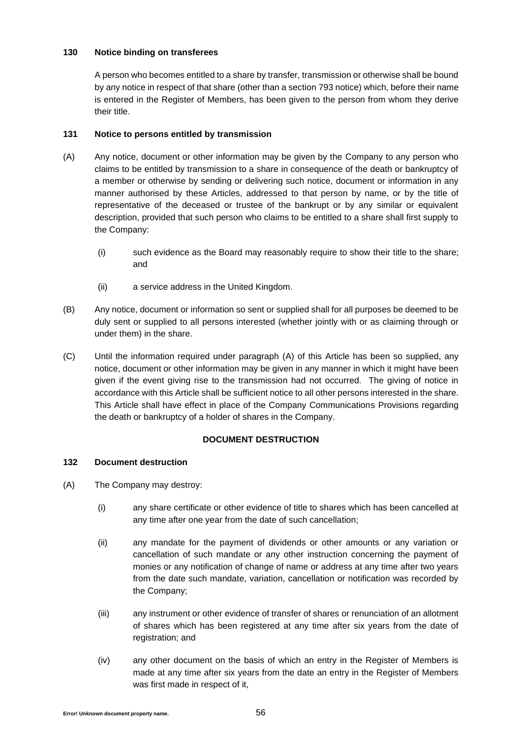### 130 Notice binding on transferees

A person who becomes entitled to a share by transfer, transmission or otherwise shall be bound by any notice in respect of that share (other than a section 793 notice) which, before their name is entered in the Register of Members, has been given to the person from whom they derive their title.

### 131 Notice to persons entitled by transmission

(A) Any notice, document or other information may be given by the Company to any person who claims to be entitled by transmission to a share in consequence of the death or bankruptcy of a member or otherwise by sending or delivering such notice, document or information in any manner authorised by these Articles, addressed to that person by name, or by the title of representative of the deceased or trustee of the bankrupt or by any similar or equivalent description, provided that such person who claims to be entitled to a share shall first supply to the Company:

(i) such evidence as the Board may reasonably require to show their title to the share; and

(ii) a service address in the United Kingdom.

(B) Any notice, document or information so sent or supplied shall for all purposes be deemed to be duly sent or supplied to all persons interested (whether jointly with or as claiming through or under them) in the share.

(C) Until the information required under paragraph (A) of this Article has been so supplied, any notice, document or other information may be given in any manner in which it might have been given if the event giving rise to the transmission had not occurred. The giving of notice in accordance with this Article shall be sufficient notice to all other persons interested in the share. This Article shall have effect in place of the Company Communications Provisions regarding the death or bankruptcy of a holder of shares in the Company.

## DOCUMENT DESTRUCTION

### 132 Document destruction

(A) The Company may destroy:

(i) any share certificate or other evidence of title to shares which has been cancelled at any time after one year from the date of such cancellation;

(ii) any mandate for the payment of dividends or other amounts or any variation or cancellation of such mandate or any other instruction concerning the payment of monies or any notification of change of name or address at any time after two years from the date such mandate, variation, cancellation or notification was recorded by the Company;

(iii) any instrument or other evidence of transfer of shares or renunciation of an allotment of shares which has been registered at any time after six years from the date of registration; and

(iv) any other document on the basis of which an entry in the Register of Members is made at any time after six years from the date an entry in the Register of Members was first made in respect of it,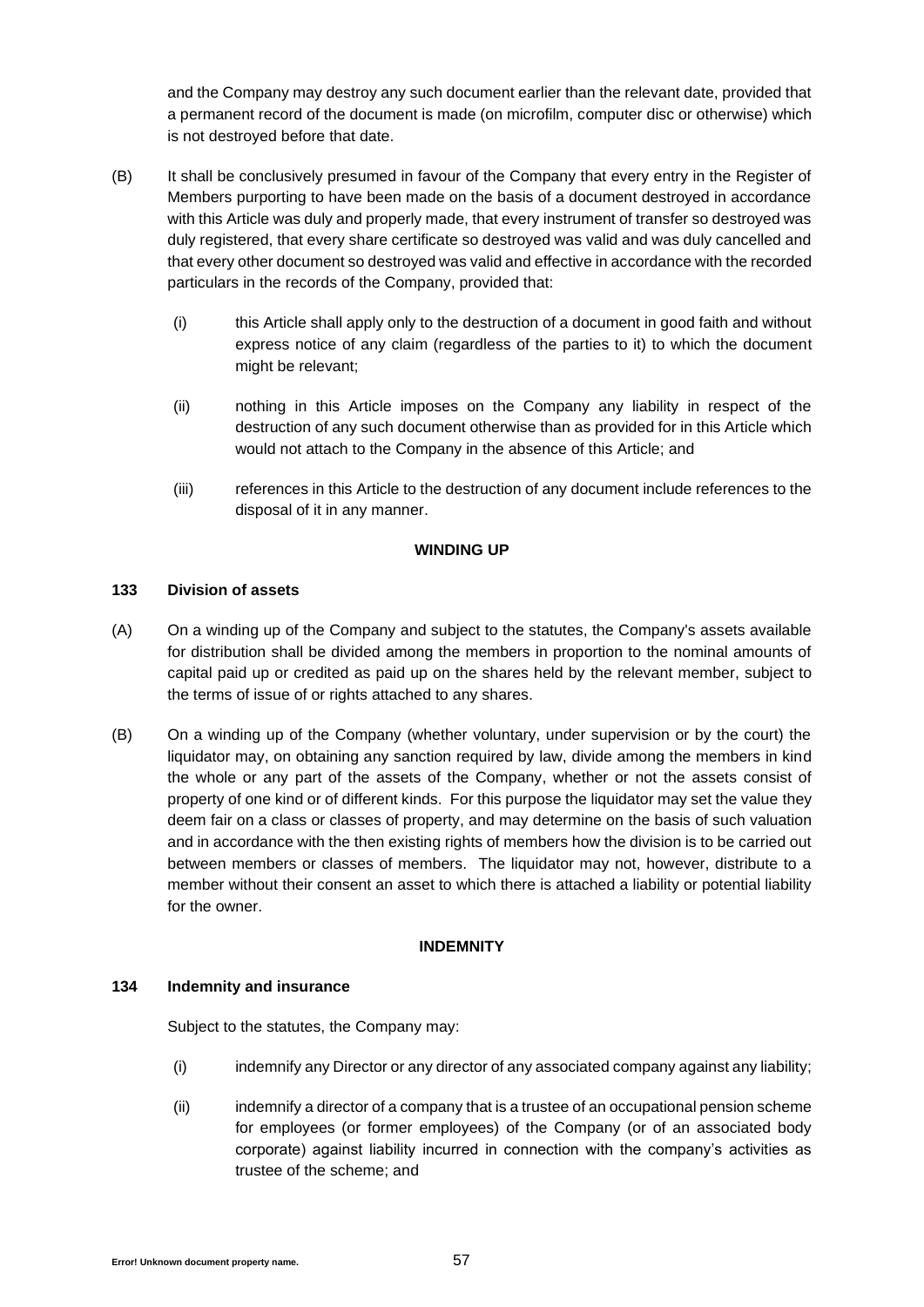and the Company may destroy any such document earlier than the relevant date, provided that a permanent record of the document is made (on microfilm, computer disc or otherwise) which is not destroyed before that date.

(B) It shall be conclusively presumed in favour of the Company that every entry in the Register of Members purporting to have been made on the basis of a document destroyed in accordance with this Article was duly and properly made, that every instrument of transfer so destroyed was duly registered, that every share certificate so destroyed was valid and was duly cancelled and that every other document so destroyed was valid and effective in accordance with the recorded particulars in the records of the Company, provided that:

(i) this Article shall apply only to the destruction of a document in good faith and without express notice of any claim (regardless of the parties to it) to which the document might be relevant;

(ii) nothing in this Article imposes on the Company any liability in respect of the destruction of any such document otherwise than as provided for in this Article which would not attach to the Company in the absence of this Article; and

(iii) references in this Article to the destruction of any document include references to the disposal of it in any manner.

**WINDING UP**

**133 Division of assets**

(A) On a winding up of the Company and subject to the statutes, the Company's assets available for distribution shall be divided among the members in proportion to the nominal amounts of capital paid up or credited as paid up on the shares held by the relevant member, subject to the terms of issue of or rights attached to any shares.

(B) On a winding up of the Company (whether voluntary, under supervision or by the court) the liquidator may, on obtaining any sanction required by law, divide among the members in kind the whole or any part of the assets of the Company, whether or not the assets consist of property of one kind or of different kinds. For this purpose the liquidator may set the value they deem fair on a class or classes of property, and may determine on the basis of such valuation and in accordance with the then existing rights of members how the division is to be carried out between members or classes of members. The liquidator may not, however, distribute to a member without their consent an asset to which there is attached a liability or potential liability for the owner.

**INDEMNITY**

**134 Indemnity and insurance**

Subject to the statutes, the Company may:

(i) indemnify any Director or any director of any associated company against any liability;

(ii) indemnify a director of a company that is a trustee of an occupational pension scheme for employees (or former employees) of the Company (or of an associated body corporate) against liability incurred in connection with the company's activities as trustee of the scheme; and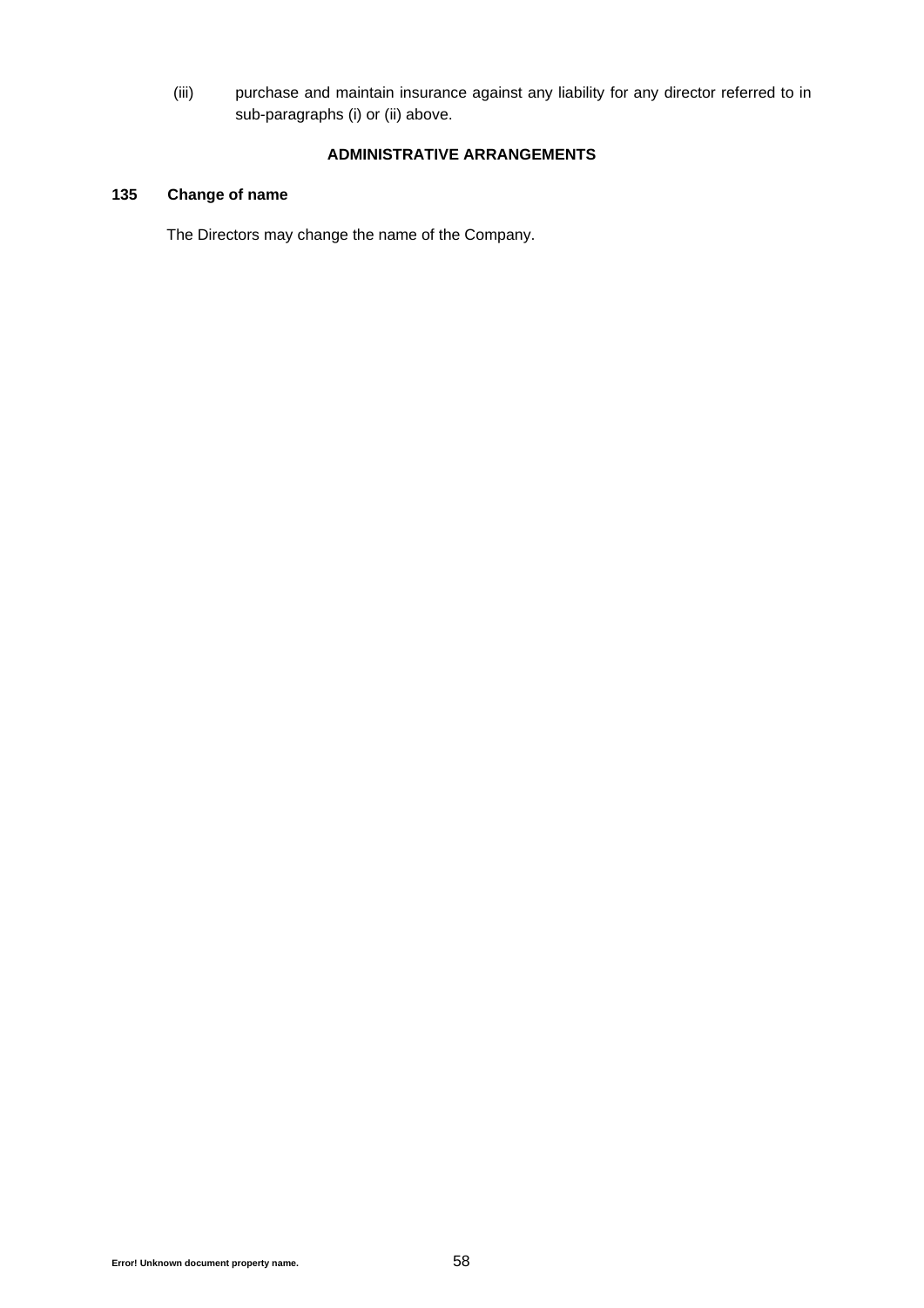(iii) purchase and maintain insurance against any liability for any director referred to in sub-paragraphs (i) or (ii) above.

## ADMINISTRATIVE ARRANGEMENTS

### 135 Change of name

The Directors may change the name of the Company.